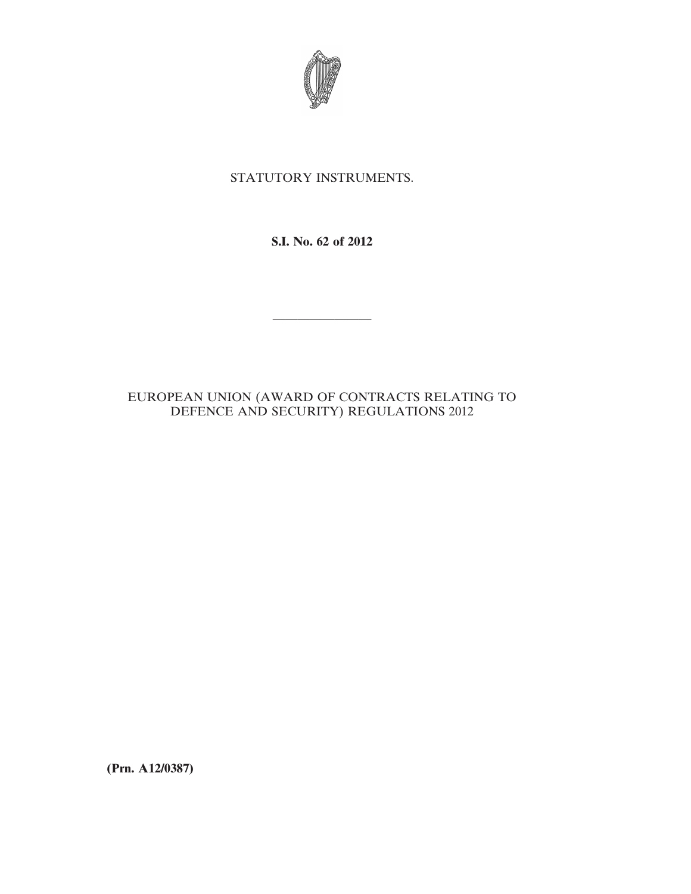STATUTORY INSTRUMENTS.

**S.I. No. 62 of 2012**

---

EUROPEAN UNION (AWARD OF CONTRACTS RELATING TO DEFENCE AND SECURITY) REGULATIONS 2012

**(Prn. A12/0387)**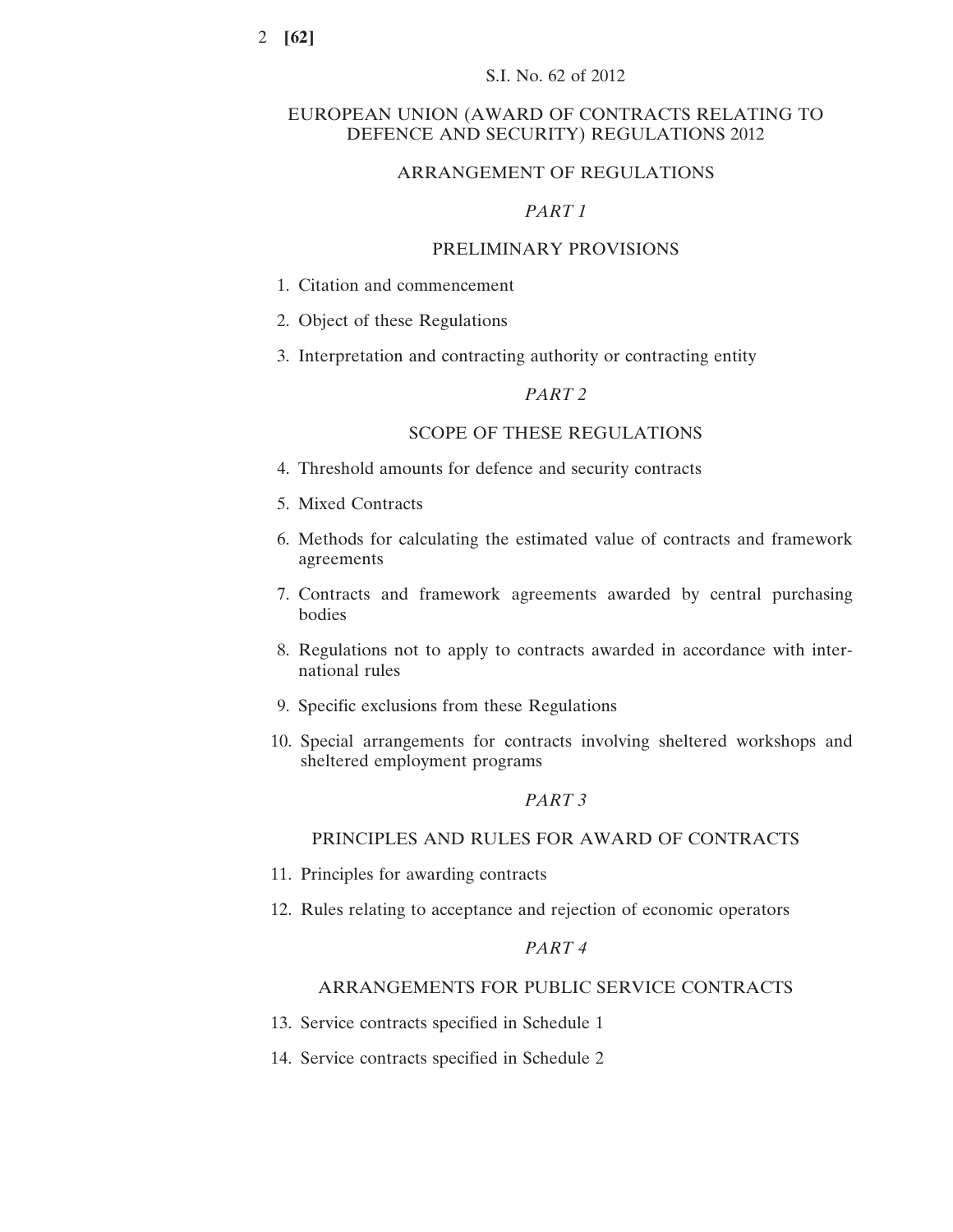S.I. No. 62 of 2012

# EUROPEAN UNION (AWARD OF CONTRACTS RELATING TO DEFENCE AND SECURITY) REGULATIONS 2012

## ARRANGEMENT OF REGULATIONS

*PART 1*

### PRELIMINARY PROVISIONS

1. Citation and commencement
2. Object of these Regulations
3. Interpretation and contracting authority or contracting entity

*PART 2*

### SCOPE OF THESE REGULATIONS

4. Threshold amounts for defence and security contracts
5. Mixed Contracts
6. Methods for calculating the estimated value of contracts and framework agreements
7. Contracts and framework agreements awarded by central purchasing bodies
8. Regulations not to apply to contracts awarded in accordance with international rules
9. Specific exclusions from these Regulations
10. Special arrangements for contracts involving sheltered workshops and sheltered employment programs

*PART 3*

### PRINCIPLES AND RULES FOR AWARD OF CONTRACTS

11. Principles for awarding contracts
12. Rules relating to acceptance and rejection of economic operators

*PART 4*

### ARRANGEMENTS FOR PUBLIC SERVICE CONTRACTS

13. Service contracts specified in Schedule 1
14. Service contracts specified in Schedule 2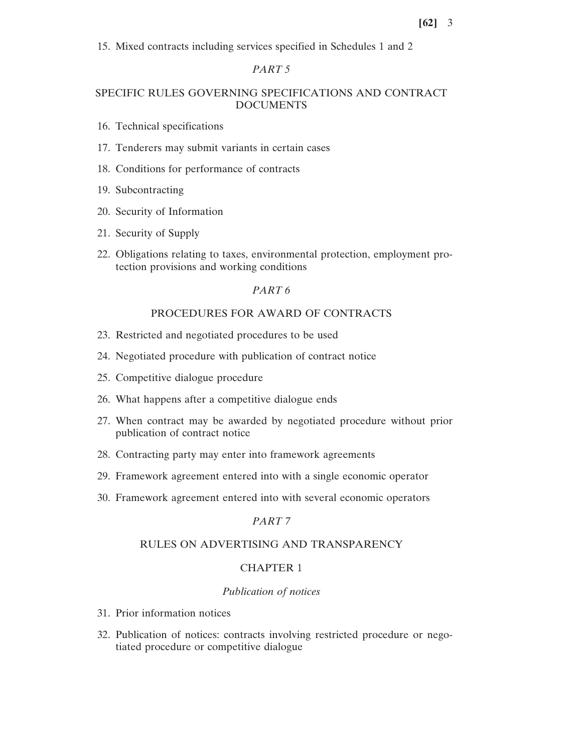15. Mixed contracts including services specified in Schedules 1 and 2

*PART 5*

SPECIFIC RULES GOVERNING SPECIFICATIONS AND CONTRACT DOCUMENTS

16. Technical specifications

17. Tenderers may submit variants in certain cases

18. Conditions for performance of contracts

19. Subcontracting

20. Security of Information

21. Security of Supply

22. Obligations relating to taxes, environmental protection, employment protection provisions and working conditions

*PART 6*

PROCEDURES FOR AWARD OF CONTRACTS

23. Restricted and negotiated procedures to be used

24. Negotiated procedure with publication of contract notice

25. Competitive dialogue procedure

26. What happens after a competitive dialogue ends

27. When contract may be awarded by negotiated procedure without prior publication of contract notice

28. Contracting party may enter into framework agreements

29. Framework agreement entered into with a single economic operator

30. Framework agreement entered into with several economic operators

*PART 7*

RULES ON ADVERTISING AND TRANSPARENCY

CHAPTER 1

*Publication of notices*

31. Prior information notices

32. Publication of notices: contracts involving restricted procedure or negotiated procedure or competitive dialogue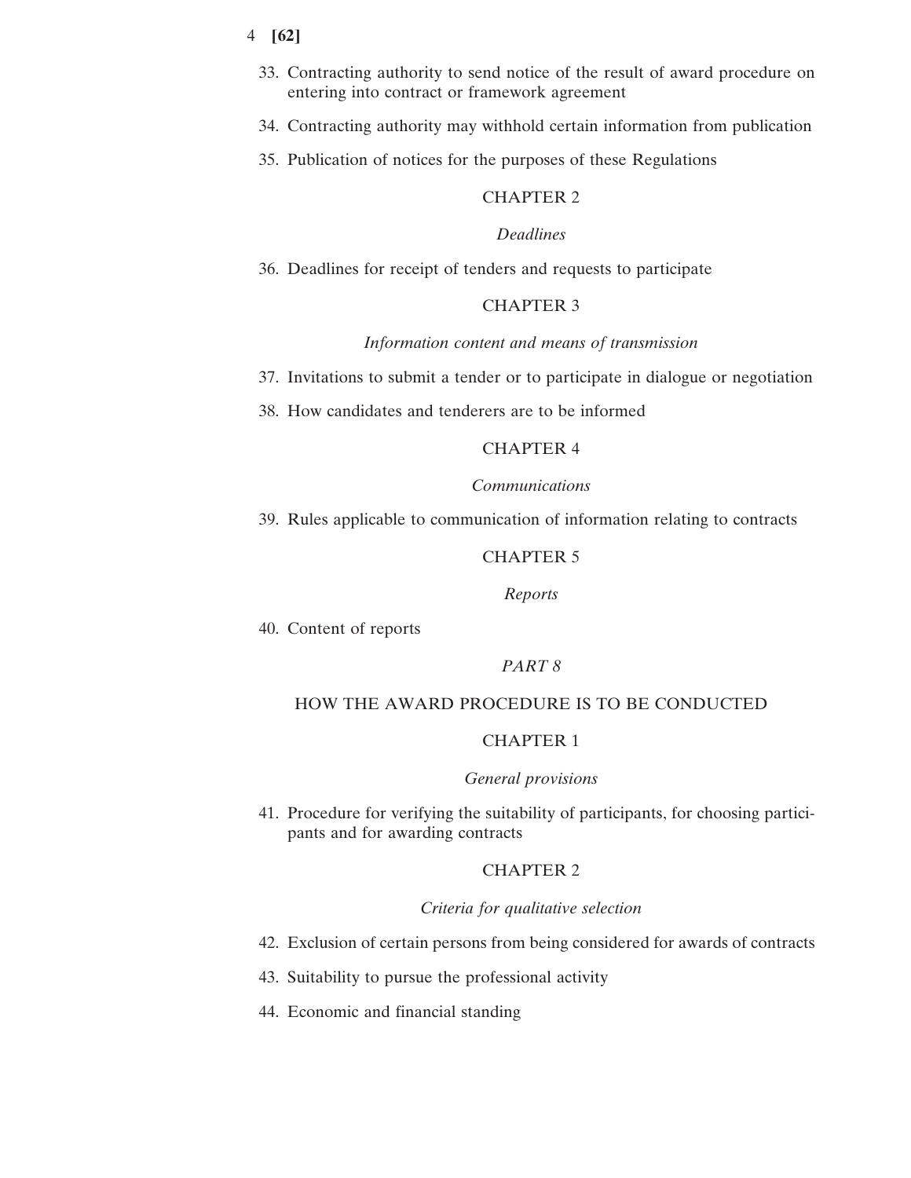33. Contracting authority to send notice of the result of award procedure on entering into contract or framework agreement

34. Contracting authority may withhold certain information from publication

35. Publication of notices for the purposes of these Regulations

CHAPTER 2

*Deadlines*

36. Deadlines for receipt of tenders and requests to participate

CHAPTER 3

*Information content and means of transmission*

37. Invitations to submit a tender or to participate in dialogue or negotiation

38. How candidates and tenderers are to be informed

CHAPTER 4

*Communications*

39. Rules applicable to communication of information relating to contracts

CHAPTER 5

*Reports*

40. Content of reports

*PART 8*

HOW THE AWARD PROCEDURE IS TO BE CONDUCTED

CHAPTER 1

*General provisions*

41. Procedure for verifying the suitability of participants, for choosing participants and for awarding contracts

CHAPTER 2

*Criteria for qualitative selection*

42. Exclusion of certain persons from being considered for awards of contracts

43. Suitability to pursue the professional activity

44. Economic and financial standing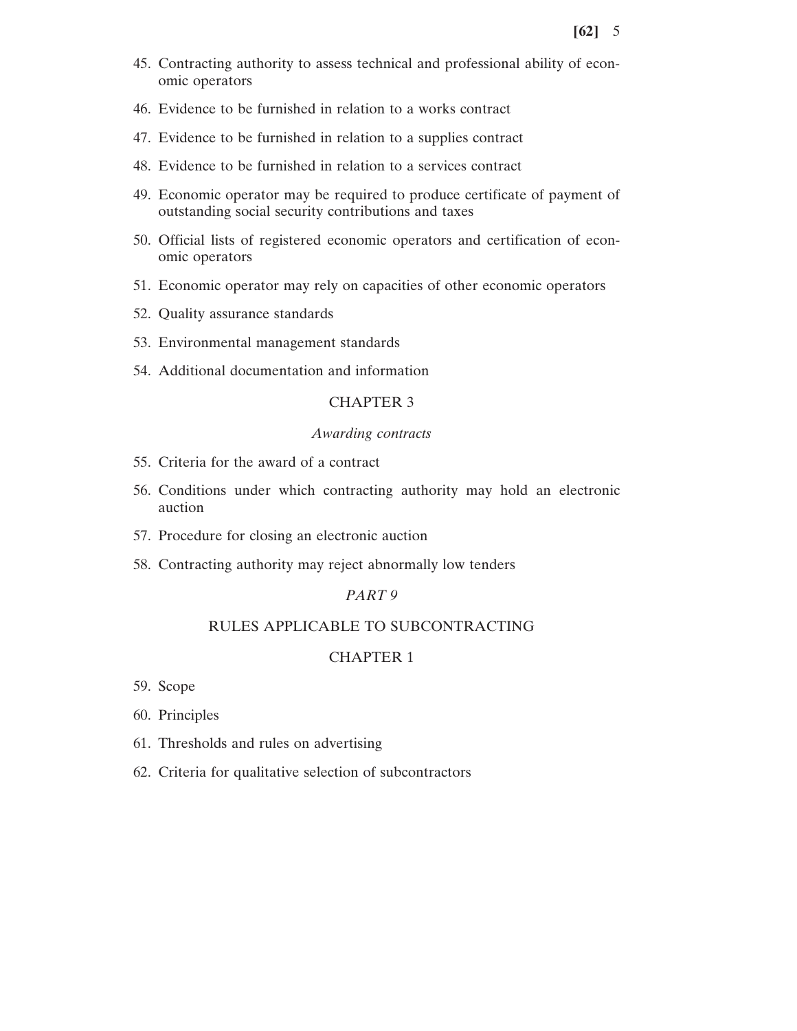45. Contracting authority to assess technical and professional ability of economic operators

46. Evidence to be furnished in relation to a works contract

47. Evidence to be furnished in relation to a supplies contract

48. Evidence to be furnished in relation to a services contract

49. Economic operator may be required to produce certificate of payment of outstanding social security contributions and taxes

50. Official lists of registered economic operators and certification of economic operators

51. Economic operator may rely on capacities of other economic operators

52. Quality assurance standards

53. Environmental management standards

54. Additional documentation and information

CHAPTER 3

*Awarding contracts*

55. Criteria for the award of a contract

56. Conditions under which contracting authority may hold an electronic auction

57. Procedure for closing an electronic auction

58. Contracting authority may reject abnormally low tenders

*PART 9*

RULES APPLICABLE TO SUBCONTRACTING

CHAPTER 1

59. Scope

60. Principles

61. Thresholds and rules on advertising

62. Criteria for qualitative selection of subcontractors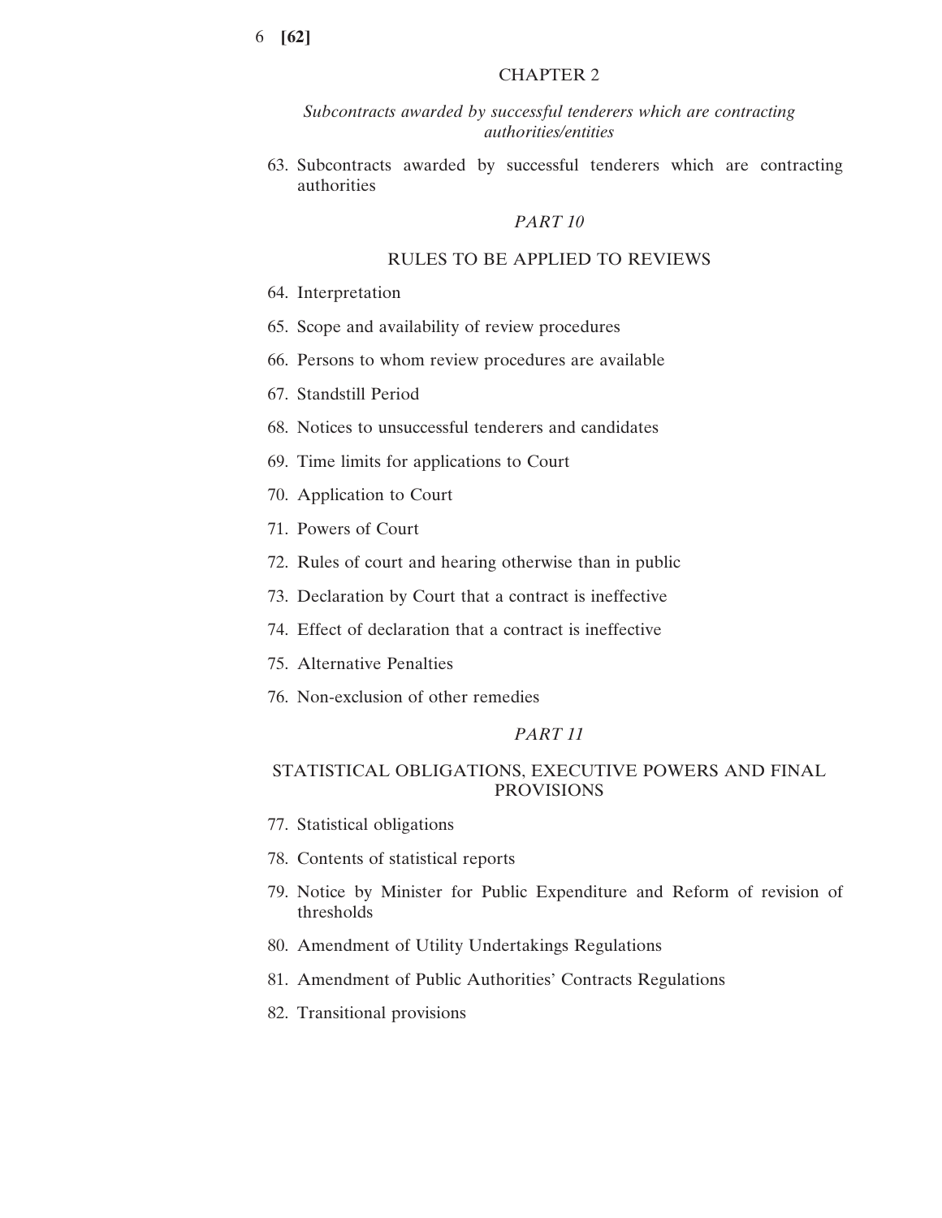## CHAPTER 2

*Subcontracts awarded by successful tenderers which are contracting authorities/entities*

63. Subcontracts awarded by successful tenderers which are contracting authorities

## *PART 10*

## RULES TO BE APPLIED TO REVIEWS

64. Interpretation

65. Scope and availability of review procedures

66. Persons to whom review procedures are available

67. Standstill Period

68. Notices to unsuccessful tenderers and candidates

69. Time limits for applications to Court

70. Application to Court

71. Powers of Court

72. Rules of court and hearing otherwise than in public

73. Declaration by Court that a contract is ineffective

74. Effect of declaration that a contract is ineffective

75. Alternative Penalties

76. Non-exclusion of other remedies

## *PART 11*

## STATISTICAL OBLIGATIONS, EXECUTIVE POWERS AND FINAL PROVISIONS

77. Statistical obligations

78. Contents of statistical reports

79. Notice by Minister for Public Expenditure and Reform of revision of thresholds

80. Amendment of Utility Undertakings Regulations

81. Amendment of Public Authorities' Contracts Regulations

82. Transitional provisions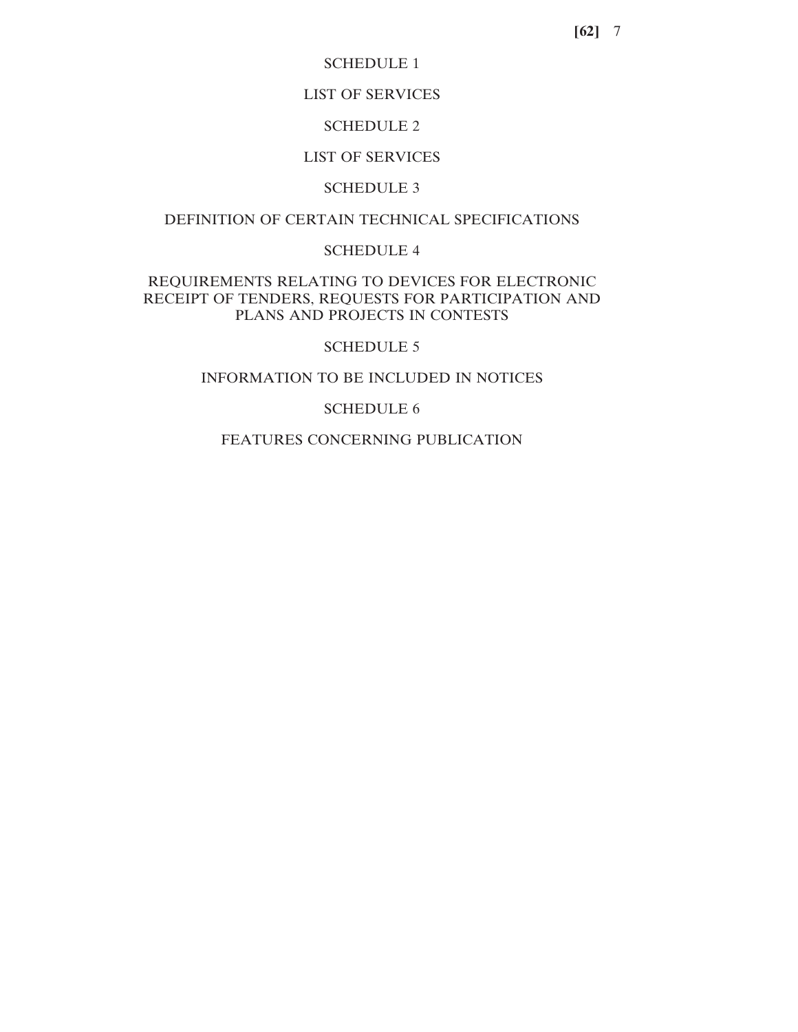SCHEDULE 1

LIST OF SERVICES

SCHEDULE 2

LIST OF SERVICES

SCHEDULE 3

DEFINITION OF CERTAIN TECHNICAL SPECIFICATIONS

SCHEDULE 4

REQUIREMENTS RELATING TO DEVICES FOR ELECTRONIC RECEIPT OF TENDERS, REQUESTS FOR PARTICIPATION AND PLANS AND PROJECTS IN CONTESTS

SCHEDULE 5

INFORMATION TO BE INCLUDED IN NOTICES

SCHEDULE 6

FEATURES CONCERNING PUBLICATION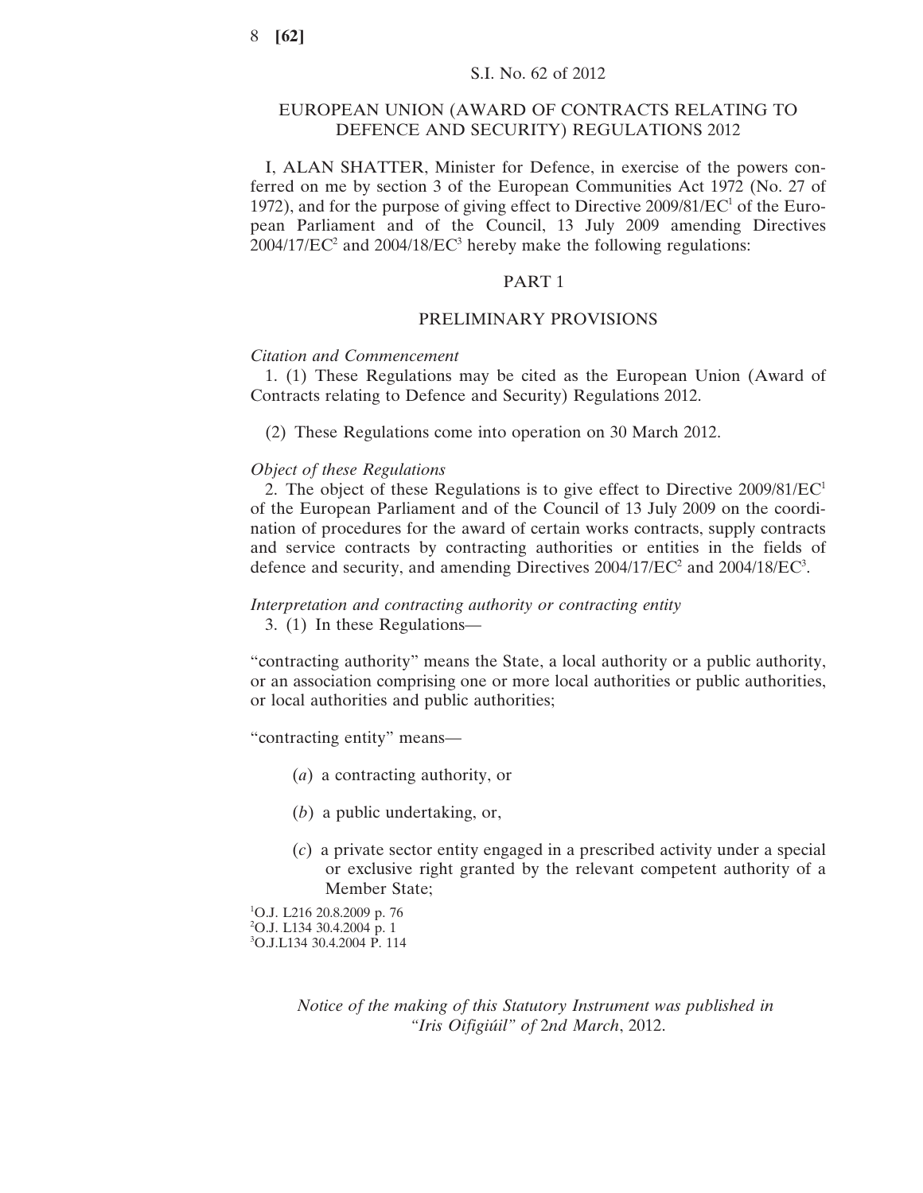S.I. No. 62 of 2012

# EUROPEAN UNION (AWARD OF CONTRACTS RELATING TO DEFENCE AND SECURITY) REGULATIONS 2012

I, ALAN SHATTER, Minister for Defence, in exercise of the powers conferred on me by section 3 of the European Communities Act 1972 (No. 27 of 1972), and for the purpose of giving effect to Directive 2009/81/EC[1] of the European Parliament and of the Council, 13 July 2009 amending Directives 2004/17/EC[2] and 2004/18/EC[3] hereby make the following regulations:

## PART 1

## PRELIMINARY PROVISIONS

*Citation and Commencement*

1. (1) These Regulations may be cited as the European Union (Award of Contracts relating to Defence and Security) Regulations 2012.

(2) These Regulations come into operation on 30 March 2012.

*Object of these Regulations*

2. The object of these Regulations is to give effect to Directive 2009/81/EC[1] of the European Parliament and of the Council of 13 July 2009 on the coordination of procedures for the award of certain works contracts, supply contracts and service contracts by contracting authorities or entities in the fields of defence and security, and amending Directives 2004/17/EC[2] and 2004/18/EC[3].

*Interpretation and contracting authority or contracting entity*

3. (1) In these Regulations—

"contracting authority" means the State, a local authority or a public authority, or an association comprising one or more local authorities or public authorities, or local authorities and public authorities;

"contracting entity" means—

(*a*) a contracting authority, or

(*b*) a public undertaking, or,

(*c*) a private sector entity engaged in a prescribed activity under a special or exclusive right granted by the relevant competent authority of a Member State;

[1]O.J. L216 20.8.2009 p. 76
[2]O.J. L134 30.4.2004 p. 1
[3]O.J.L134 30.4.2004 P. 114

*Notice of the making of this Statutory Instrument was published in "Iris Oifigiúil" of 2nd March, 2012.*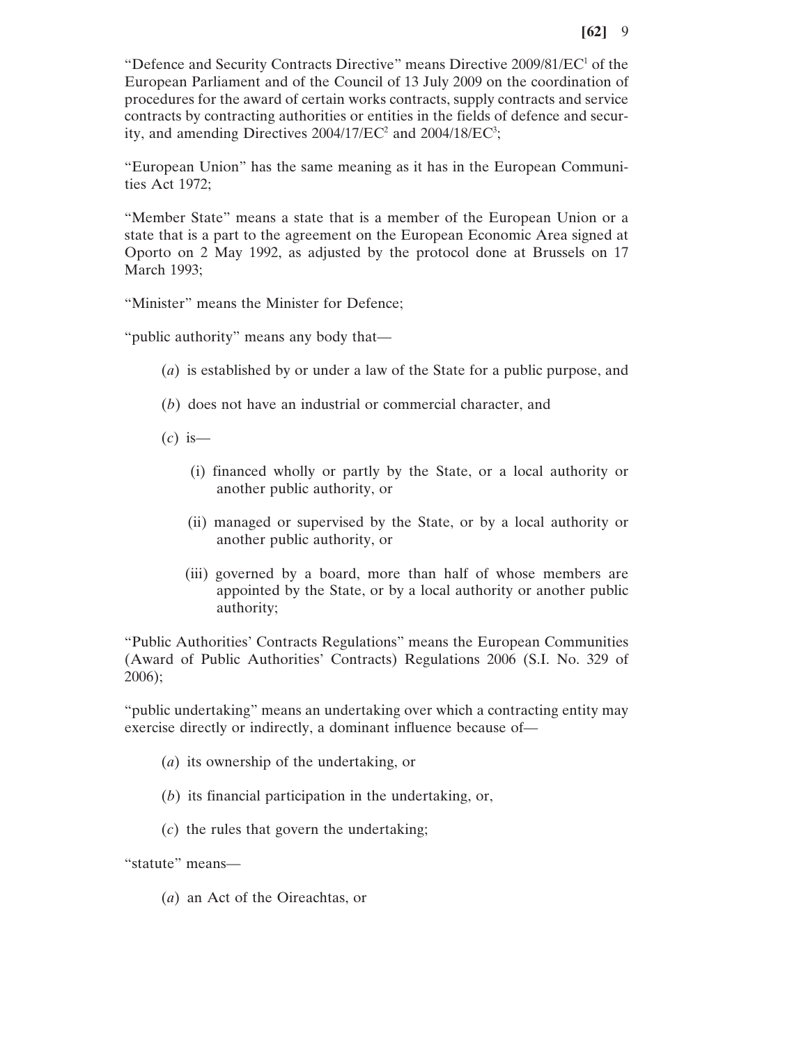"Defence and Security Contracts Directive" means Directive 2009/81/EC[1] of the European Parliament and of the Council of 13 July 2009 on the coordination of procedures for the award of certain works contracts, supply contracts and service contracts by contracting authorities or entities in the fields of defence and security, and amending Directives 2004/17/EC[2] and 2004/18/EC[3];

"European Union" has the same meaning as it has in the European Communities Act 1972;

"Member State" means a state that is a member of the European Union or a state that is a part to the agreement on the European Economic Area signed at Oporto on 2 May 1992, as adjusted by the protocol done at Brussels on 17 March 1993;

"Minister" means the Minister for Defence;

"public authority" means any body that—

(*a*) is established by or under a law of the State for a public purpose, and

(*b*) does not have an industrial or commercial character, and

(*c*) is—

(i) financed wholly or partly by the State, or a local authority or another public authority, or

(ii) managed or supervised by the State, or by a local authority or another public authority, or

(iii) governed by a board, more than half of whose members are appointed by the State, or by a local authority or another public authority;

"Public Authorities' Contracts Regulations" means the European Communities (Award of Public Authorities' Contracts) Regulations 2006 (S.I. No. 329 of 2006);

"public undertaking" means an undertaking over which a contracting entity may exercise directly or indirectly, a dominant influence because of—

(*a*) its ownership of the undertaking, or

(*b*) its financial participation in the undertaking, or,

(*c*) the rules that govern the undertaking;

"statute" means—

(*a*) an Act of the Oireachtas, or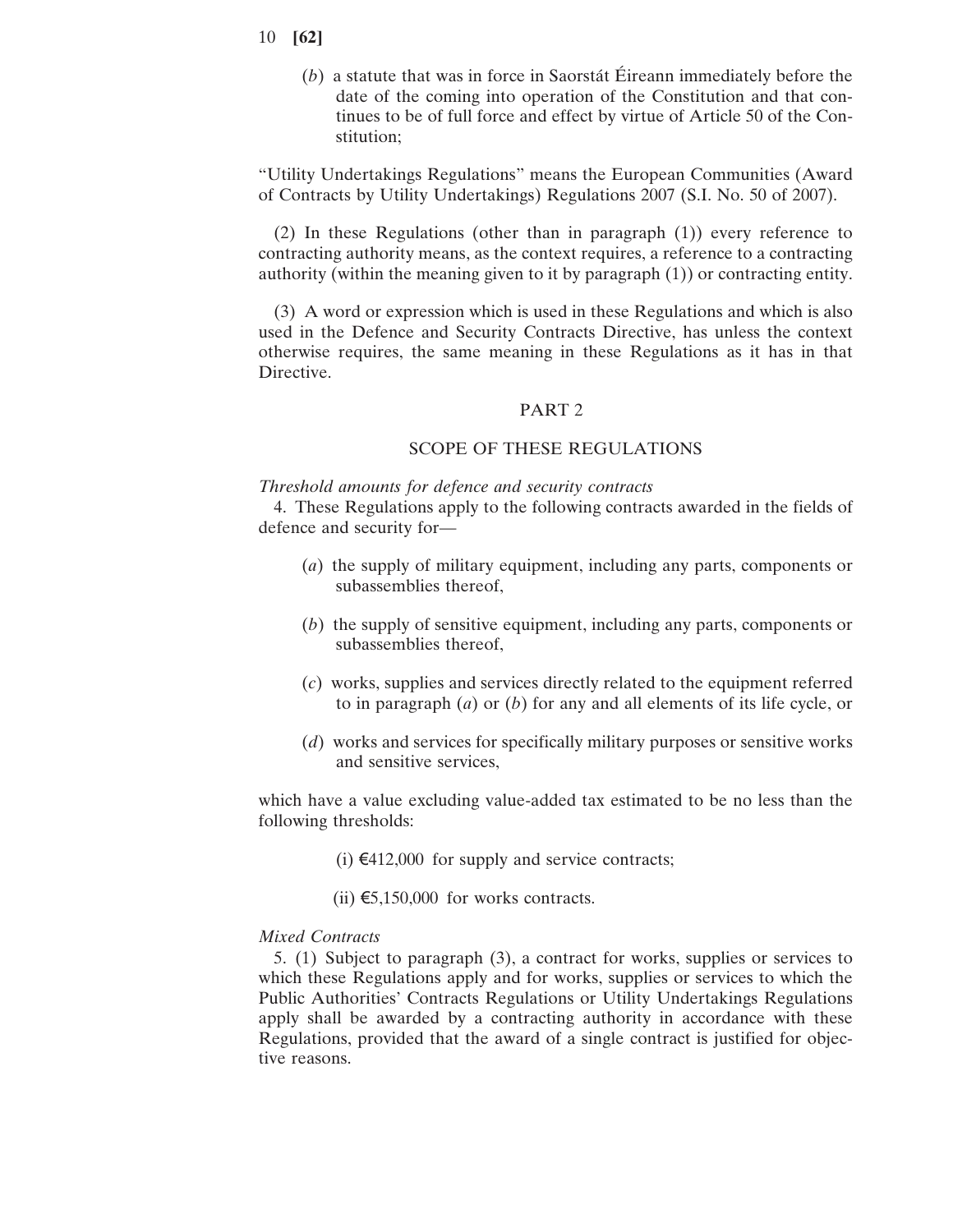(*b*) a statute that was in force in Saorstát Éireann immediately before the date of the coming into operation of the Constitution and that continues to be of full force and effect by virtue of Article 50 of the Constitution;

"Utility Undertakings Regulations" means the European Communities (Award of Contracts by Utility Undertakings) Regulations 2007 (S.I. No. 50 of 2007).

(2) In these Regulations (other than in paragraph (1)) every reference to contracting authority means, as the context requires, a reference to a contracting authority (within the meaning given to it by paragraph (1)) or contracting entity.

(3) A word or expression which is used in these Regulations and which is also used in the Defence and Security Contracts Directive, has unless the context otherwise requires, the same meaning in these Regulations as it has in that Directive.

## PART 2

## SCOPE OF THESE REGULATIONS

*Threshold amounts for defence and security contracts*

4. These Regulations apply to the following contracts awarded in the fields of defence and security for—

(*a*) the supply of military equipment, including any parts, components or subassemblies thereof,

(*b*) the supply of sensitive equipment, including any parts, components or subassemblies thereof,

(*c*) works, supplies and services directly related to the equipment referred to in paragraph (*a*) or (*b*) for any and all elements of its life cycle, or

(*d*) works and services for specifically military purposes or sensitive works and sensitive services,

which have a value excluding value-added tax estimated to be no less than the following thresholds:

(i) €412,000 for supply and service contracts;

(ii) €5,150,000 for works contracts.

*Mixed Contracts*

5. (1) Subject to paragraph (3), a contract for works, supplies or services to which these Regulations apply and for works, supplies or services to which the Public Authorities' Contracts Regulations or Utility Undertakings Regulations apply shall be awarded by a contracting authority in accordance with these Regulations, provided that the award of a single contract is justified for objective reasons.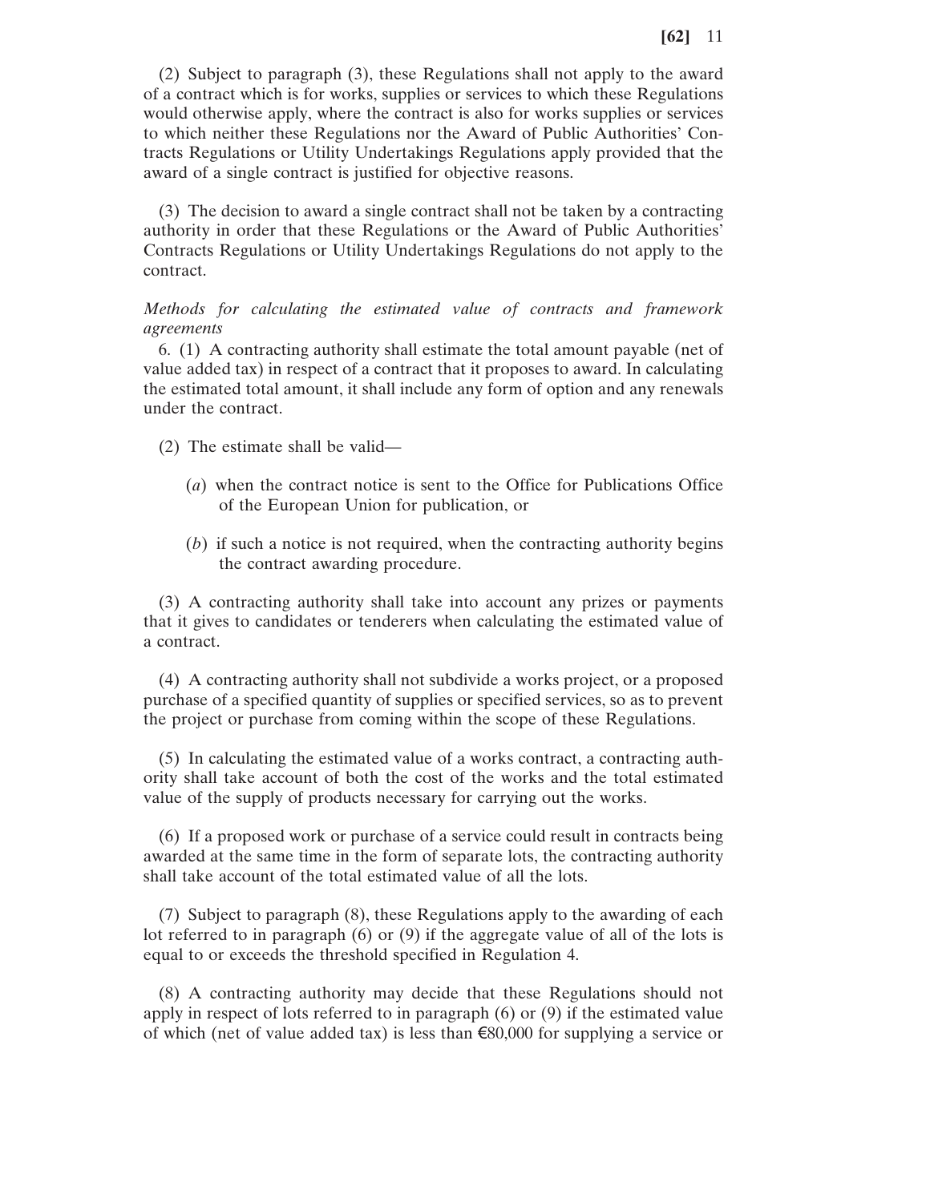(2) Subject to paragraph (3), these Regulations shall not apply to the award of a contract which is for works, supplies or services to which these Regulations would otherwise apply, where the contract is also for works supplies or services to which neither these Regulations nor the Award of Public Authorities' Contracts Regulations or Utility Undertakings Regulations apply provided that the award of a single contract is justified for objective reasons.

(3) The decision to award a single contract shall not be taken by a contracting authority in order that these Regulations or the Award of Public Authorities' Contracts Regulations or Utility Undertakings Regulations do not apply to the contract.

*Methods for calculating the estimated value of contracts and framework agreements*

6. (1) A contracting authority shall estimate the total amount payable (net of value added tax) in respect of a contract that it proposes to award. In calculating the estimated total amount, it shall include any form of option and any renewals under the contract.

(2) The estimate shall be valid—

(*a*) when the contract notice is sent to the Office for Publications Office of the European Union for publication, or

(*b*) if such a notice is not required, when the contracting authority begins the contract awarding procedure.

(3) A contracting authority shall take into account any prizes or payments that it gives to candidates or tenderers when calculating the estimated value of a contract.

(4) A contracting authority shall not subdivide a works project, or a proposed purchase of a specified quantity of supplies or specified services, so as to prevent the project or purchase from coming within the scope of these Regulations.

(5) In calculating the estimated value of a works contract, a contracting authority shall take account of both the cost of the works and the total estimated value of the supply of products necessary for carrying out the works.

(6) If a proposed work or purchase of a service could result in contracts being awarded at the same time in the form of separate lots, the contracting authority shall take account of the total estimated value of all the lots.

(7) Subject to paragraph (8), these Regulations apply to the awarding of each lot referred to in paragraph (6) or (9) if the aggregate value of all of the lots is equal to or exceeds the threshold specified in Regulation 4.

(8) A contracting authority may decide that these Regulations should not apply in respect of lots referred to in paragraph (6) or (9) if the estimated value of which (net of value added tax) is less than €80,000 for supplying a service or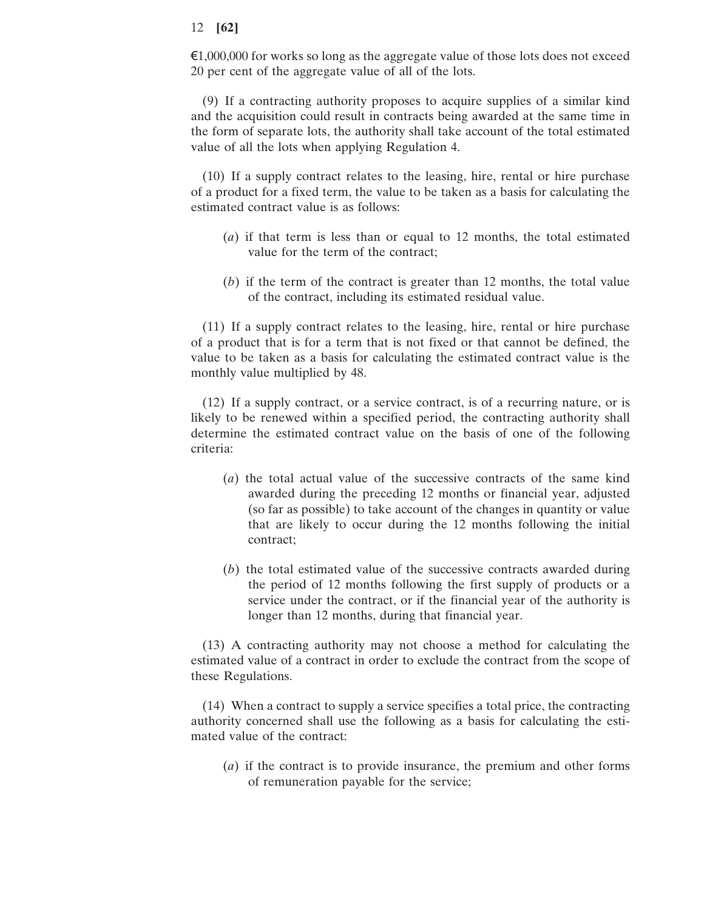€1,000,000 for works so long as the aggregate value of those lots does not exceed 20 per cent of the aggregate value of all of the lots.

(9) If a contracting authority proposes to acquire supplies of a similar kind and the acquisition could result in contracts being awarded at the same time in the form of separate lots, the authority shall take account of the total estimated value of all the lots when applying Regulation 4.

(10) If a supply contract relates to the leasing, hire, rental or hire purchase of a product for a fixed term, the value to be taken as a basis for calculating the estimated contract value is as follows:

(*a*) if that term is less than or equal to 12 months, the total estimated value for the term of the contract;

(*b*) if the term of the contract is greater than 12 months, the total value of the contract, including its estimated residual value.

(11) If a supply contract relates to the leasing, hire, rental or hire purchase of a product that is for a term that is not fixed or that cannot be defined, the value to be taken as a basis for calculating the estimated contract value is the monthly value multiplied by 48.

(12) If a supply contract, or a service contract, is of a recurring nature, or is likely to be renewed within a specified period, the contracting authority shall determine the estimated contract value on the basis of one of the following criteria:

(*a*) the total actual value of the successive contracts of the same kind awarded during the preceding 12 months or financial year, adjusted (so far as possible) to take account of the changes in quantity or value that are likely to occur during the 12 months following the initial contract;

(*b*) the total estimated value of the successive contracts awarded during the period of 12 months following the first supply of products or a service under the contract, or if the financial year of the authority is longer than 12 months, during that financial year.

(13) A contracting authority may not choose a method for calculating the estimated value of a contract in order to exclude the contract from the scope of these Regulations.

(14) When a contract to supply a service specifies a total price, the contracting authority concerned shall use the following as a basis for calculating the estimated value of the contract:

(*a*) if the contract is to provide insurance, the premium and other forms of remuneration payable for the service;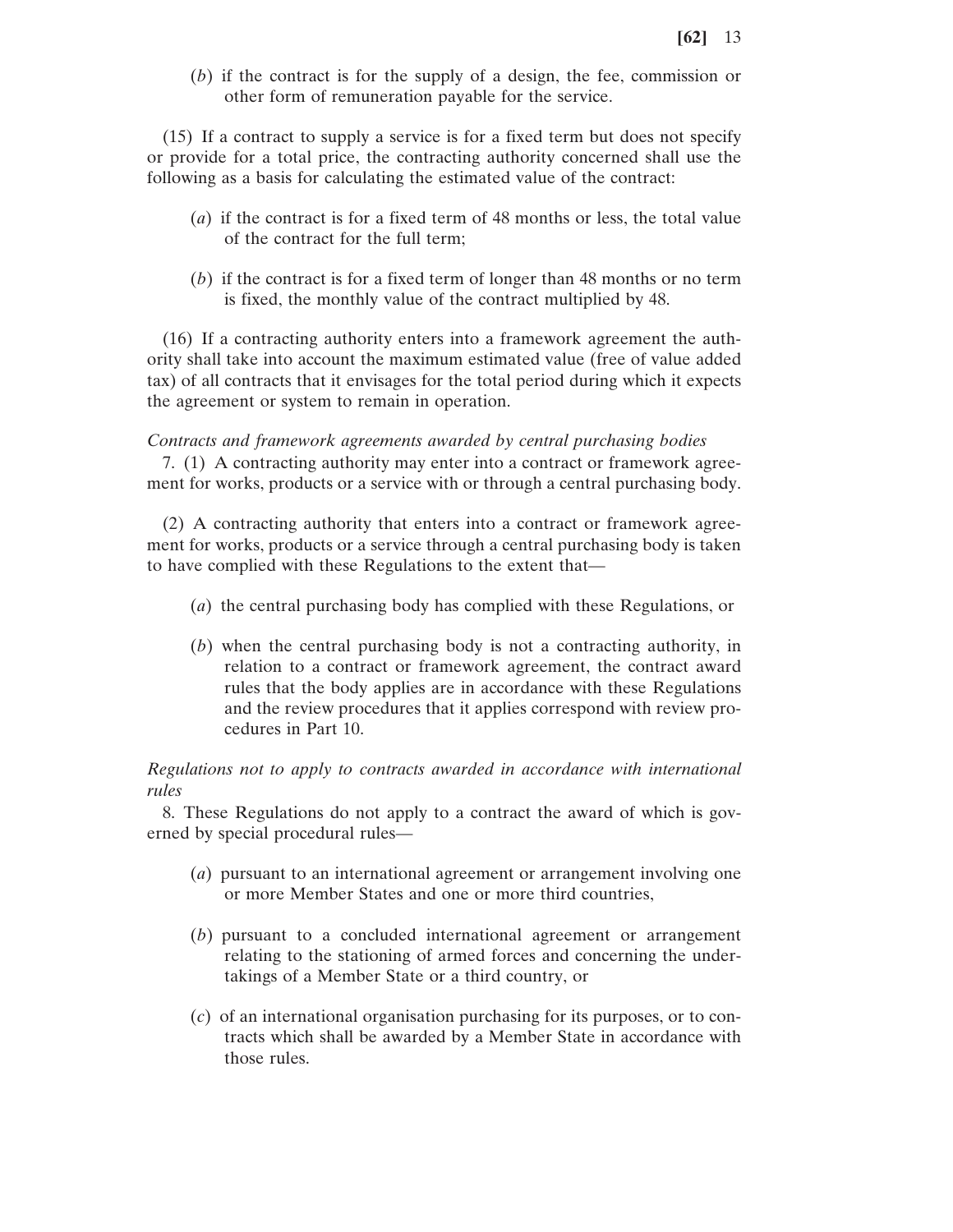(*b*) if the contract is for the supply of a design, the fee, commission or other form of remuneration payable for the service.

(15) If a contract to supply a service is for a fixed term but does not specify or provide for a total price, the contracting authority concerned shall use the following as a basis for calculating the estimated value of the contract:

(*a*) if the contract is for a fixed term of 48 months or less, the total value of the contract for the full term;

(*b*) if the contract is for a fixed term of longer than 48 months or no term is fixed, the monthly value of the contract multiplied by 48.

(16) If a contracting authority enters into a framework agreement the authority shall take into account the maximum estimated value (free of value added tax) of all contracts that it envisages for the total period during which it expects the agreement or system to remain in operation.

*Contracts and framework agreements awarded by central purchasing bodies*

7. (1) A contracting authority may enter into a contract or framework agreement for works, products or a service with or through a central purchasing body.

(2) A contracting authority that enters into a contract or framework agreement for works, products or a service through a central purchasing body is taken to have complied with these Regulations to the extent that—

(*a*) the central purchasing body has complied with these Regulations, or

(*b*) when the central purchasing body is not a contracting authority, in relation to a contract or framework agreement, the contract award rules that the body applies are in accordance with these Regulations and the review procedures that it applies correspond with review procedures in Part 10.

*Regulations not to apply to contracts awarded in accordance with international rules*

8. These Regulations do not apply to a contract the award of which is governed by special procedural rules—

(*a*) pursuant to an international agreement or arrangement involving one or more Member States and one or more third countries,

(*b*) pursuant to a concluded international agreement or arrangement relating to the stationing of armed forces and concerning the undertakings of a Member State or a third country, or

(*c*) of an international organisation purchasing for its purposes, or to contracts which shall be awarded by a Member State in accordance with those rules.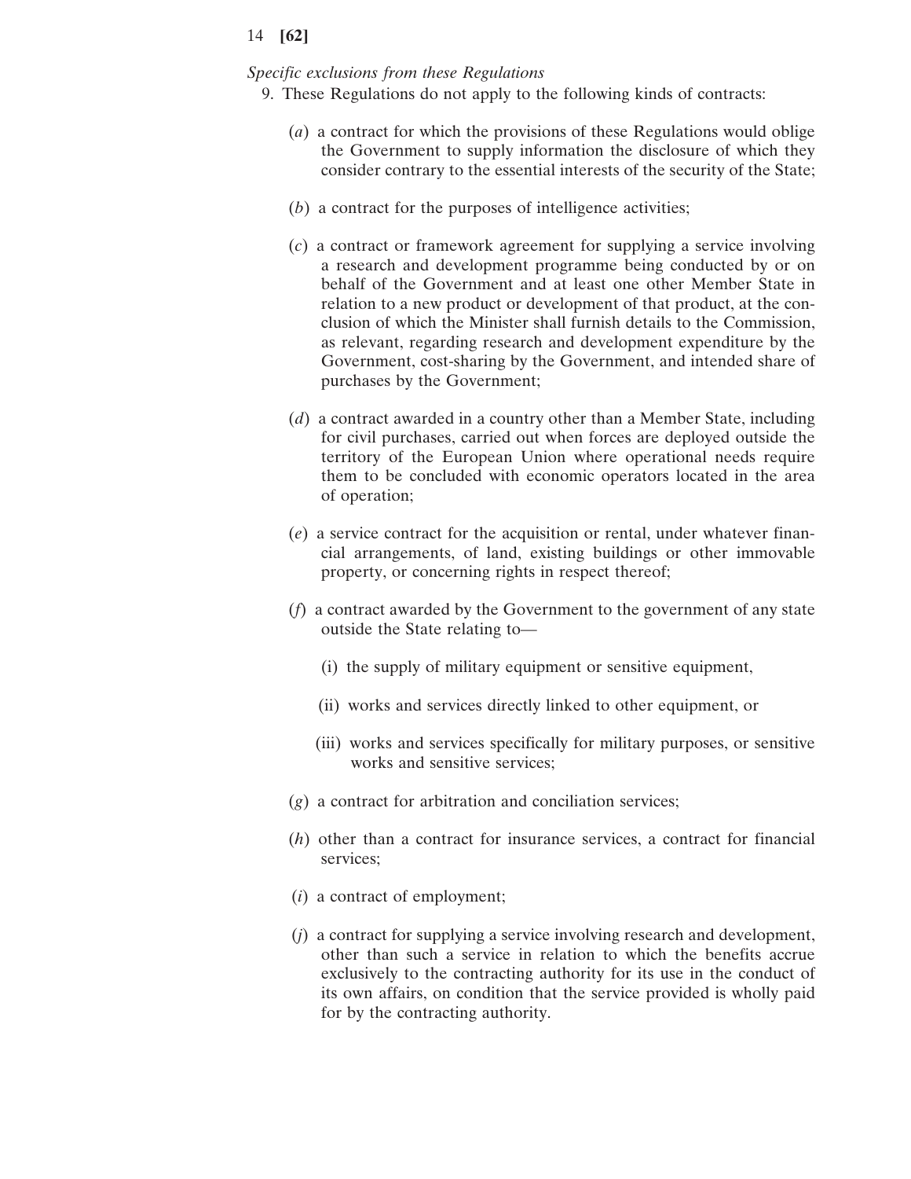*Specific exclusions from these Regulations*

9. These Regulations do not apply to the following kinds of contracts:

(*a*) a contract for which the provisions of these Regulations would oblige the Government to supply information the disclosure of which they consider contrary to the essential interests of the security of the State;

(*b*) a contract for the purposes of intelligence activities;

(*c*) a contract or framework agreement for supplying a service involving a research and development programme being conducted by or on behalf of the Government and at least one other Member State in relation to a new product or development of that product, at the conclusion of which the Minister shall furnish details to the Commission, as relevant, regarding research and development expenditure by the Government, cost-sharing by the Government, and intended share of purchases by the Government;

(*d*) a contract awarded in a country other than a Member State, including for civil purchases, carried out when forces are deployed outside the territory of the European Union where operational needs require them to be concluded with economic operators located in the area of operation;

(*e*) a service contract for the acquisition or rental, under whatever financial arrangements, of land, existing buildings or other immovable property, or concerning rights in respect thereof;

(*f*) a contract awarded by the Government to the government of any state outside the State relating to—

(i) the supply of military equipment or sensitive equipment,

(ii) works and services directly linked to other equipment, or

(iii) works and services specifically for military purposes, or sensitive works and sensitive services;

(*g*) a contract for arbitration and conciliation services;

(*h*) other than a contract for insurance services, a contract for financial services;

(*i*) a contract of employment;

(*j*) a contract for supplying a service involving research and development, other than such a service in relation to which the benefits accrue exclusively to the contracting authority for its use in the conduct of its own affairs, on condition that the service provided is wholly paid for by the contracting authority.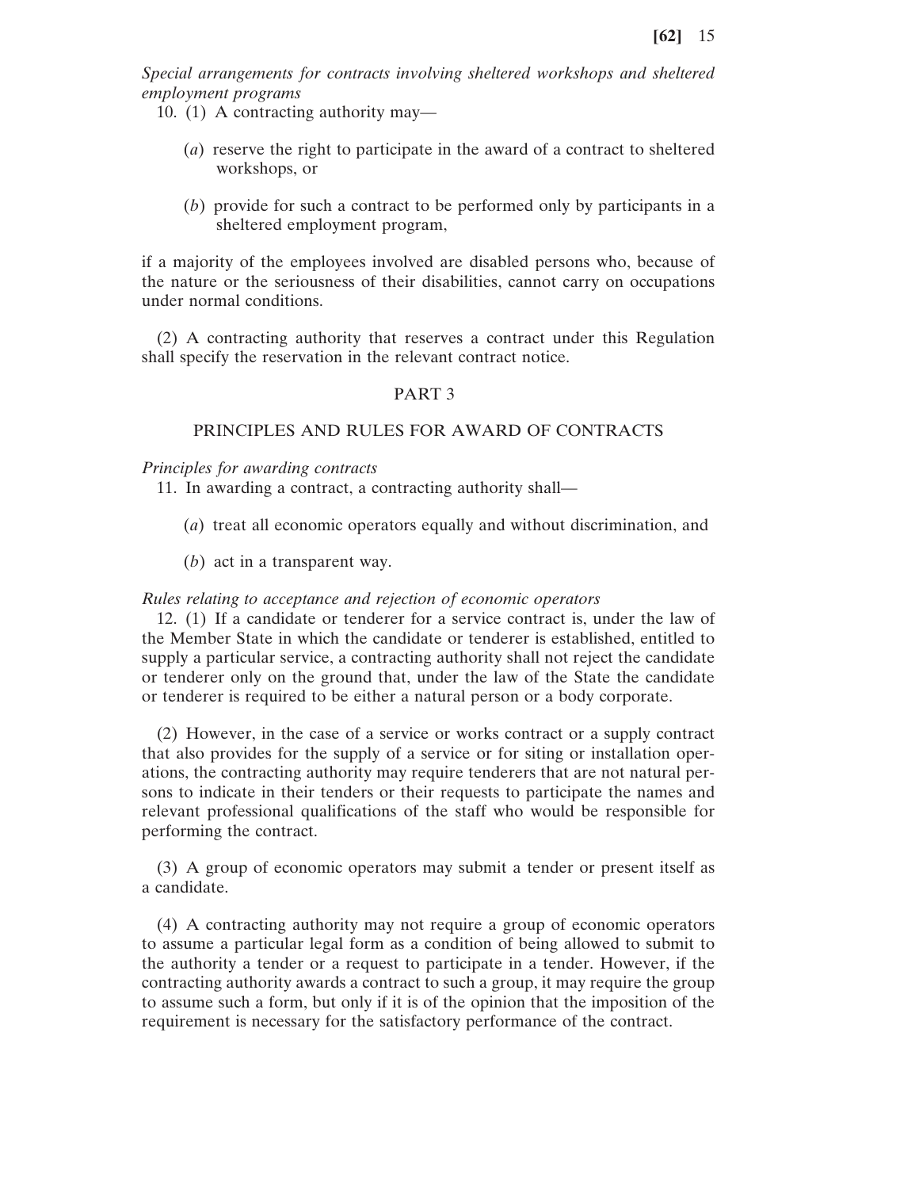*Special arrangements for contracts involving sheltered workshops and sheltered employment programs*

10. (1) A contracting authority may—

(*a*) reserve the right to participate in the award of a contract to sheltered workshops, or

(*b*) provide for such a contract to be performed only by participants in a sheltered employment program,

if a majority of the employees involved are disabled persons who, because of the nature or the seriousness of their disabilities, cannot carry on occupations under normal conditions.

(2) A contracting authority that reserves a contract under this Regulation shall specify the reservation in the relevant contract notice.

## PART 3

## PRINCIPLES AND RULES FOR AWARD OF CONTRACTS

*Principles for awarding contracts*

11. In awarding a contract, a contracting authority shall—

(*a*) treat all economic operators equally and without discrimination, and

(*b*) act in a transparent way.

*Rules relating to acceptance and rejection of economic operators*

12. (1) If a candidate or tenderer for a service contract is, under the law of the Member State in which the candidate or tenderer is established, entitled to supply a particular service, a contracting authority shall not reject the candidate or tenderer only on the ground that, under the law of the State the candidate or tenderer is required to be either a natural person or a body corporate.

(2) However, in the case of a service or works contract or a supply contract that also provides for the supply of a service or for siting or installation operations, the contracting authority may require tenderers that are not natural persons to indicate in their tenders or their requests to participate the names and relevant professional qualifications of the staff who would be responsible for performing the contract.

(3) A group of economic operators may submit a tender or present itself as a candidate.

(4) A contracting authority may not require a group of economic operators to assume a particular legal form as a condition of being allowed to submit to the authority a tender or a request to participate in a tender. However, if the contracting authority awards a contract to such a group, it may require the group to assume such a form, but only if it is of the opinion that the imposition of the requirement is necessary for the satisfactory performance of the contract.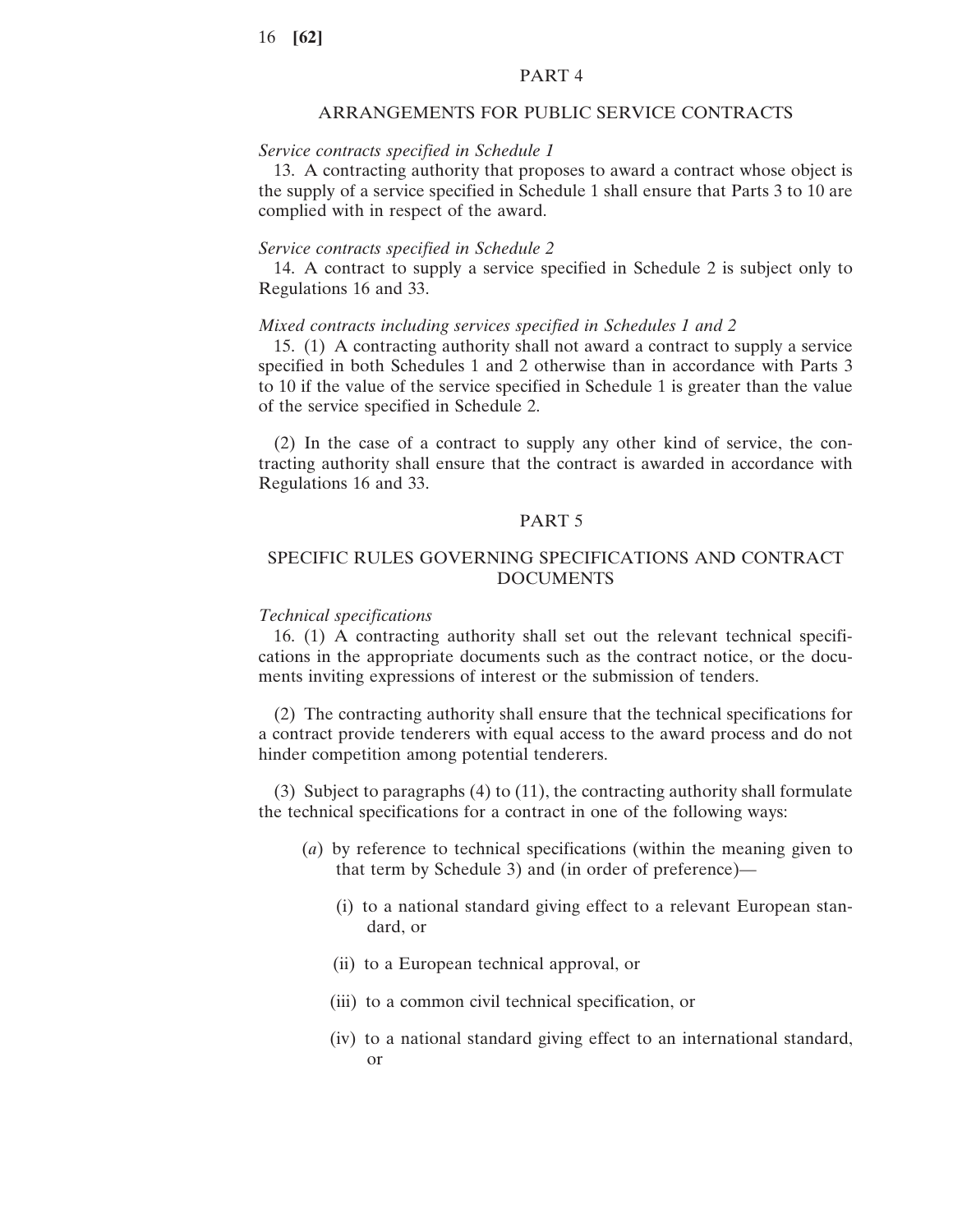## PART 4

## ARRANGEMENTS FOR PUBLIC SERVICE CONTRACTS

*Service contracts specified in Schedule 1*

13. A contracting authority that proposes to award a contract whose object is the supply of a service specified in Schedule 1 shall ensure that Parts 3 to 10 are complied with in respect of the award.

*Service contracts specified in Schedule 2*

14. A contract to supply a service specified in Schedule 2 is subject only to Regulations 16 and 33.

*Mixed contracts including services specified in Schedules 1 and 2*

15. (1) A contracting authority shall not award a contract to supply a service specified in both Schedules 1 and 2 otherwise than in accordance with Parts 3 to 10 if the value of the service specified in Schedule 1 is greater than the value of the service specified in Schedule 2.

(2) In the case of a contract to supply any other kind of service, the contracting authority shall ensure that the contract is awarded in accordance with Regulations 16 and 33.

## PART 5

## SPECIFIC RULES GOVERNING SPECIFICATIONS AND CONTRACT DOCUMENTS

*Technical specifications*

16. (1) A contracting authority shall set out the relevant technical specifications in the appropriate documents such as the contract notice, or the documents inviting expressions of interest or the submission of tenders.

(2) The contracting authority shall ensure that the technical specifications for a contract provide tenderers with equal access to the award process and do not hinder competition among potential tenderers.

(3) Subject to paragraphs (4) to (11), the contracting authority shall formulate the technical specifications for a contract in one of the following ways:

(*a*) by reference to technical specifications (within the meaning given to that term by Schedule 3) and (in order of preference)—

(i) to a national standard giving effect to a relevant European standard, or

(ii) to a European technical approval, or

(iii) to a common civil technical specification, or

(iv) to a national standard giving effect to an international standard, or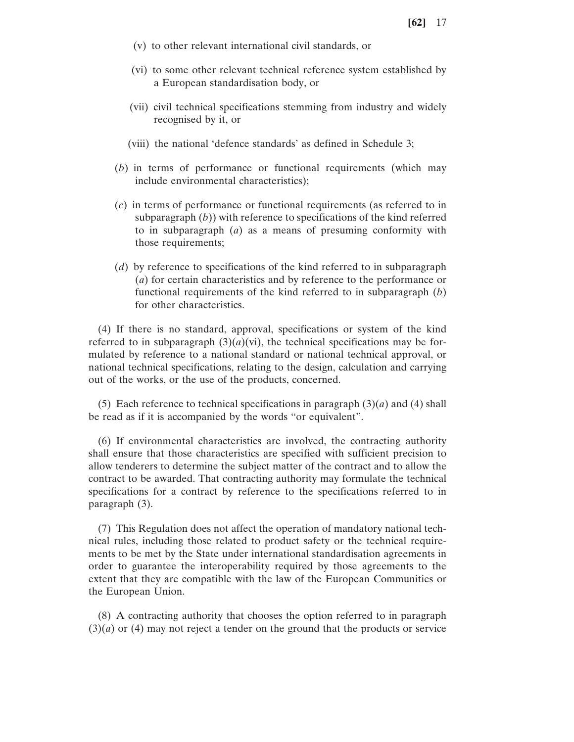(v) to other relevant international civil standards, or

(vi) to some other relevant technical reference system established by a European standardisation body, or

(vii) civil technical specifications stemming from industry and widely recognised by it, or

(viii) the national 'defence standards' as defined in Schedule 3;

(*b*) in terms of performance or functional requirements (which may include environmental characteristics);

(*c*) in terms of performance or functional requirements (as referred to in subparagraph (*b*)) with reference to specifications of the kind referred to in subparagraph (*a*) as a means of presuming conformity with those requirements;

(*d*) by reference to specifications of the kind referred to in subparagraph (*a*) for certain characteristics and by reference to the performance or functional requirements of the kind referred to in subparagraph (*b*) for other characteristics.

(4) If there is no standard, approval, specifications or system of the kind referred to in subparagraph (3)(*a*)(vi), the technical specifications may be formulated by reference to a national standard or national technical approval, or national technical specifications, relating to the design, calculation and carrying out of the works, or the use of the products, concerned.

(5) Each reference to technical specifications in paragraph (3)(*a*) and (4) shall be read as if it is accompanied by the words "or equivalent".

(6) If environmental characteristics are involved, the contracting authority shall ensure that those characteristics are specified with sufficient precision to allow tenderers to determine the subject matter of the contract and to allow the contract to be awarded. That contracting authority may formulate the technical specifications for a contract by reference to the specifications referred to in paragraph (3).

(7) This Regulation does not affect the operation of mandatory national technical rules, including those related to product safety or the technical requirements to be met by the State under international standardisation agreements in order to guarantee the interoperability required by those agreements to the extent that they are compatible with the law of the European Communities or the European Union.

(8) A contracting authority that chooses the option referred to in paragraph (3)(*a*) or (4) may not reject a tender on the ground that the products or service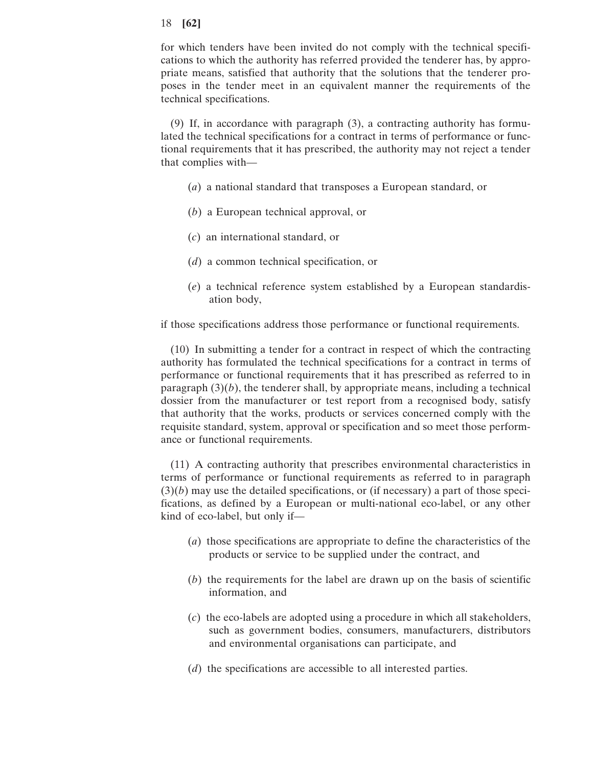for which tenders have been invited do not comply with the technical specifications to which the authority has referred provided the tenderer has, by appropriate means, satisfied that authority that the solutions that the tenderer proposes in the tender meet in an equivalent manner the requirements of the technical specifications.

(9) If, in accordance with paragraph (3), a contracting authority has formulated the technical specifications for a contract in terms of performance or functional requirements that it has prescribed, the authority may not reject a tender that complies with—

(*a*) a national standard that transposes a European standard, or

(*b*) a European technical approval, or

(*c*) an international standard, or

(*d*) a common technical specification, or

(*e*) a technical reference system established by a European standardisation body,

if those specifications address those performance or functional requirements.

(10) In submitting a tender for a contract in respect of which the contracting authority has formulated the technical specifications for a contract in terms of performance or functional requirements that it has prescribed as referred to in paragraph (3)(*b*), the tenderer shall, by appropriate means, including a technical dossier from the manufacturer or test report from a recognised body, satisfy that authority that the works, products or services concerned comply with the requisite standard, system, approval or specification and so meet those performance or functional requirements.

(11) A contracting authority that prescribes environmental characteristics in terms of performance or functional requirements as referred to in paragraph (3)(*b*) may use the detailed specifications, or (if necessary) a part of those specifications, as defined by a European or multi-national eco-label, or any other kind of eco-label, but only if—

(*a*) those specifications are appropriate to define the characteristics of the products or service to be supplied under the contract, and

(*b*) the requirements for the label are drawn up on the basis of scientific information, and

(*c*) the eco-labels are adopted using a procedure in which all stakeholders, such as government bodies, consumers, manufacturers, distributors and environmental organisations can participate, and

(*d*) the specifications are accessible to all interested parties.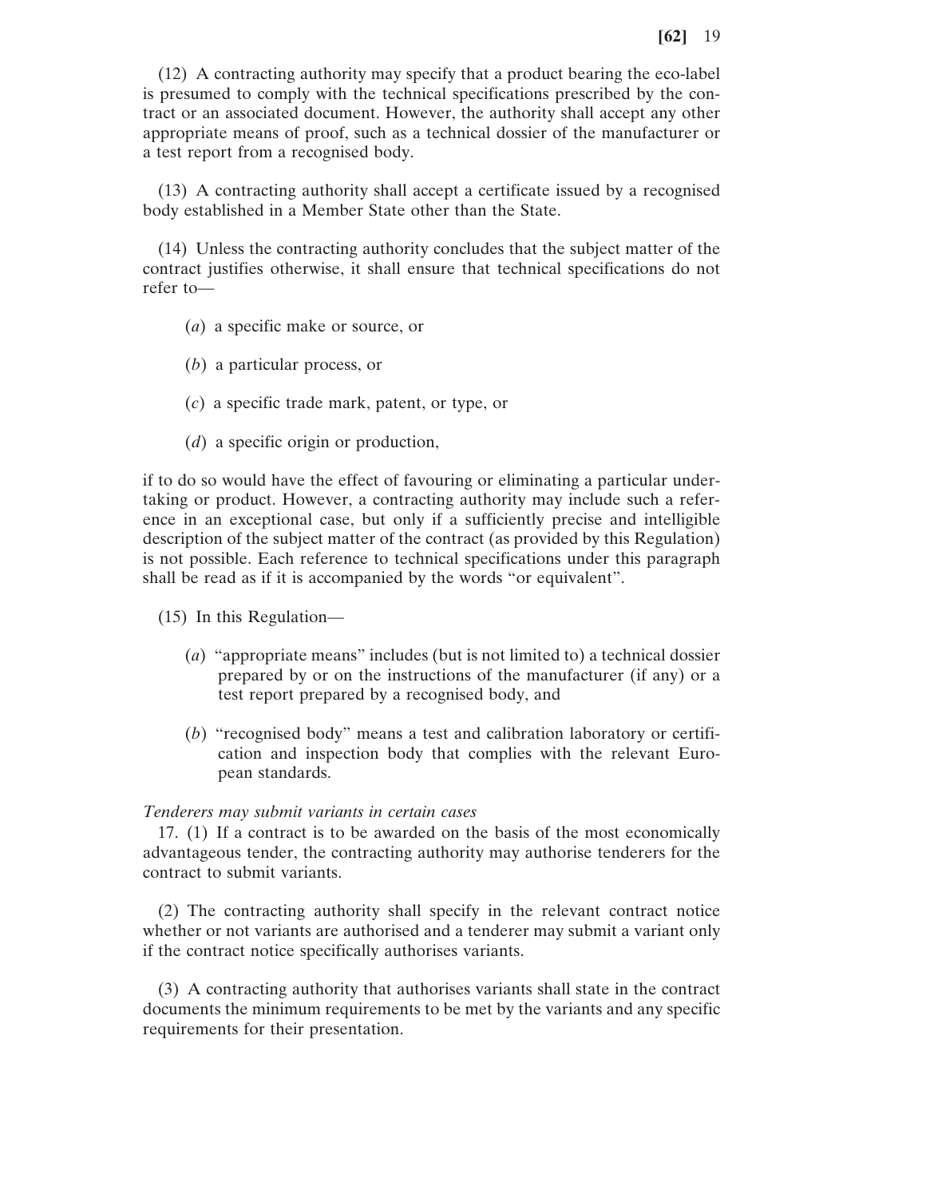(12) A contracting authority may specify that a product bearing the eco-label is presumed to comply with the technical specifications prescribed by the contract or an associated document. However, the authority shall accept any other appropriate means of proof, such as a technical dossier of the manufacturer or a test report from a recognised body.

(13) A contracting authority shall accept a certificate issued by a recognised body established in a Member State other than the State.

(14) Unless the contracting authority concludes that the subject matter of the contract justifies otherwise, it shall ensure that technical specifications do not refer to—

(*a*) a specific make or source, or

(*b*) a particular process, or

(*c*) a specific trade mark, patent, or type, or

(*d*) a specific origin or production,

if to do so would have the effect of favouring or eliminating a particular undertaking or product. However, a contracting authority may include such a reference in an exceptional case, but only if a sufficiently precise and intelligible description of the subject matter of the contract (as provided by this Regulation) is not possible. Each reference to technical specifications under this paragraph shall be read as if it is accompanied by the words "or equivalent".

(15) In this Regulation—

(*a*) "appropriate means" includes (but is not limited to) a technical dossier prepared by or on the instructions of the manufacturer (if any) or a test report prepared by a recognised body, and

(*b*) "recognised body" means a test and calibration laboratory or certification and inspection body that complies with the relevant European standards.

*Tenderers may submit variants in certain cases*

17. (1) If a contract is to be awarded on the basis of the most economically advantageous tender, the contracting authority may authorise tenderers for the contract to submit variants.

(2) The contracting authority shall specify in the relevant contract notice whether or not variants are authorised and a tenderer may submit a variant only if the contract notice specifically authorises variants.

(3) A contracting authority that authorises variants shall state in the contract documents the minimum requirements to be met by the variants and any specific requirements for their presentation.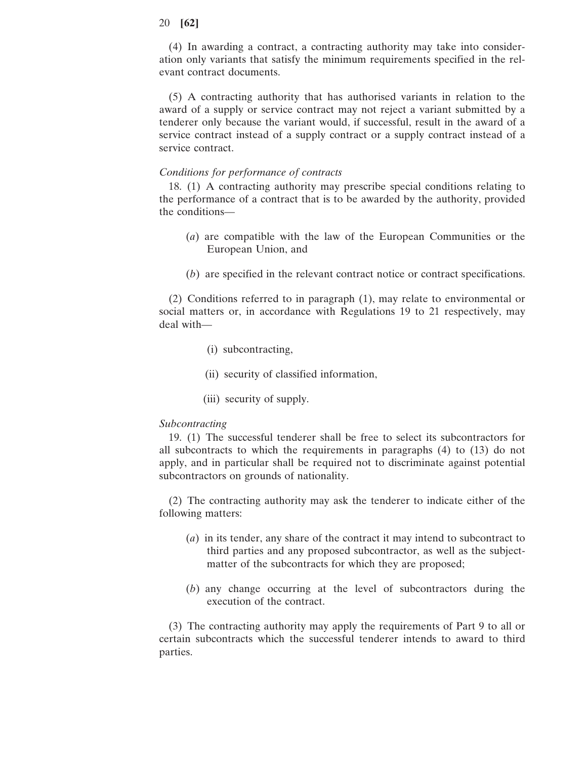(4) In awarding a contract, a contracting authority may take into consideration only variants that satisfy the minimum requirements specified in the relevant contract documents.

(5) A contracting authority that has authorised variants in relation to the award of a supply or service contract may not reject a variant submitted by a tenderer only because the variant would, if successful, result in the award of a service contract instead of a supply contract or a supply contract instead of a service contract.

*Conditions for performance of contracts*

18. (1) A contracting authority may prescribe special conditions relating to the performance of a contract that is to be awarded by the authority, provided the conditions—

(*a*) are compatible with the law of the European Communities or the European Union, and

(*b*) are specified in the relevant contract notice or contract specifications.

(2) Conditions referred to in paragraph (1), may relate to environmental or social matters or, in accordance with Regulations 19 to 21 respectively, may deal with—

(i) subcontracting,

(ii) security of classified information,

(iii) security of supply.

*Subcontracting*

19. (1) The successful tenderer shall be free to select its subcontractors for all subcontracts to which the requirements in paragraphs (4) to (13) do not apply, and in particular shall be required not to discriminate against potential subcontractors on grounds of nationality.

(2) The contracting authority may ask the tenderer to indicate either of the following matters:

(*a*) in its tender, any share of the contract it may intend to subcontract to third parties and any proposed subcontractor, as well as the subject-matter of the subcontracts for which they are proposed;

(*b*) any change occurring at the level of subcontractors during the execution of the contract.

(3) The contracting authority may apply the requirements of Part 9 to all or certain subcontracts which the successful tenderer intends to award to third parties.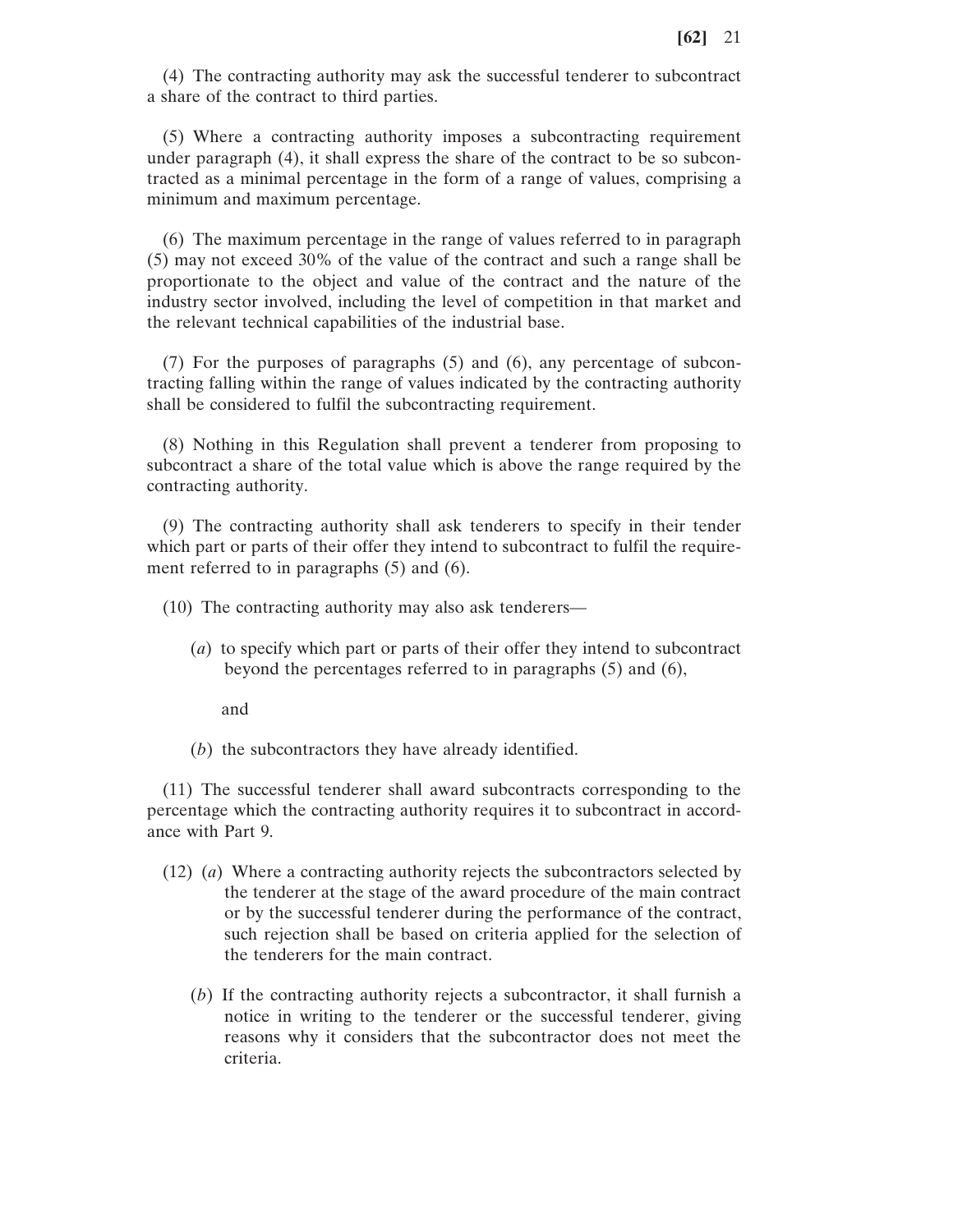(4) The contracting authority may ask the successful tenderer to subcontract a share of the contract to third parties.

(5) Where a contracting authority imposes a subcontracting requirement under paragraph (4), it shall express the share of the contract to be so subcontracted as a minimal percentage in the form of a range of values, comprising a minimum and maximum percentage.

(6) The maximum percentage in the range of values referred to in paragraph (5) may not exceed 30% of the value of the contract and such a range shall be proportionate to the object and value of the contract and the nature of the industry sector involved, including the level of competition in that market and the relevant technical capabilities of the industrial base.

(7) For the purposes of paragraphs (5) and (6), any percentage of subcontracting falling within the range of values indicated by the contracting authority shall be considered to fulfil the subcontracting requirement.

(8) Nothing in this Regulation shall prevent a tenderer from proposing to subcontract a share of the total value which is above the range required by the contracting authority.

(9) The contracting authority shall ask tenderers to specify in their tender which part or parts of their offer they intend to subcontract to fulfil the requirement referred to in paragraphs (5) and (6).

(10) The contracting authority may also ask tenderers—

(*a*) to specify which part or parts of their offer they intend to subcontract beyond the percentages referred to in paragraphs (5) and (6),

and

(*b*) the subcontractors they have already identified.

(11) The successful tenderer shall award subcontracts corresponding to the percentage which the contracting authority requires it to subcontract in accordance with Part 9.

(12) (*a*) Where a contracting authority rejects the subcontractors selected by the tenderer at the stage of the award procedure of the main contract or by the successful tenderer during the performance of the contract, such rejection shall be based on criteria applied for the selection of the tenderers for the main contract.

(*b*) If the contracting authority rejects a subcontractor, it shall furnish a notice in writing to the tenderer or the successful tenderer, giving reasons why it considers that the subcontractor does not meet the criteria.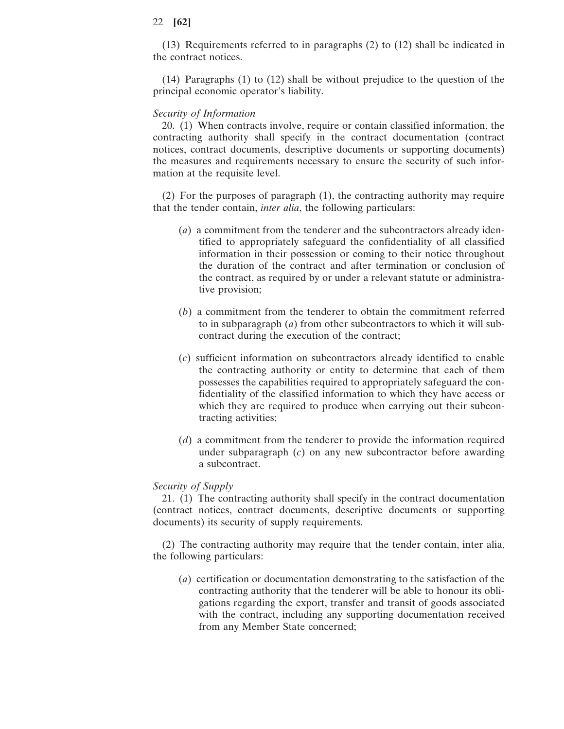(13) Requirements referred to in paragraphs (2) to (12) shall be indicated in the contract notices.

(14) Paragraphs (1) to (12) shall be without prejudice to the question of the principal economic operator's liability.

*Security of Information*

20. (1) When contracts involve, require or contain classified information, the contracting authority shall specify in the contract documentation (contract notices, contract documents, descriptive documents or supporting documents) the measures and requirements necessary to ensure the security of such information at the requisite level.

(2) For the purposes of paragraph (1), the contracting authority may require that the tender contain, *inter alia*, the following particulars:

(*a*) a commitment from the tenderer and the subcontractors already identified to appropriately safeguard the confidentiality of all classified information in their possession or coming to their notice throughout the duration of the contract and after termination or conclusion of the contract, as required by or under a relevant statute or administrative provision;

(*b*) a commitment from the tenderer to obtain the commitment referred to in subparagraph (*a*) from other subcontractors to which it will subcontract during the execution of the contract;

(*c*) sufficient information on subcontractors already identified to enable the contracting authority or entity to determine that each of them possesses the capabilities required to appropriately safeguard the confidentiality of the classified information to which they have access or which they are required to produce when carrying out their subcontracting activities;

(*d*) a commitment from the tenderer to provide the information required under subparagraph (*c*) on any new subcontractor before awarding a subcontract.

*Security of Supply*

21. (1) The contracting authority shall specify in the contract documentation (contract notices, contract documents, descriptive documents or supporting documents) its security of supply requirements.

(2) The contracting authority may require that the tender contain, inter alia, the following particulars:

(*a*) certification or documentation demonstrating to the satisfaction of the contracting authority that the tenderer will be able to honour its obligations regarding the export, transfer and transit of goods associated with the contract, including any supporting documentation received from any Member State concerned;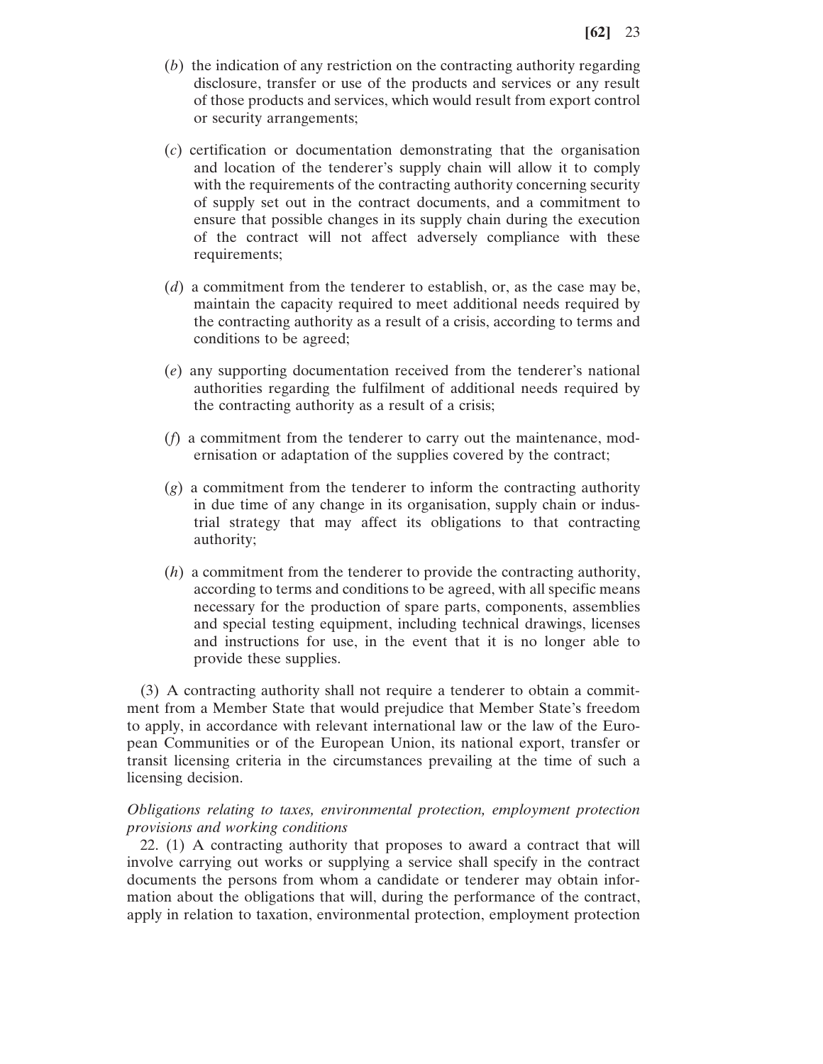(*b*) the indication of any restriction on the contracting authority regarding disclosure, transfer or use of the products and services or any result of those products and services, which would result from export control or security arrangements;

(*c*) certification or documentation demonstrating that the organisation and location of the tenderer's supply chain will allow it to comply with the requirements of the contracting authority concerning security of supply set out in the contract documents, and a commitment to ensure that possible changes in its supply chain during the execution of the contract will not affect adversely compliance with these requirements;

(*d*) a commitment from the tenderer to establish, or, as the case may be, maintain the capacity required to meet additional needs required by the contracting authority as a result of a crisis, according to terms and conditions to be agreed;

(*e*) any supporting documentation received from the tenderer's national authorities regarding the fulfilment of additional needs required by the contracting authority as a result of a crisis;

(*f*) a commitment from the tenderer to carry out the maintenance, modernisation or adaptation of the supplies covered by the contract;

(*g*) a commitment from the tenderer to inform the contracting authority in due time of any change in its organisation, supply chain or industrial strategy that may affect its obligations to that contracting authority;

(*h*) a commitment from the tenderer to provide the contracting authority, according to terms and conditions to be agreed, with all specific means necessary for the production of spare parts, components, assemblies and special testing equipment, including technical drawings, licenses and instructions for use, in the event that it is no longer able to provide these supplies.

(3) A contracting authority shall not require a tenderer to obtain a commitment from a Member State that would prejudice that Member State's freedom to apply, in accordance with relevant international law or the law of the European Communities or of the European Union, its national export, transfer or transit licensing criteria in the circumstances prevailing at the time of such a licensing decision.

*Obligations relating to taxes, environmental protection, employment protection provisions and working conditions*

22. (1) A contracting authority that proposes to award a contract that will involve carrying out works or supplying a service shall specify in the contract documents the persons from whom a candidate or tenderer may obtain information about the obligations that will, during the performance of the contract, apply in relation to taxation, environmental protection, employment protection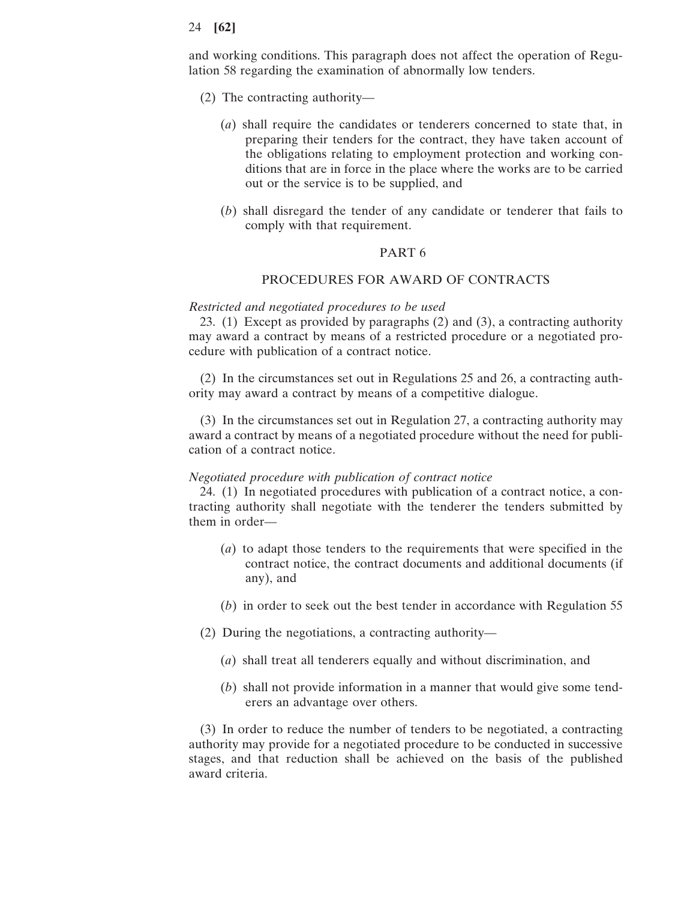and working conditions. This paragraph does not affect the operation of Regulation 58 regarding the examination of abnormally low tenders.

(2) The contracting authority—

(*a*) shall require the candidates or tenderers concerned to state that, in preparing their tenders for the contract, they have taken account of the obligations relating to employment protection and working conditions that are in force in the place where the works are to be carried out or the service is to be supplied, and

(*b*) shall disregard the tender of any candidate or tenderer that fails to comply with that requirement.

## PART 6

## PROCEDURES FOR AWARD OF CONTRACTS

*Restricted and negotiated procedures to be used*

23. (1) Except as provided by paragraphs (2) and (3), a contracting authority may award a contract by means of a restricted procedure or a negotiated procedure with publication of a contract notice.

(2) In the circumstances set out in Regulations 25 and 26, a contracting authority may award a contract by means of a competitive dialogue.

(3) In the circumstances set out in Regulation 27, a contracting authority may award a contract by means of a negotiated procedure without the need for publication of a contract notice.

*Negotiated procedure with publication of contract notice*

24. (1) In negotiated procedures with publication of a contract notice, a contracting authority shall negotiate with the tenderer the tenders submitted by them in order—

(*a*) to adapt those tenders to the requirements that were specified in the contract notice, the contract documents and additional documents (if any), and

(*b*) in order to seek out the best tender in accordance with Regulation 55

(2) During the negotiations, a contracting authority—

(*a*) shall treat all tenderers equally and without discrimination, and

(*b*) shall not provide information in a manner that would give some tenderers an advantage over others.

(3) In order to reduce the number of tenders to be negotiated, a contracting authority may provide for a negotiated procedure to be conducted in successive stages, and that reduction shall be achieved on the basis of the published award criteria.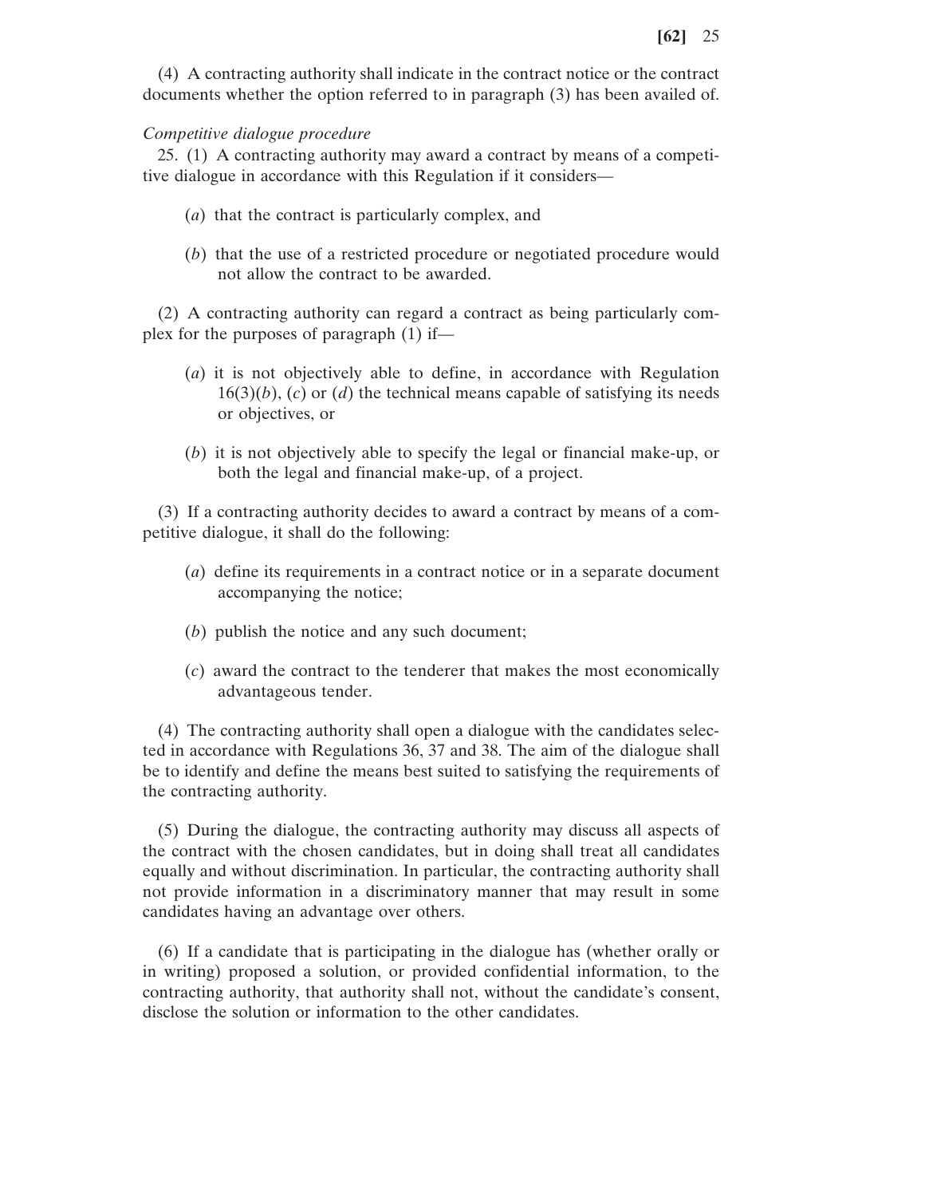(4) A contracting authority shall indicate in the contract notice or the contract documents whether the option referred to in paragraph (3) has been availed of.

*Competitive dialogue procedure*

25. (1) A contracting authority may award a contract by means of a competitive dialogue in accordance with this Regulation if it considers—

(*a*) that the contract is particularly complex, and

(*b*) that the use of a restricted procedure or negotiated procedure would not allow the contract to be awarded.

(2) A contracting authority can regard a contract as being particularly complex for the purposes of paragraph (1) if—

(*a*) it is not objectively able to define, in accordance with Regulation 16(3)(*b*), (*c*) or (*d*) the technical means capable of satisfying its needs or objectives, or

(*b*) it is not objectively able to specify the legal or financial make-up, or both the legal and financial make-up, of a project.

(3) If a contracting authority decides to award a contract by means of a competitive dialogue, it shall do the following:

(*a*) define its requirements in a contract notice or in a separate document accompanying the notice;

(*b*) publish the notice and any such document;

(*c*) award the contract to the tenderer that makes the most economically advantageous tender.

(4) The contracting authority shall open a dialogue with the candidates selected in accordance with Regulations 36, 37 and 38. The aim of the dialogue shall be to identify and define the means best suited to satisfying the requirements of the contracting authority.

(5) During the dialogue, the contracting authority may discuss all aspects of the contract with the chosen candidates, but in doing shall treat all candidates equally and without discrimination. In particular, the contracting authority shall not provide information in a discriminatory manner that may result in some candidates having an advantage over others.

(6) If a candidate that is participating in the dialogue has (whether orally or in writing) proposed a solution, or provided confidential information, to the contracting authority, that authority shall not, without the candidate's consent, disclose the solution or information to the other candidates.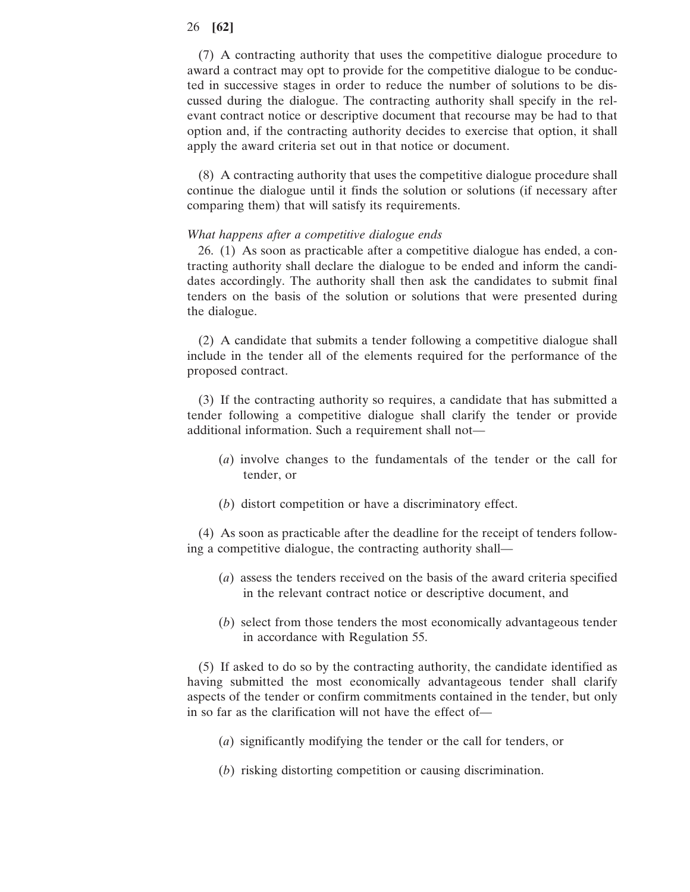(7) A contracting authority that uses the competitive dialogue procedure to award a contract may opt to provide for the competitive dialogue to be conducted in successive stages in order to reduce the number of solutions to be discussed during the dialogue. The contracting authority shall specify in the relevant contract notice or descriptive document that recourse may be had to that option and, if the contracting authority decides to exercise that option, it shall apply the award criteria set out in that notice or document.

(8) A contracting authority that uses the competitive dialogue procedure shall continue the dialogue until it finds the solution or solutions (if necessary after comparing them) that will satisfy its requirements.

*What happens after a competitive dialogue ends*

26. (1) As soon as practicable after a competitive dialogue has ended, a contracting authority shall declare the dialogue to be ended and inform the candidates accordingly. The authority shall then ask the candidates to submit final tenders on the basis of the solution or solutions that were presented during the dialogue.

(2) A candidate that submits a tender following a competitive dialogue shall include in the tender all of the elements required for the performance of the proposed contract.

(3) If the contracting authority so requires, a candidate that has submitted a tender following a competitive dialogue shall clarify the tender or provide additional information. Such a requirement shall not—

(*a*) involve changes to the fundamentals of the tender or the call for tender, or

(*b*) distort competition or have a discriminatory effect.

(4) As soon as practicable after the deadline for the receipt of tenders following a competitive dialogue, the contracting authority shall—

(*a*) assess the tenders received on the basis of the award criteria specified in the relevant contract notice or descriptive document, and

(*b*) select from those tenders the most economically advantageous tender in accordance with Regulation 55.

(5) If asked to do so by the contracting authority, the candidate identified as having submitted the most economically advantageous tender shall clarify aspects of the tender or confirm commitments contained in the tender, but only in so far as the clarification will not have the effect of—

(*a*) significantly modifying the tender or the call for tenders, or

(*b*) risking distorting competition or causing discrimination.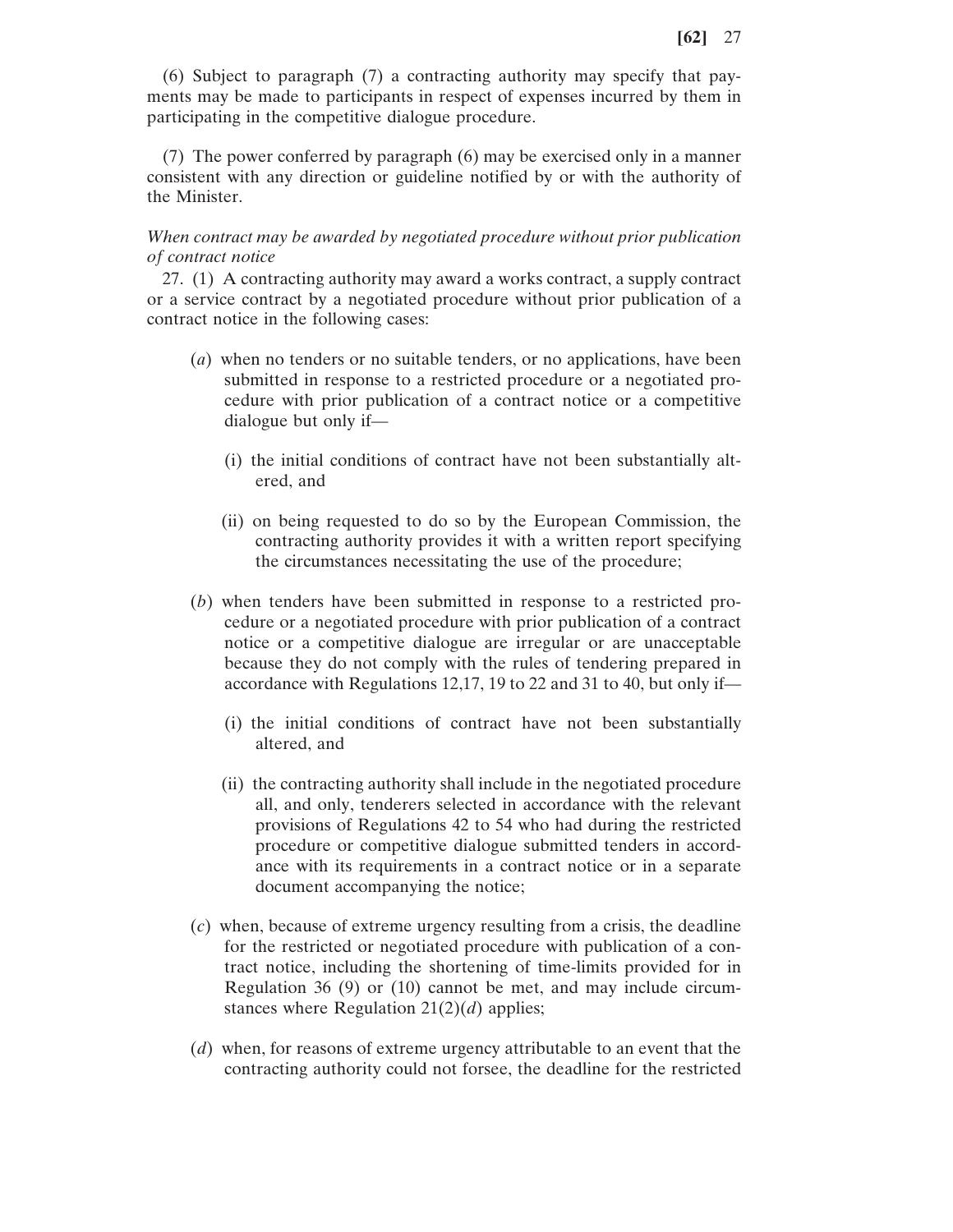(6) Subject to paragraph (7) a contracting authority may specify that payments may be made to participants in respect of expenses incurred by them in participating in the competitive dialogue procedure.

(7) The power conferred by paragraph (6) may be exercised only in a manner consistent with any direction or guideline notified by or with the authority of the Minister.

*When contract may be awarded by negotiated procedure without prior publication of contract notice*

27. (1) A contracting authority may award a works contract, a supply contract or a service contract by a negotiated procedure without prior publication of a contract notice in the following cases:

(*a*) when no tenders or no suitable tenders, or no applications, have been submitted in response to a restricted procedure or a negotiated procedure with prior publication of a contract notice or a competitive dialogue but only if—

(i) the initial conditions of contract have not been substantially altered, and

(ii) on being requested to do so by the European Commission, the contracting authority provides it with a written report specifying the circumstances necessitating the use of the procedure;

(*b*) when tenders have been submitted in response to a restricted procedure or a negotiated procedure with prior publication of a contract notice or a competitive dialogue are irregular or are unacceptable because they do not comply with the rules of tendering prepared in accordance with Regulations 12,17, 19 to 22 and 31 to 40, but only if—

(i) the initial conditions of contract have not been substantially altered, and

(ii) the contracting authority shall include in the negotiated procedure all, and only, tenderers selected in accordance with the relevant provisions of Regulations 42 to 54 who had during the restricted procedure or competitive dialogue submitted tenders in accordance with its requirements in a contract notice or in a separate document accompanying the notice;

(*c*) when, because of extreme urgency resulting from a crisis, the deadline for the restricted or negotiated procedure with publication of a contract notice, including the shortening of time-limits provided for in Regulation 36 (9) or (10) cannot be met, and may include circumstances where Regulation 21(2)(*d*) applies;

(*d*) when, for reasons of extreme urgency attributable to an event that the contracting authority could not forsee, the deadline for the restricted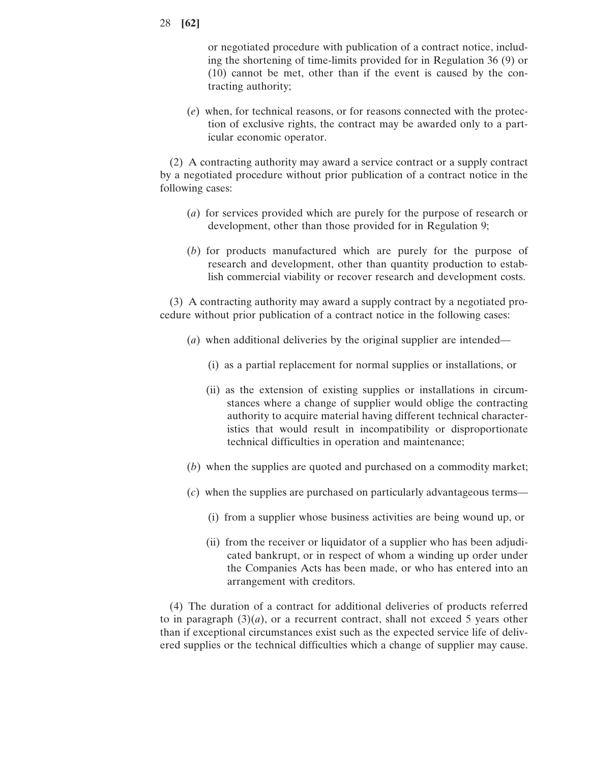or negotiated procedure with publication of a contract notice, including the shortening of time-limits provided for in Regulation 36 (9) or (10) cannot be met, other than if the event is caused by the contracting authority;

(*e*) when, for technical reasons, or for reasons connected with the protection of exclusive rights, the contract may be awarded only to a particular economic operator.

(2) A contracting authority may award a service contract or a supply contract by a negotiated procedure without prior publication of a contract notice in the following cases:

(*a*) for services provided which are purely for the purpose of research or development, other than those provided for in Regulation 9;

(*b*) for products manufactured which are purely for the purpose of research and development, other than quantity production to establish commercial viability or recover research and development costs.

(3) A contracting authority may award a supply contract by a negotiated procedure without prior publication of a contract notice in the following cases:

(*a*) when additional deliveries by the original supplier are intended—

(i) as a partial replacement for normal supplies or installations, or

(ii) as the extension of existing supplies or installations in circumstances where a change of supplier would oblige the contracting authority to acquire material having different technical characteristics that would result in incompatibility or disproportionate technical difficulties in operation and maintenance;

(*b*) when the supplies are quoted and purchased on a commodity market;

(*c*) when the supplies are purchased on particularly advantageous terms—

(i) from a supplier whose business activities are being wound up, or

(ii) from the receiver or liquidator of a supplier who has been adjudicated bankrupt, or in respect of whom a winding up order under the Companies Acts has been made, or who has entered into an arrangement with creditors.

(4) The duration of a contract for additional deliveries of products referred to in paragraph (3)(*a*), or a recurrent contract, shall not exceed 5 years other than if exceptional circumstances exist such as the expected service life of delivered supplies or the technical difficulties which a change of supplier may cause.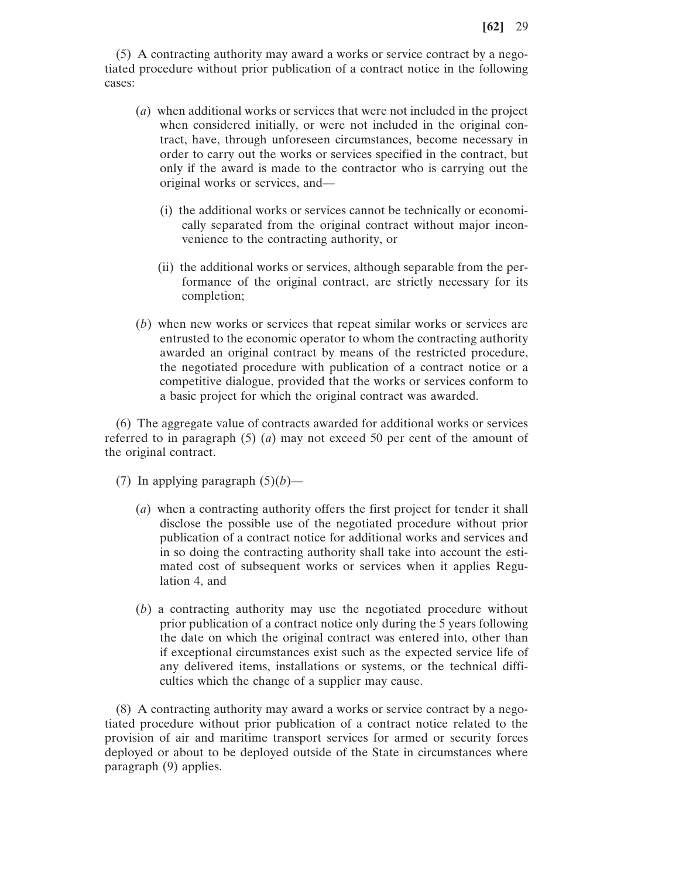(5) A contracting authority may award a works or service contract by a negotiated procedure without prior publication of a contract notice in the following cases:

(*a*) when additional works or services that were not included in the project when considered initially, or were not included in the original contract, have, through unforeseen circumstances, become necessary in order to carry out the works or services specified in the contract, but only if the award is made to the contractor who is carrying out the original works or services, and—

(i) the additional works or services cannot be technically or economically separated from the original contract without major inconvenience to the contracting authority, or

(ii) the additional works or services, although separable from the performance of the original contract, are strictly necessary for its completion;

(*b*) when new works or services that repeat similar works or services are entrusted to the economic operator to whom the contracting authority awarded an original contract by means of the restricted procedure, the negotiated procedure with publication of a contract notice or a competitive dialogue, provided that the works or services conform to a basic project for which the original contract was awarded.

(6) The aggregate value of contracts awarded for additional works or services referred to in paragraph (5) (*a*) may not exceed 50 per cent of the amount of the original contract.

(7) In applying paragraph (5)(*b*)—

(*a*) when a contracting authority offers the first project for tender it shall disclose the possible use of the negotiated procedure without prior publication of a contract notice for additional works and services and in so doing the contracting authority shall take into account the estimated cost of subsequent works or services when it applies Regulation 4, and

(*b*) a contracting authority may use the negotiated procedure without prior publication of a contract notice only during the 5 years following the date on which the original contract was entered into, other than if exceptional circumstances exist such as the expected service life of any delivered items, installations or systems, or the technical difficulties which the change of a supplier may cause.

(8) A contracting authority may award a works or service contract by a negotiated procedure without prior publication of a contract notice related to the provision of air and maritime transport services for armed or security forces deployed or about to be deployed outside of the State in circumstances where paragraph (9) applies.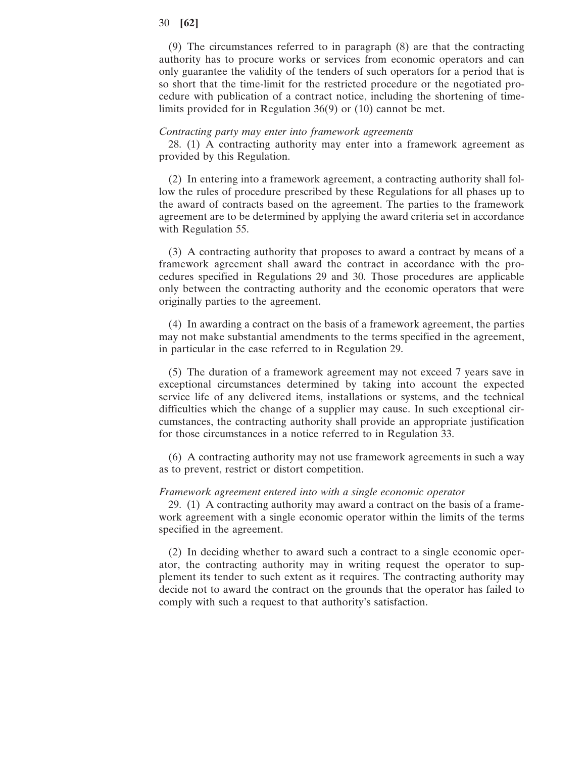(9) The circumstances referred to in paragraph (8) are that the contracting authority has to procure works or services from economic operators and can only guarantee the validity of the tenders of such operators for a period that is so short that the time-limit for the restricted procedure or the negotiated procedure with publication of a contract notice, including the shortening of time-limits provided for in Regulation 36(9) or (10) cannot be met.

*Contracting party may enter into framework agreements*

28. (1) A contracting authority may enter into a framework agreement as provided by this Regulation.

(2) In entering into a framework agreement, a contracting authority shall follow the rules of procedure prescribed by these Regulations for all phases up to the award of contracts based on the agreement. The parties to the framework agreement are to be determined by applying the award criteria set in accordance with Regulation 55.

(3) A contracting authority that proposes to award a contract by means of a framework agreement shall award the contract in accordance with the procedures specified in Regulations 29 and 30. Those procedures are applicable only between the contracting authority and the economic operators that were originally parties to the agreement.

(4) In awarding a contract on the basis of a framework agreement, the parties may not make substantial amendments to the terms specified in the agreement, in particular in the case referred to in Regulation 29.

(5) The duration of a framework agreement may not exceed 7 years save in exceptional circumstances determined by taking into account the expected service life of any delivered items, installations or systems, and the technical difficulties which the change of a supplier may cause. In such exceptional circumstances, the contracting authority shall provide an appropriate justification for those circumstances in a notice referred to in Regulation 33.

(6) A contracting authority may not use framework agreements in such a way as to prevent, restrict or distort competition.

*Framework agreement entered into with a single economic operator*

29. (1) A contracting authority may award a contract on the basis of a framework agreement with a single economic operator within the limits of the terms specified in the agreement.

(2) In deciding whether to award such a contract to a single economic operator, the contracting authority may in writing request the operator to supplement its tender to such extent as it requires. The contracting authority may decide not to award the contract on the grounds that the operator has failed to comply with such a request to that authority's satisfaction.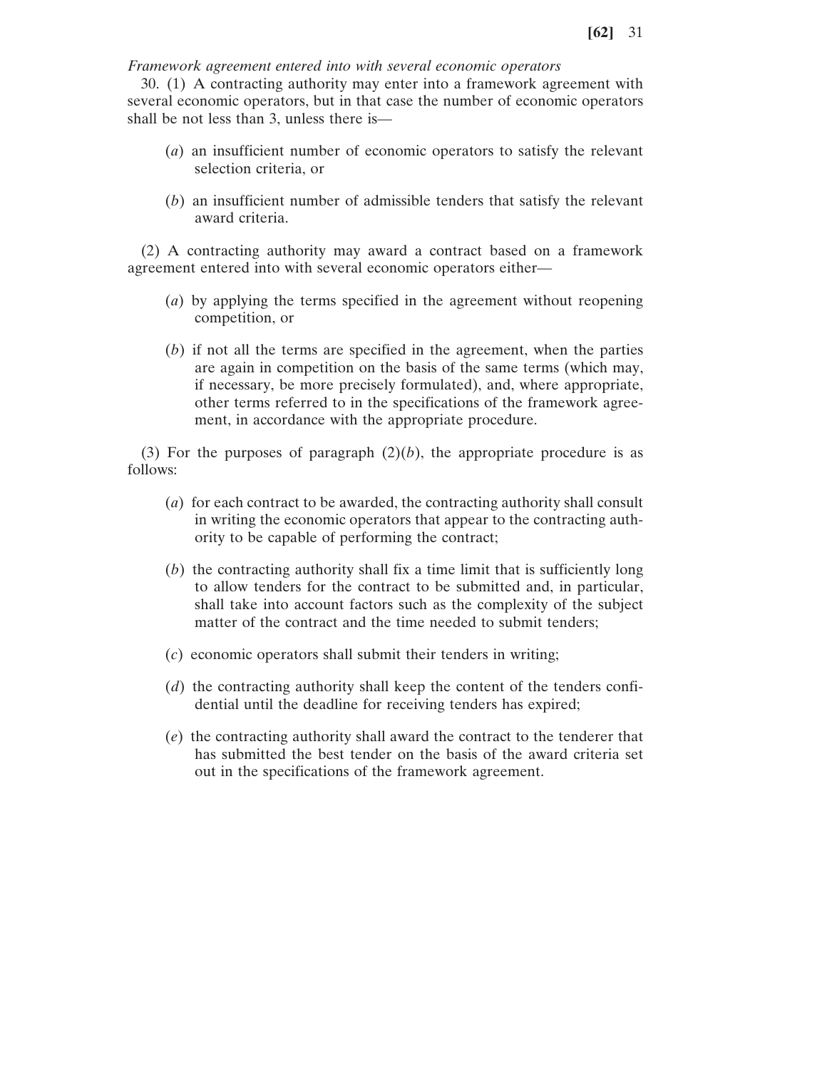*Framework agreement entered into with several economic operators*

30. (1) A contracting authority may enter into a framework agreement with several economic operators, but in that case the number of economic operators shall be not less than 3, unless there is—

(*a*) an insufficient number of economic operators to satisfy the relevant selection criteria, or

(*b*) an insufficient number of admissible tenders that satisfy the relevant award criteria.

(2) A contracting authority may award a contract based on a framework agreement entered into with several economic operators either—

(*a*) by applying the terms specified in the agreement without reopening competition, or

(*b*) if not all the terms are specified in the agreement, when the parties are again in competition on the basis of the same terms (which may, if necessary, be more precisely formulated), and, where appropriate, other terms referred to in the specifications of the framework agreement, in accordance with the appropriate procedure.

(3) For the purposes of paragraph (2)(*b*), the appropriate procedure is as follows:

(*a*) for each contract to be awarded, the contracting authority shall consult in writing the economic operators that appear to the contracting authority to be capable of performing the contract;

(*b*) the contracting authority shall fix a time limit that is sufficiently long to allow tenders for the contract to be submitted and, in particular, shall take into account factors such as the complexity of the subject matter of the contract and the time needed to submit tenders;

(*c*) economic operators shall submit their tenders in writing;

(*d*) the contracting authority shall keep the content of the tenders confidential until the deadline for receiving tenders has expired;

(*e*) the contracting authority shall award the contract to the tenderer that has submitted the best tender on the basis of the award criteria set out in the specifications of the framework agreement.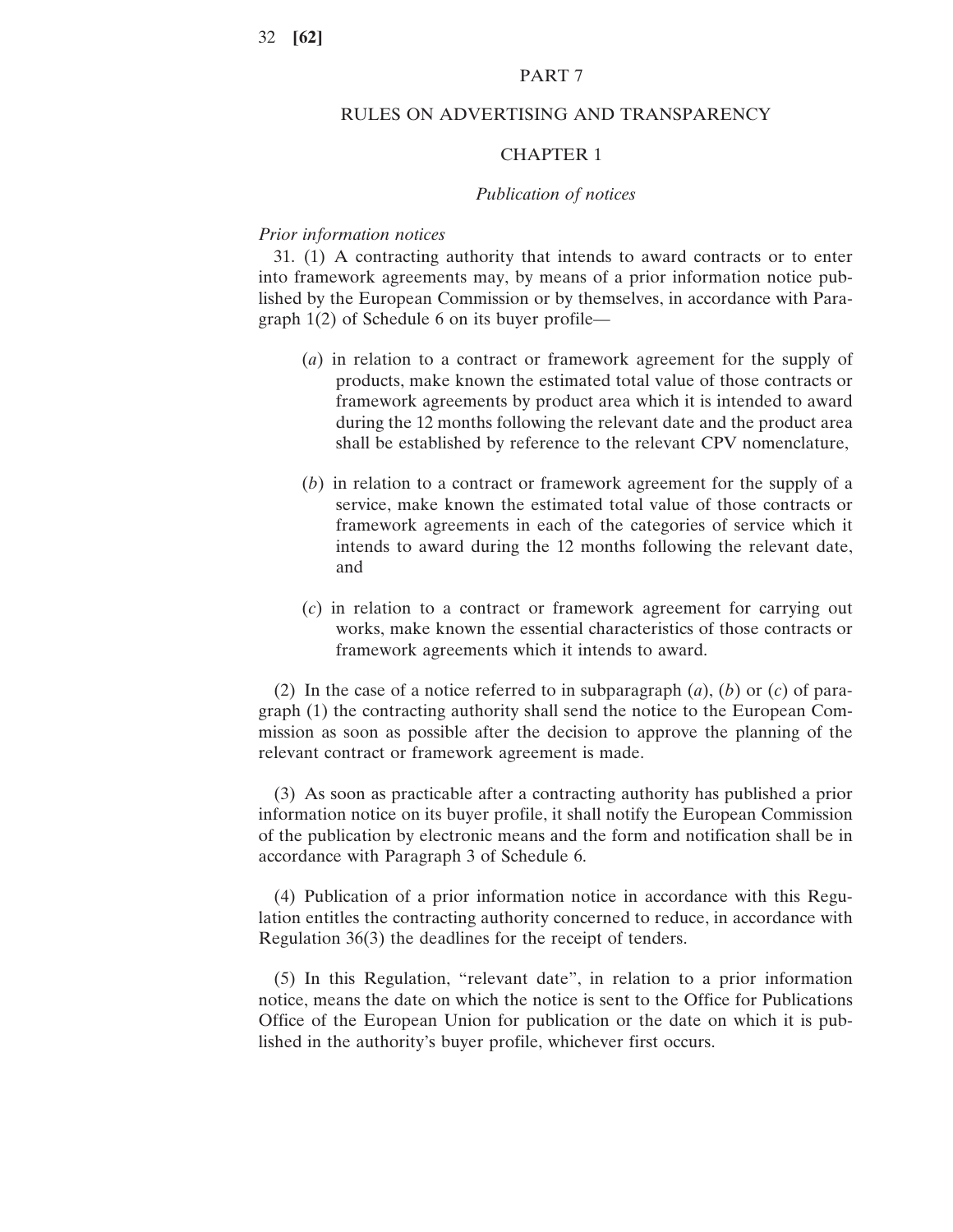# PART 7

## RULES ON ADVERTISING AND TRANSPARENCY

### CHAPTER 1

*Publication of notices*

*Prior information notices*

31. (1) A contracting authority that intends to award contracts or to enter into framework agreements may, by means of a prior information notice published by the European Commission or by themselves, in accordance with Paragraph 1(2) of Schedule 6 on its buyer profile—

(*a*) in relation to a contract or framework agreement for the supply of products, make known the estimated total value of those contracts or framework agreements by product area which it is intended to award during the 12 months following the relevant date and the product area shall be established by reference to the relevant CPV nomenclature,

(*b*) in relation to a contract or framework agreement for the supply of a service, make known the estimated total value of those contracts or framework agreements in each of the categories of service which it intends to award during the 12 months following the relevant date, and

(*c*) in relation to a contract or framework agreement for carrying out works, make known the essential characteristics of those contracts or framework agreements which it intends to award.

(2) In the case of a notice referred to in subparagraph (*a*), (*b*) or (*c*) of paragraph (1) the contracting authority shall send the notice to the European Commission as soon as possible after the decision to approve the planning of the relevant contract or framework agreement is made.

(3) As soon as practicable after a contracting authority has published a prior information notice on its buyer profile, it shall notify the European Commission of the publication by electronic means and the form and notification shall be in accordance with Paragraph 3 of Schedule 6.

(4) Publication of a prior information notice in accordance with this Regulation entitles the contracting authority concerned to reduce, in accordance with Regulation 36(3) the deadlines for the receipt of tenders.

(5) In this Regulation, "relevant date", in relation to a prior information notice, means the date on which the notice is sent to the Office for Publications Office of the European Union for publication or the date on which it is published in the authority's buyer profile, whichever first occurs.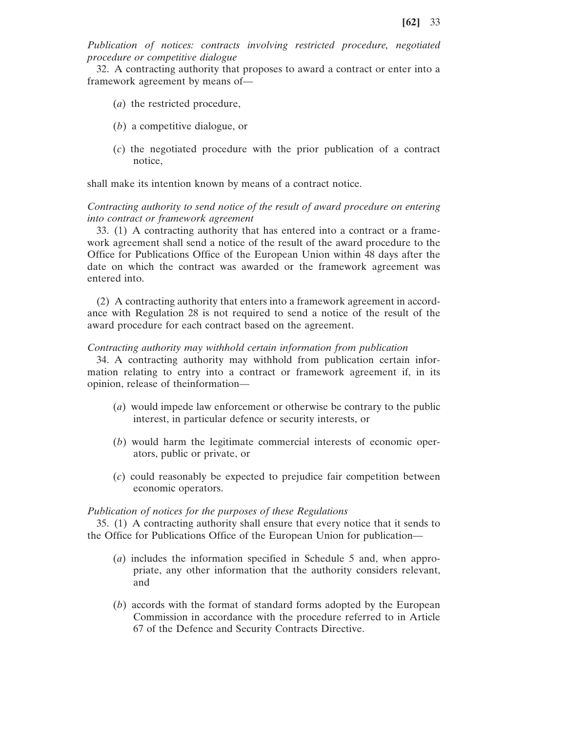*Publication of notices: contracts involving restricted procedure, negotiated procedure or competitive dialogue*

32. A contracting authority that proposes to award a contract or enter into a framework agreement by means of—

(*a*) the restricted procedure,

(*b*) a competitive dialogue, or

(*c*) the negotiated procedure with the prior publication of a contract notice,

shall make its intention known by means of a contract notice.

*Contracting authority to send notice of the result of award procedure on entering into contract or framework agreement*

33. (1) A contracting authority that has entered into a contract or a framework agreement shall send a notice of the result of the award procedure to the Office for Publications Office of the European Union within 48 days after the date on which the contract was awarded or the framework agreement was entered into.

(2) A contracting authority that enters into a framework agreement in accordance with Regulation 28 is not required to send a notice of the result of the award procedure for each contract based on the agreement.

*Contracting authority may withhold certain information from publication*

34. A contracting authority may withhold from publication certain information relating to entry into a contract or framework agreement if, in its opinion, release of theinformation—

(*a*) would impede law enforcement or otherwise be contrary to the public interest, in particular defence or security interests, or

(*b*) would harm the legitimate commercial interests of economic operators, public or private, or

(*c*) could reasonably be expected to prejudice fair competition between economic operators.

*Publication of notices for the purposes of these Regulations*

35. (1) A contracting authority shall ensure that every notice that it sends to the Office for Publications Office of the European Union for publication—

(*a*) includes the information specified in Schedule 5 and, when appropriate, any other information that the authority considers relevant, and

(*b*) accords with the format of standard forms adopted by the European Commission in accordance with the procedure referred to in Article 67 of the Defence and Security Contracts Directive.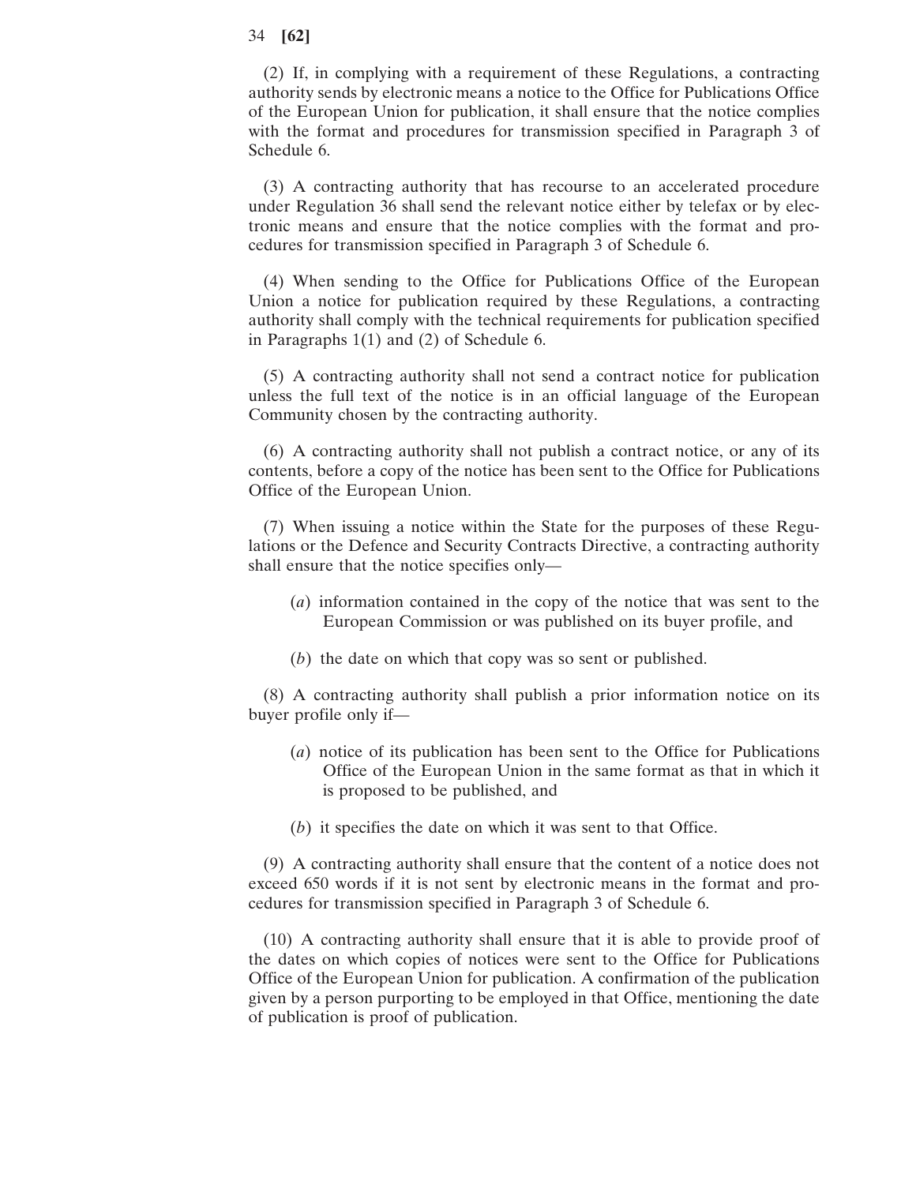(2) If, in complying with a requirement of these Regulations, a contracting authority sends by electronic means a notice to the Office for Publications Office of the European Union for publication, it shall ensure that the notice complies with the format and procedures for transmission specified in Paragraph 3 of Schedule 6.

(3) A contracting authority that has recourse to an accelerated procedure under Regulation 36 shall send the relevant notice either by telefax or by electronic means and ensure that the notice complies with the format and procedures for transmission specified in Paragraph 3 of Schedule 6.

(4) When sending to the Office for Publications Office of the European Union a notice for publication required by these Regulations, a contracting authority shall comply with the technical requirements for publication specified in Paragraphs 1(1) and (2) of Schedule 6.

(5) A contracting authority shall not send a contract notice for publication unless the full text of the notice is in an official language of the European Community chosen by the contracting authority.

(6) A contracting authority shall not publish a contract notice, or any of its contents, before a copy of the notice has been sent to the Office for Publications Office of the European Union.

(7) When issuing a notice within the State for the purposes of these Regulations or the Defence and Security Contracts Directive, a contracting authority shall ensure that the notice specifies only—

(*a*) information contained in the copy of the notice that was sent to the European Commission or was published on its buyer profile, and

(*b*) the date on which that copy was so sent or published.

(8) A contracting authority shall publish a prior information notice on its buyer profile only if—

(*a*) notice of its publication has been sent to the Office for Publications Office of the European Union in the same format as that in which it is proposed to be published, and

(*b*) it specifies the date on which it was sent to that Office.

(9) A contracting authority shall ensure that the content of a notice does not exceed 650 words if it is not sent by electronic means in the format and procedures for transmission specified in Paragraph 3 of Schedule 6.

(10) A contracting authority shall ensure that it is able to provide proof of the dates on which copies of notices were sent to the Office for Publications Office of the European Union for publication. A confirmation of the publication given by a person purporting to be employed in that Office, mentioning the date of publication is proof of publication.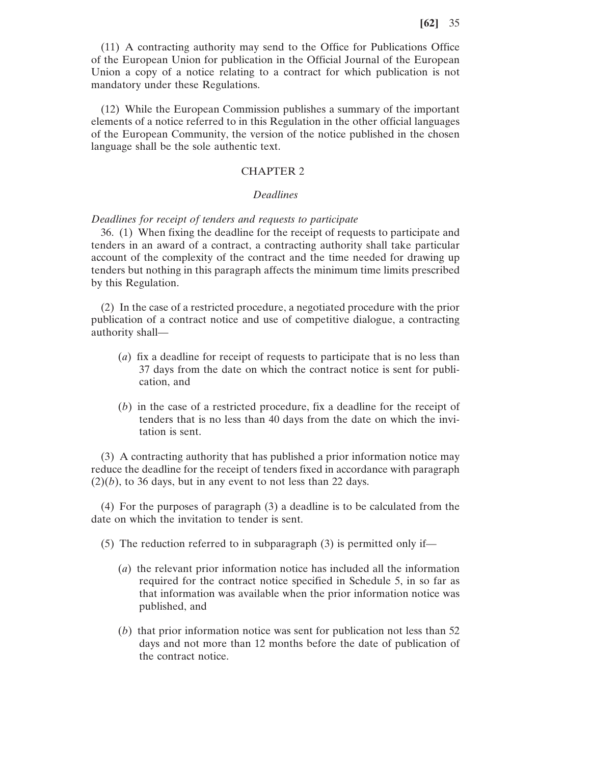(11) A contracting authority may send to the Office for Publications Office of the European Union for publication in the Official Journal of the European Union a copy of a notice relating to a contract for which publication is not mandatory under these Regulations.

(12) While the European Commission publishes a summary of the important elements of a notice referred to in this Regulation in the other official languages of the European Community, the version of the notice published in the chosen language shall be the sole authentic text.

## CHAPTER 2

### *Deadlines*

*Deadlines for receipt of tenders and requests to participate*

36. (1) When fixing the deadline for the receipt of requests to participate and tenders in an award of a contract, a contracting authority shall take particular account of the complexity of the contract and the time needed for drawing up tenders but nothing in this paragraph affects the minimum time limits prescribed by this Regulation.

(2) In the case of a restricted procedure, a negotiated procedure with the prior publication of a contract notice and use of competitive dialogue, a contracting authority shall—

(*a*) fix a deadline for receipt of requests to participate that is no less than 37 days from the date on which the contract notice is sent for publication, and

(*b*) in the case of a restricted procedure, fix a deadline for the receipt of tenders that is no less than 40 days from the date on which the invitation is sent.

(3) A contracting authority that has published a prior information notice may reduce the deadline for the receipt of tenders fixed in accordance with paragraph (2)(*b*), to 36 days, but in any event to not less than 22 days.

(4) For the purposes of paragraph (3) a deadline is to be calculated from the date on which the invitation to tender is sent.

(5) The reduction referred to in subparagraph (3) is permitted only if—

(*a*) the relevant prior information notice has included all the information required for the contract notice specified in Schedule 5, in so far as that information was available when the prior information notice was published, and

(*b*) that prior information notice was sent for publication not less than 52 days and not more than 12 months before the date of publication of the contract notice.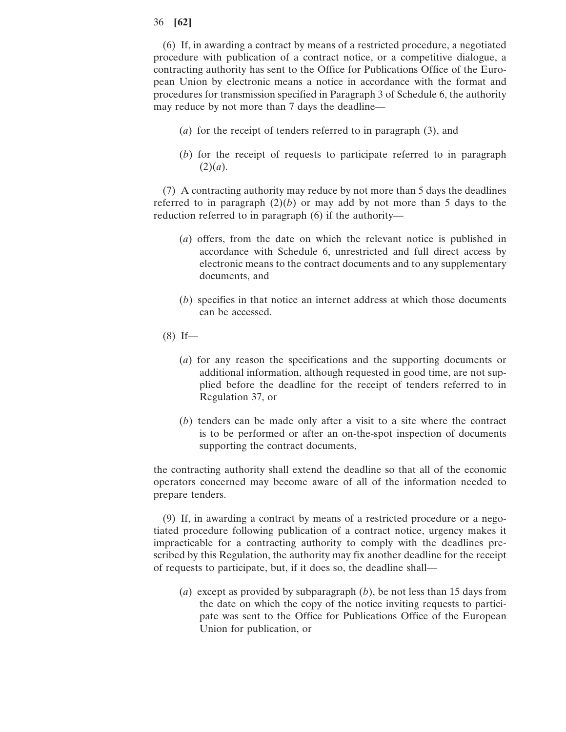(6) If, in awarding a contract by means of a restricted procedure, a negotiated procedure with publication of a contract notice, or a competitive dialogue, a contracting authority has sent to the Office for Publications Office of the European Union by electronic means a notice in accordance with the format and procedures for transmission specified in Paragraph 3 of Schedule 6, the authority may reduce by not more than 7 days the deadline—

(*a*) for the receipt of tenders referred to in paragraph (3), and

(*b*) for the receipt of requests to participate referred to in paragraph (2)(*a*).

(7) A contracting authority may reduce by not more than 5 days the deadlines referred to in paragraph (2)(*b*) or may add by not more than 5 days to the reduction referred to in paragraph (6) if the authority—

(*a*) offers, from the date on which the relevant notice is published in accordance with Schedule 6, unrestricted and full direct access by electronic means to the contract documents and to any supplementary documents, and

(*b*) specifies in that notice an internet address at which those documents can be accessed.

(8) If—

(*a*) for any reason the specifications and the supporting documents or additional information, although requested in good time, are not supplied before the deadline for the receipt of tenders referred to in Regulation 37, or

(*b*) tenders can be made only after a visit to a site where the contract is to be performed or after an on-the-spot inspection of documents supporting the contract documents,

the contracting authority shall extend the deadline so that all of the economic operators concerned may become aware of all of the information needed to prepare tenders.

(9) If, in awarding a contract by means of a restricted procedure or a negotiated procedure following publication of a contract notice, urgency makes it impracticable for a contracting authority to comply with the deadlines prescribed by this Regulation, the authority may fix another deadline for the receipt of requests to participate, but, if it does so, the deadline shall—

(*a*) except as provided by subparagraph (*b*), be not less than 15 days from the date on which the copy of the notice inviting requests to participate was sent to the Office for Publications Office of the European Union for publication, or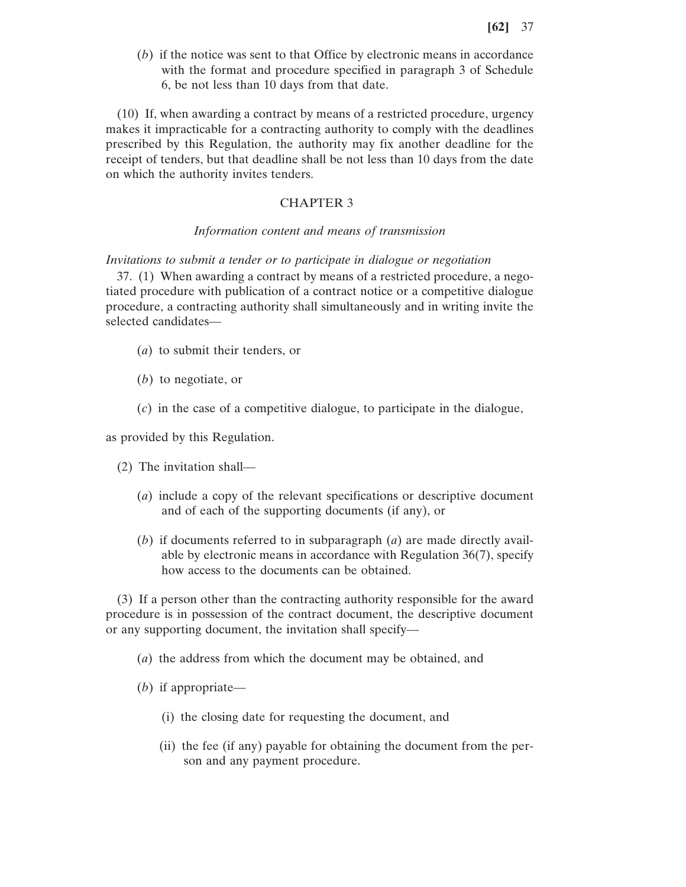(*b*) if the notice was sent to that Office by electronic means in accordance with the format and procedure specified in paragraph 3 of Schedule 6, be not less than 10 days from that date.

(10) If, when awarding a contract by means of a restricted procedure, urgency makes it impracticable for a contracting authority to comply with the deadlines prescribed by this Regulation, the authority may fix another deadline for the receipt of tenders, but that deadline shall be not less than 10 days from the date on which the authority invites tenders.

## CHAPTER 3

*Information content and means of transmission*

*Invitations to submit a tender or to participate in dialogue or negotiation*

37. (1) When awarding a contract by means of a restricted procedure, a negotiated procedure with publication of a contract notice or a competitive dialogue procedure, a contracting authority shall simultaneously and in writing invite the selected candidates—

(*a*) to submit their tenders, or

(*b*) to negotiate, or

(*c*) in the case of a competitive dialogue, to participate in the dialogue,

as provided by this Regulation.

(2) The invitation shall—

(*a*) include a copy of the relevant specifications or descriptive document and of each of the supporting documents (if any), or

(*b*) if documents referred to in subparagraph (*a*) are made directly available by electronic means in accordance with Regulation 36(7), specify how access to the documents can be obtained.

(3) If a person other than the contracting authority responsible for the award procedure is in possession of the contract document, the descriptive document or any supporting document, the invitation shall specify—

(*a*) the address from which the document may be obtained, and

(*b*) if appropriate—

(i) the closing date for requesting the document, and

(ii) the fee (if any) payable for obtaining the document from the person and any payment procedure.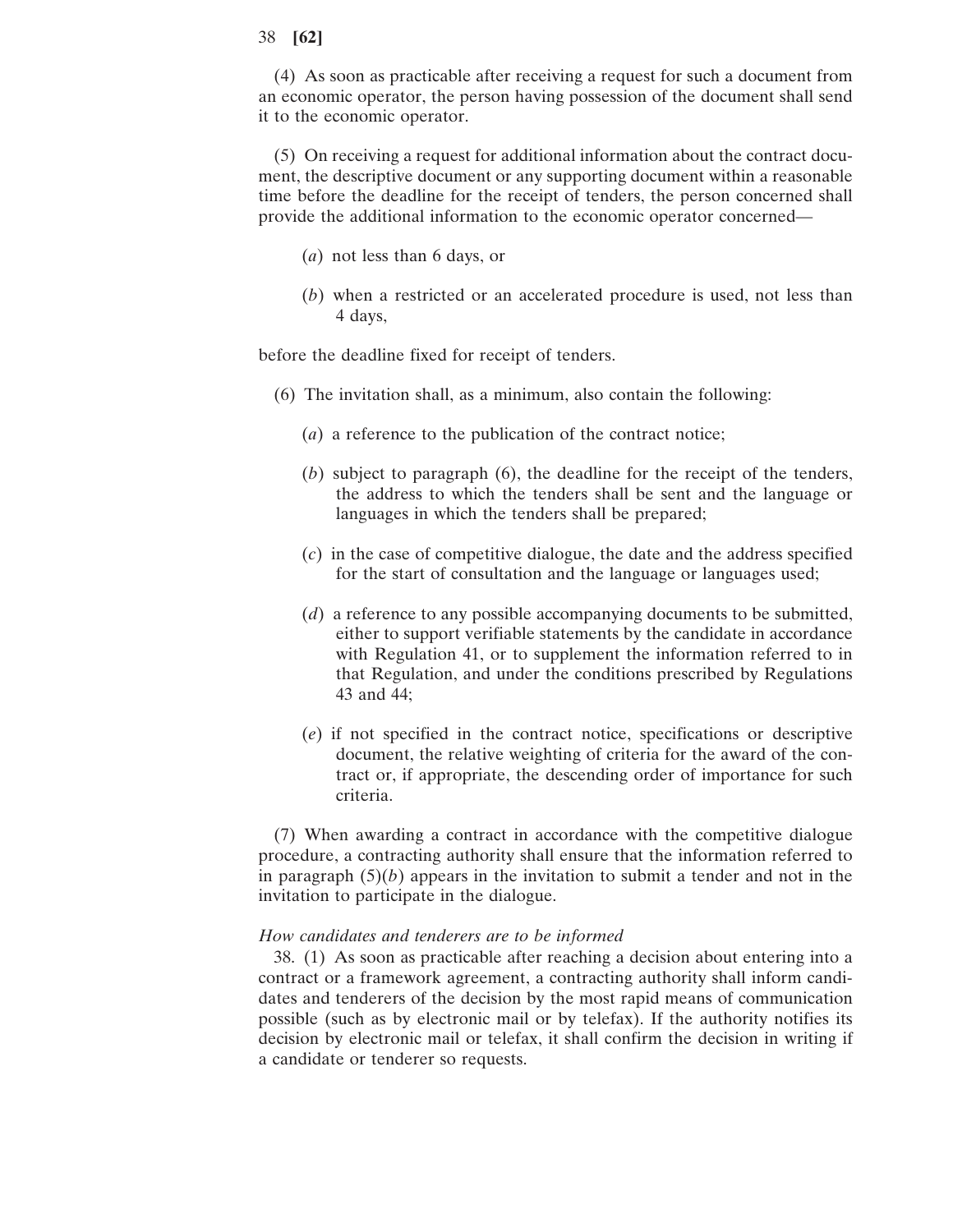(4) As soon as practicable after receiving a request for such a document from an economic operator, the person having possession of the document shall send it to the economic operator.

(5) On receiving a request for additional information about the contract document, the descriptive document or any supporting document within a reasonable time before the deadline for the receipt of tenders, the person concerned shall provide the additional information to the economic operator concerned—

(*a*) not less than 6 days, or

(*b*) when a restricted or an accelerated procedure is used, not less than 4 days,

before the deadline fixed for receipt of tenders.

(6) The invitation shall, as a minimum, also contain the following:

(*a*) a reference to the publication of the contract notice;

(*b*) subject to paragraph (6), the deadline for the receipt of the tenders, the address to which the tenders shall be sent and the language or languages in which the tenders shall be prepared;

(*c*) in the case of competitive dialogue, the date and the address specified for the start of consultation and the language or languages used;

(*d*) a reference to any possible accompanying documents to be submitted, either to support verifiable statements by the candidate in accordance with Regulation 41, or to supplement the information referred to in that Regulation, and under the conditions prescribed by Regulations 43 and 44;

(*e*) if not specified in the contract notice, specifications or descriptive document, the relative weighting of criteria for the award of the contract or, if appropriate, the descending order of importance for such criteria.

(7) When awarding a contract in accordance with the competitive dialogue procedure, a contracting authority shall ensure that the information referred to in paragraph (5)(*b*) appears in the invitation to submit a tender and not in the invitation to participate in the dialogue.

*How candidates and tenderers are to be informed*

38. (1) As soon as practicable after reaching a decision about entering into a contract or a framework agreement, a contracting authority shall inform candidates and tenderers of the decision by the most rapid means of communication possible (such as by electronic mail or by telefax). If the authority notifies its decision by electronic mail or telefax, it shall confirm the decision in writing if a candidate or tenderer so requests.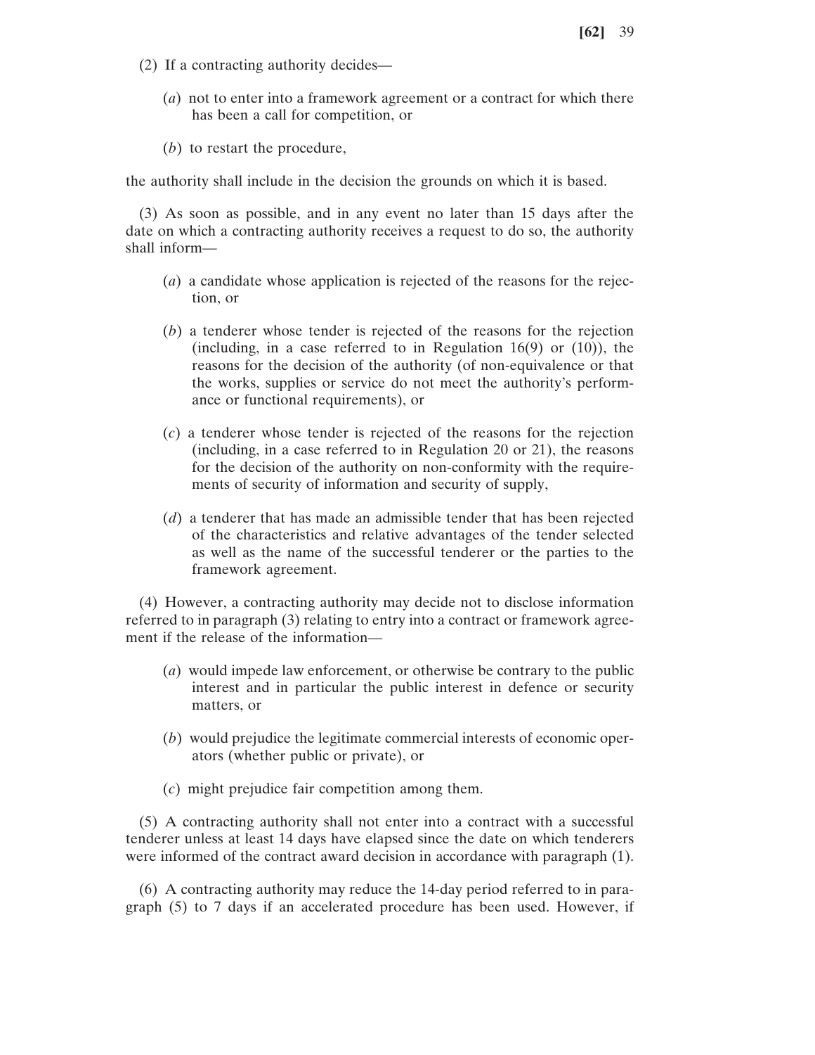(2) If a contracting authority decides—

(*a*) not to enter into a framework agreement or a contract for which there has been a call for competition, or

(*b*) to restart the procedure,

the authority shall include in the decision the grounds on which it is based.

(3) As soon as possible, and in any event no later than 15 days after the date on which a contracting authority receives a request to do so, the authority shall inform—

(*a*) a candidate whose application is rejected of the reasons for the rejection, or

(*b*) a tenderer whose tender is rejected of the reasons for the rejection (including, in a case referred to in Regulation 16(9) or (10)), the reasons for the decision of the authority (of non-equivalence or that the works, supplies or service do not meet the authority's performance or functional requirements), or

(*c*) a tenderer whose tender is rejected of the reasons for the rejection (including, in a case referred to in Regulation 20 or 21), the reasons for the decision of the authority on non-conformity with the requirements of security of information and security of supply,

(*d*) a tenderer that has made an admissible tender that has been rejected of the characteristics and relative advantages of the tender selected as well as the name of the successful tenderer or the parties to the framework agreement.

(4) However, a contracting authority may decide not to disclose information referred to in paragraph (3) relating to entry into a contract or framework agreement if the release of the information—

(*a*) would impede law enforcement, or otherwise be contrary to the public interest and in particular the public interest in defence or security matters, or

(*b*) would prejudice the legitimate commercial interests of economic operators (whether public or private), or

(*c*) might prejudice fair competition among them.

(5) A contracting authority shall not enter into a contract with a successful tenderer unless at least 14 days have elapsed since the date on which tenderers were informed of the contract award decision in accordance with paragraph (1).

(6) A contracting authority may reduce the 14-day period referred to in paragraph (5) to 7 days if an accelerated procedure has been used. However, if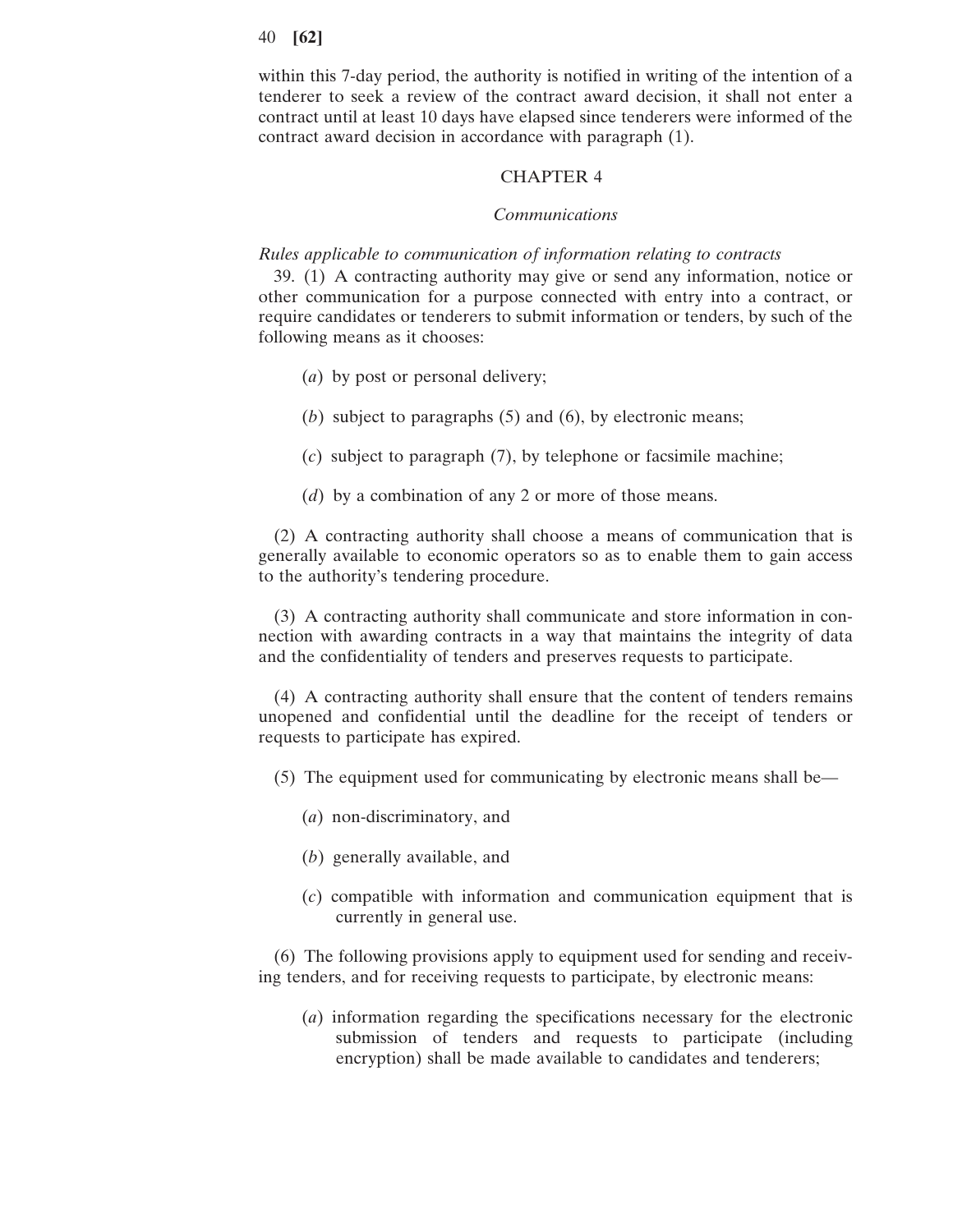within this 7-day period, the authority is notified in writing of the intention of a tenderer to seek a review of the contract award decision, it shall not enter a contract until at least 10 days have elapsed since tenderers were informed of the contract award decision in accordance with paragraph (1).

## CHAPTER 4

### *Communications*

*Rules applicable to communication of information relating to contracts*

39. (1) A contracting authority may give or send any information, notice or other communication for a purpose connected with entry into a contract, or require candidates or tenderers to submit information or tenders, by such of the following means as it chooses:

(*a*) by post or personal delivery;

(*b*) subject to paragraphs (5) and (6), by electronic means;

(*c*) subject to paragraph (7), by telephone or facsimile machine;

(*d*) by a combination of any 2 or more of those means.

(2) A contracting authority shall choose a means of communication that is generally available to economic operators so as to enable them to gain access to the authority's tendering procedure.

(3) A contracting authority shall communicate and store information in connection with awarding contracts in a way that maintains the integrity of data and the confidentiality of tenders and preserves requests to participate.

(4) A contracting authority shall ensure that the content of tenders remains unopened and confidential until the deadline for the receipt of tenders or requests to participate has expired.

(5) The equipment used for communicating by electronic means shall be—

(*a*) non-discriminatory, and

(*b*) generally available, and

(*c*) compatible with information and communication equipment that is currently in general use.

(6) The following provisions apply to equipment used for sending and receiving tenders, and for receiving requests to participate, by electronic means:

(*a*) information regarding the specifications necessary for the electronic submission of tenders and requests to participate (including encryption) shall be made available to candidates and tenderers;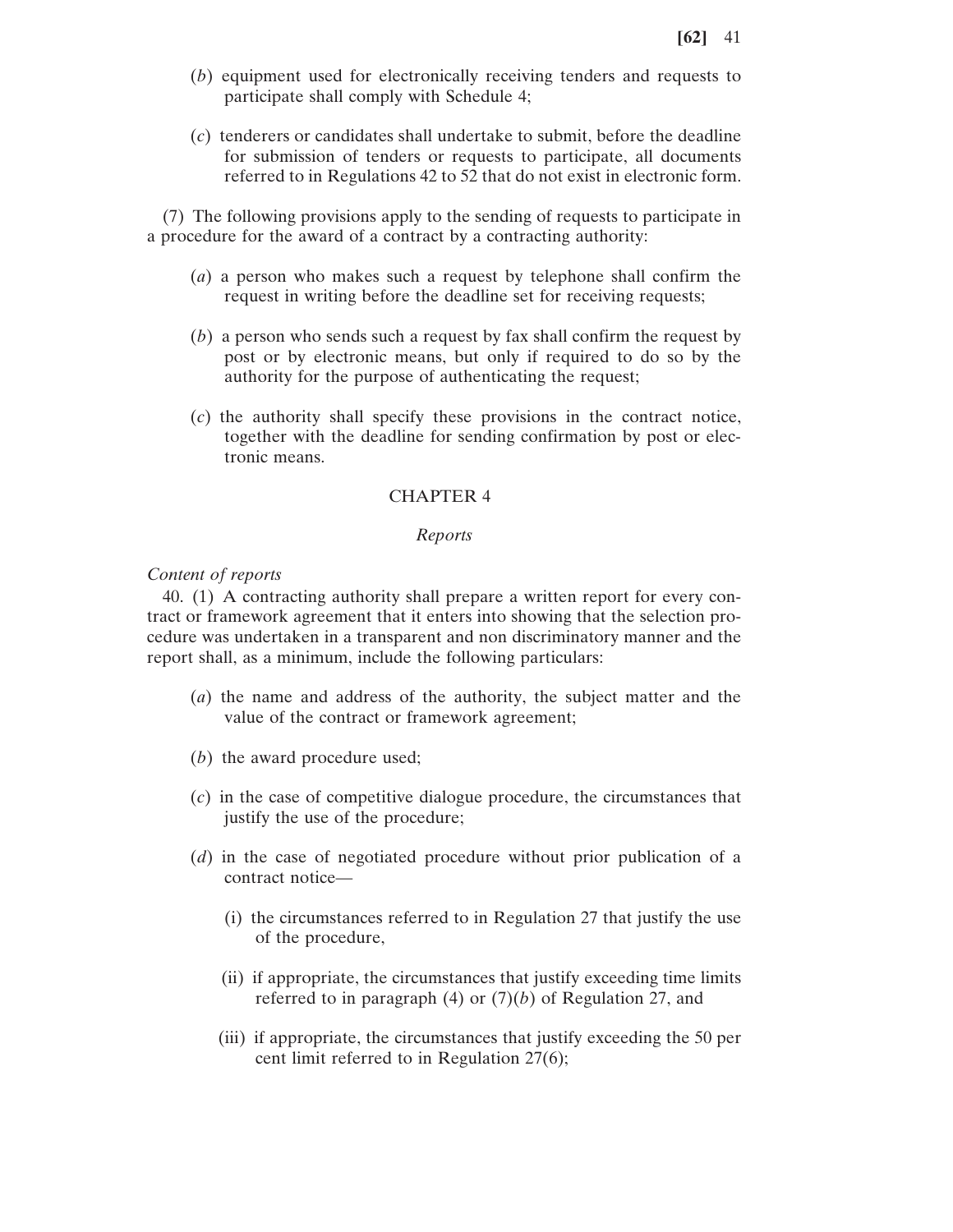(*b*) equipment used for electronically receiving tenders and requests to participate shall comply with Schedule 4;

(*c*) tenderers or candidates shall undertake to submit, before the deadline for submission of tenders or requests to participate, all documents referred to in Regulations 42 to 52 that do not exist in electronic form.

(7) The following provisions apply to the sending of requests to participate in a procedure for the award of a contract by a contracting authority:

(*a*) a person who makes such a request by telephone shall confirm the request in writing before the deadline set for receiving requests;

(*b*) a person who sends such a request by fax shall confirm the request by post or by electronic means, but only if required to do so by the authority for the purpose of authenticating the request;

(*c*) the authority shall specify these provisions in the contract notice, together with the deadline for sending confirmation by post or electronic means.

## CHAPTER 4

### *Reports*

*Content of reports*

40. (1) A contracting authority shall prepare a written report for every contract or framework agreement that it enters into showing that the selection procedure was undertaken in a transparent and non discriminatory manner and the report shall, as a minimum, include the following particulars:

(*a*) the name and address of the authority, the subject matter and the value of the contract or framework agreement;

(*b*) the award procedure used;

(*c*) in the case of competitive dialogue procedure, the circumstances that justify the use of the procedure;

(*d*) in the case of negotiated procedure without prior publication of a contract notice—

(i) the circumstances referred to in Regulation 27 that justify the use of the procedure,

(ii) if appropriate, the circumstances that justify exceeding time limits referred to in paragraph (4) or (7)(*b*) of Regulation 27, and

(iii) if appropriate, the circumstances that justify exceeding the 50 per cent limit referred to in Regulation 27(6);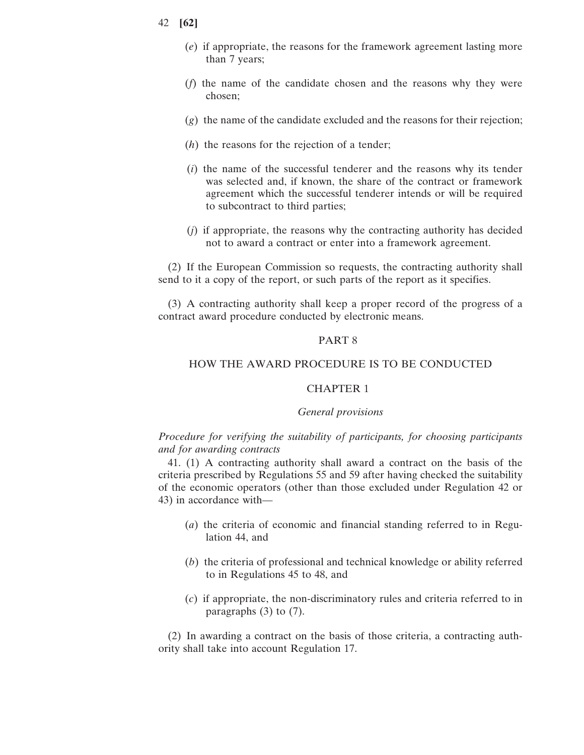(*e*) if appropriate, the reasons for the framework agreement lasting more than 7 years;

(*f*) the name of the candidate chosen and the reasons why they were chosen;

(*g*) the name of the candidate excluded and the reasons for their rejection;

(*h*) the reasons for the rejection of a tender;

(*i*) the name of the successful tenderer and the reasons why its tender was selected and, if known, the share of the contract or framework agreement which the successful tenderer intends or will be required to subcontract to third parties;

(*j*) if appropriate, the reasons why the contracting authority has decided not to award a contract or enter into a framework agreement.

(2) If the European Commission so requests, the contracting authority shall send to it a copy of the report, or such parts of the report as it specifies.

(3) A contracting authority shall keep a proper record of the progress of a contract award procedure conducted by electronic means.

## PART 8

## HOW THE AWARD PROCEDURE IS TO BE CONDUCTED

### CHAPTER 1

### *General provisions*

*Procedure for verifying the suitability of participants, for choosing participants and for awarding contracts*

41. (1) A contracting authority shall award a contract on the basis of the criteria prescribed by Regulations 55 and 59 after having checked the suitability of the economic operators (other than those excluded under Regulation 42 or 43) in accordance with—

(*a*) the criteria of economic and financial standing referred to in Regulation 44, and

(*b*) the criteria of professional and technical knowledge or ability referred to in Regulations 45 to 48, and

(*c*) if appropriate, the non-discriminatory rules and criteria referred to in paragraphs (3) to (7).

(2) In awarding a contract on the basis of those criteria, a contracting authority shall take into account Regulation 17.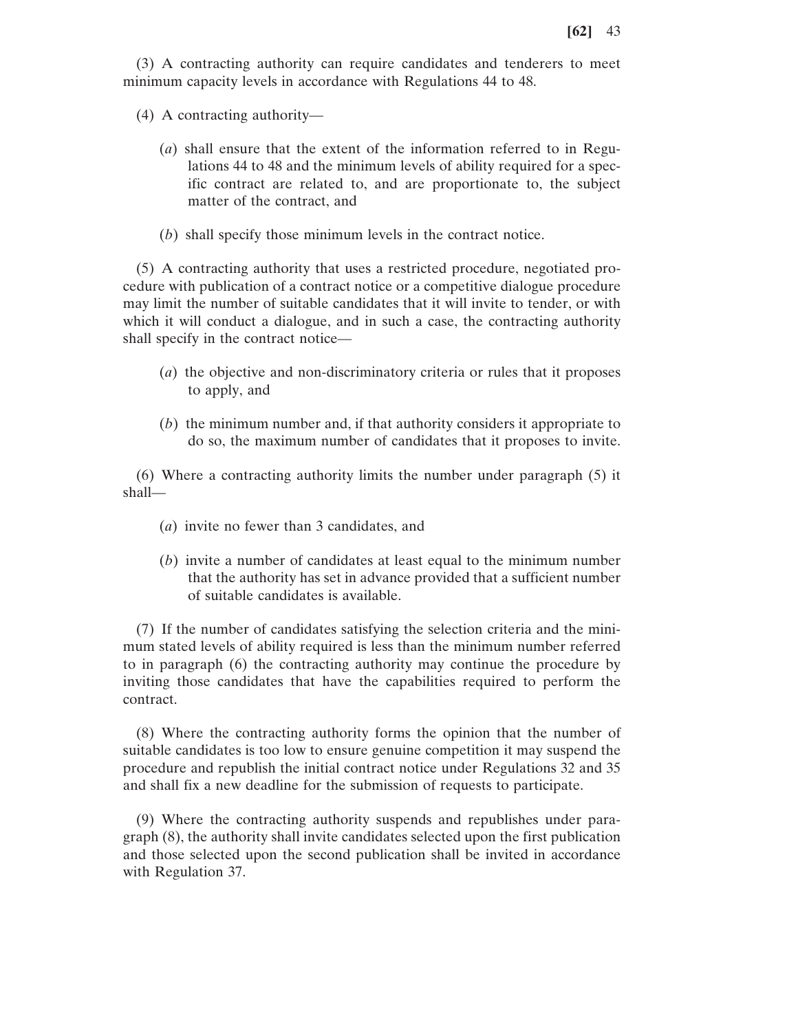(3) A contracting authority can require candidates and tenderers to meet minimum capacity levels in accordance with Regulations 44 to 48.

(4) A contracting authority—

(*a*) shall ensure that the extent of the information referred to in Regulations 44 to 48 and the minimum levels of ability required for a specific contract are related to, and are proportionate to, the subject matter of the contract, and

(*b*) shall specify those minimum levels in the contract notice.

(5) A contracting authority that uses a restricted procedure, negotiated procedure with publication of a contract notice or a competitive dialogue procedure may limit the number of suitable candidates that it will invite to tender, or with which it will conduct a dialogue, and in such a case, the contracting authority shall specify in the contract notice—

(*a*) the objective and non-discriminatory criteria or rules that it proposes to apply, and

(*b*) the minimum number and, if that authority considers it appropriate to do so, the maximum number of candidates that it proposes to invite.

(6) Where a contracting authority limits the number under paragraph (5) it shall—

(*a*) invite no fewer than 3 candidates, and

(*b*) invite a number of candidates at least equal to the minimum number that the authority has set in advance provided that a sufficient number of suitable candidates is available.

(7) If the number of candidates satisfying the selection criteria and the minimum stated levels of ability required is less than the minimum number referred to in paragraph (6) the contracting authority may continue the procedure by inviting those candidates that have the capabilities required to perform the contract.

(8) Where the contracting authority forms the opinion that the number of suitable candidates is too low to ensure genuine competition it may suspend the procedure and republish the initial contract notice under Regulations 32 and 35 and shall fix a new deadline for the submission of requests to participate.

(9) Where the contracting authority suspends and republishes under paragraph (8), the authority shall invite candidates selected upon the first publication and those selected upon the second publication shall be invited in accordance with Regulation 37.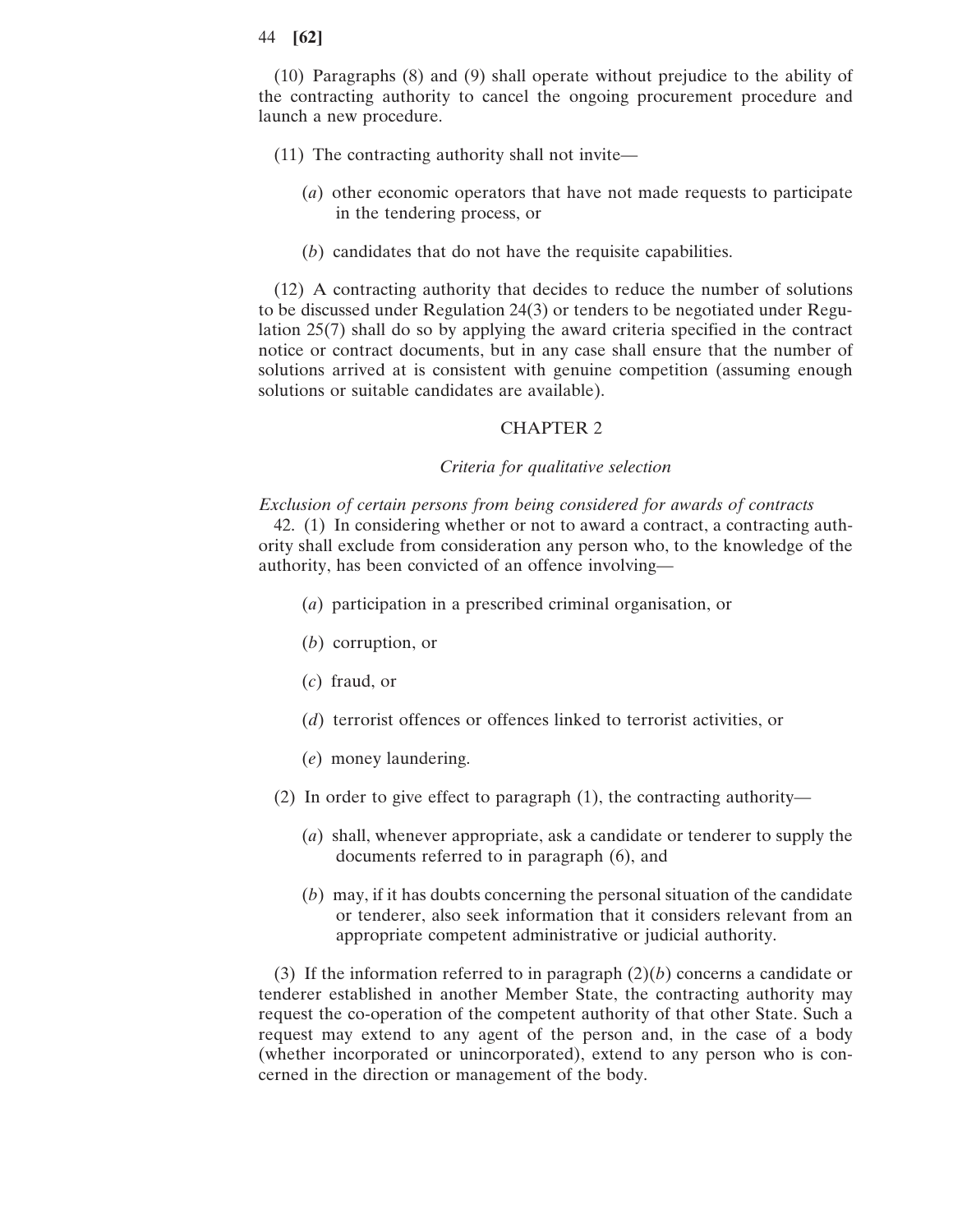(10) Paragraphs (8) and (9) shall operate without prejudice to the ability of the contracting authority to cancel the ongoing procurement procedure and launch a new procedure.

(11) The contracting authority shall not invite—

(*a*) other economic operators that have not made requests to participate in the tendering process, or

(*b*) candidates that do not have the requisite capabilities.

(12) A contracting authority that decides to reduce the number of solutions to be discussed under Regulation 24(3) or tenders to be negotiated under Regulation 25(7) shall do so by applying the award criteria specified in the contract notice or contract documents, but in any case shall ensure that the number of solutions arrived at is consistent with genuine competition (assuming enough solutions or suitable candidates are available).

## CHAPTER 2

### *Criteria for qualitative selection*

*Exclusion of certain persons from being considered for awards of contracts*

42. (1) In considering whether or not to award a contract, a contracting authority shall exclude from consideration any person who, to the knowledge of the authority, has been convicted of an offence involving—

(*a*) participation in a prescribed criminal organisation, or

(*b*) corruption, or

(*c*) fraud, or

(*d*) terrorist offences or offences linked to terrorist activities, or

(*e*) money laundering.

(2) In order to give effect to paragraph (1), the contracting authority—

(*a*) shall, whenever appropriate, ask a candidate or tenderer to supply the documents referred to in paragraph (6), and

(*b*) may, if it has doubts concerning the personal situation of the candidate or tenderer, also seek information that it considers relevant from an appropriate competent administrative or judicial authority.

(3) If the information referred to in paragraph (2)(*b*) concerns a candidate or tenderer established in another Member State, the contracting authority may request the co-operation of the competent authority of that other State. Such a request may extend to any agent of the person and, in the case of a body (whether incorporated or unincorporated), extend to any person who is concerned in the direction or management of the body.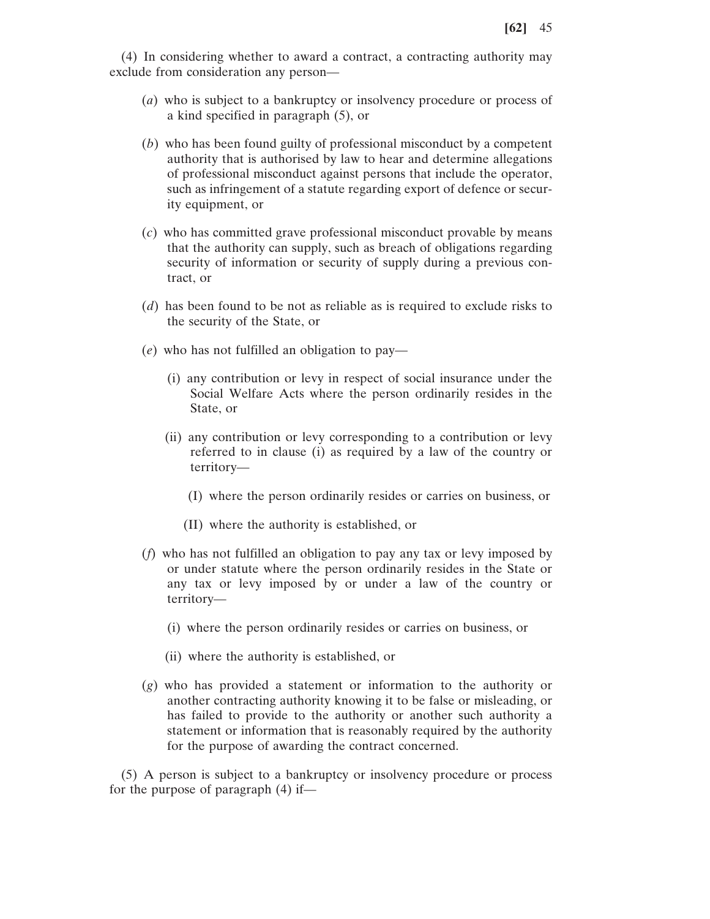(4) In considering whether to award a contract, a contracting authority may exclude from consideration any person—

(*a*) who is subject to a bankruptcy or insolvency procedure or process of a kind specified in paragraph (5), or

(*b*) who has been found guilty of professional misconduct by a competent authority that is authorised by law to hear and determine allegations of professional misconduct against persons that include the operator, such as infringement of a statute regarding export of defence or security equipment, or

(*c*) who has committed grave professional misconduct provable by means that the authority can supply, such as breach of obligations regarding security of information or security of supply during a previous contract, or

(*d*) has been found to be not as reliable as is required to exclude risks to the security of the State, or

(*e*) who has not fulfilled an obligation to pay—

(i) any contribution or levy in respect of social insurance under the Social Welfare Acts where the person ordinarily resides in the State, or

(ii) any contribution or levy corresponding to a contribution or levy referred to in clause (i) as required by a law of the country or territory—

(I) where the person ordinarily resides or carries on business, or

(II) where the authority is established, or

(*f*) who has not fulfilled an obligation to pay any tax or levy imposed by or under statute where the person ordinarily resides in the State or any tax or levy imposed by or under a law of the country or territory—

(i) where the person ordinarily resides or carries on business, or

(ii) where the authority is established, or

(*g*) who has provided a statement or information to the authority or another contracting authority knowing it to be false or misleading, or has failed to provide to the authority or another such authority a statement or information that is reasonably required by the authority for the purpose of awarding the contract concerned.

(5) A person is subject to a bankruptcy or insolvency procedure or process for the purpose of paragraph (4) if—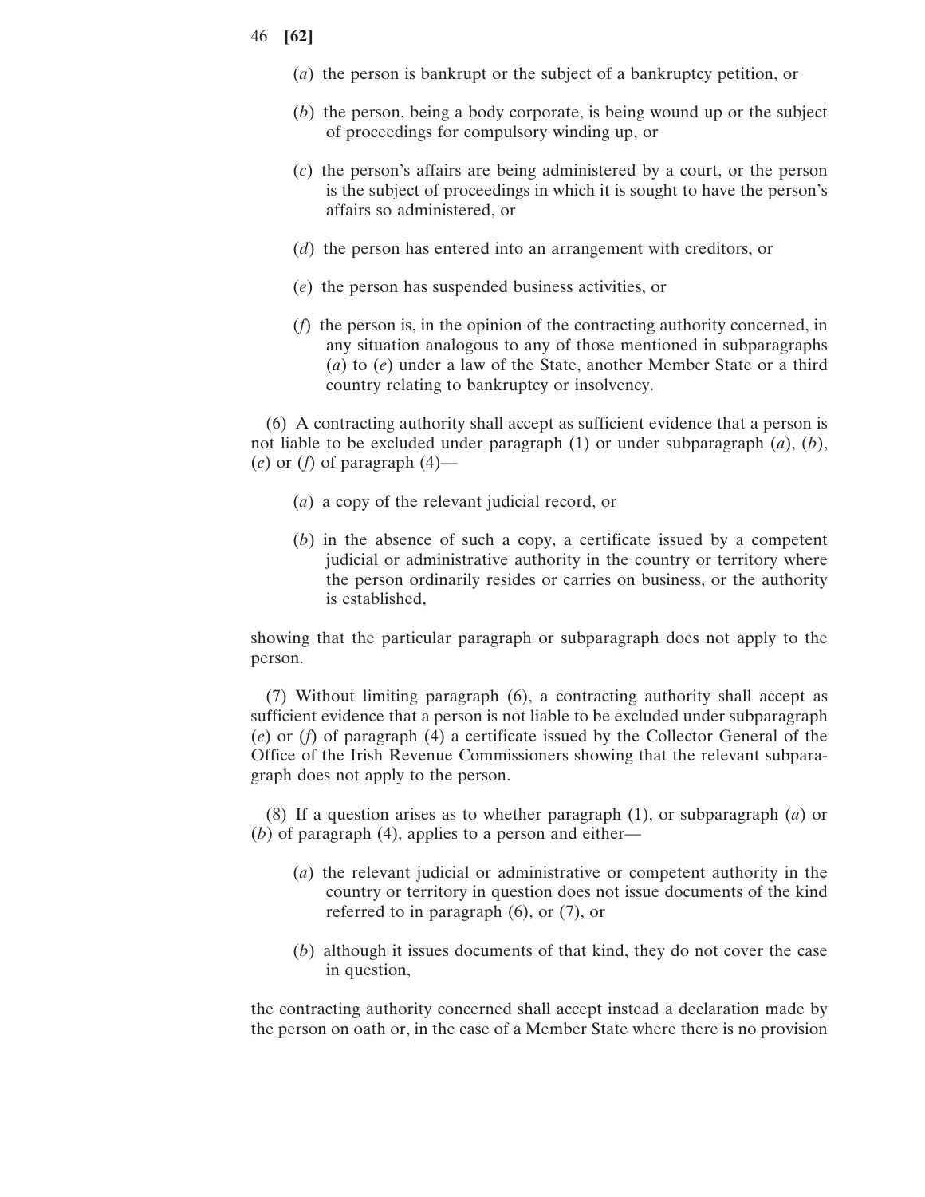(*a*) the person is bankrupt or the subject of a bankruptcy petition, or

(*b*) the person, being a body corporate, is being wound up or the subject of proceedings for compulsory winding up, or

(*c*) the person's affairs are being administered by a court, or the person is the subject of proceedings in which it is sought to have the person's affairs so administered, or

(*d*) the person has entered into an arrangement with creditors, or

(*e*) the person has suspended business activities, or

(*f*) the person is, in the opinion of the contracting authority concerned, in any situation analogous to any of those mentioned in subparagraphs (*a*) to (*e*) under a law of the State, another Member State or a third country relating to bankruptcy or insolvency.

(6) A contracting authority shall accept as sufficient evidence that a person is not liable to be excluded under paragraph (1) or under subparagraph (*a*), (*b*), (*e*) or (*f*) of paragraph (4)—

(*a*) a copy of the relevant judicial record, or

(*b*) in the absence of such a copy, a certificate issued by a competent judicial or administrative authority in the country or territory where the person ordinarily resides or carries on business, or the authority is established,

showing that the particular paragraph or subparagraph does not apply to the person.

(7) Without limiting paragraph (6), a contracting authority shall accept as sufficient evidence that a person is not liable to be excluded under subparagraph (*e*) or (*f*) of paragraph (4) a certificate issued by the Collector General of the Office of the Irish Revenue Commissioners showing that the relevant subparagraph does not apply to the person.

(8) If a question arises as to whether paragraph (1), or subparagraph (*a*) or (*b*) of paragraph (4), applies to a person and either—

(*a*) the relevant judicial or administrative or competent authority in the country or territory in question does not issue documents of the kind referred to in paragraph (6), or (7), or

(*b*) although it issues documents of that kind, they do not cover the case in question,

the contracting authority concerned shall accept instead a declaration made by the person on oath or, in the case of a Member State where there is no provision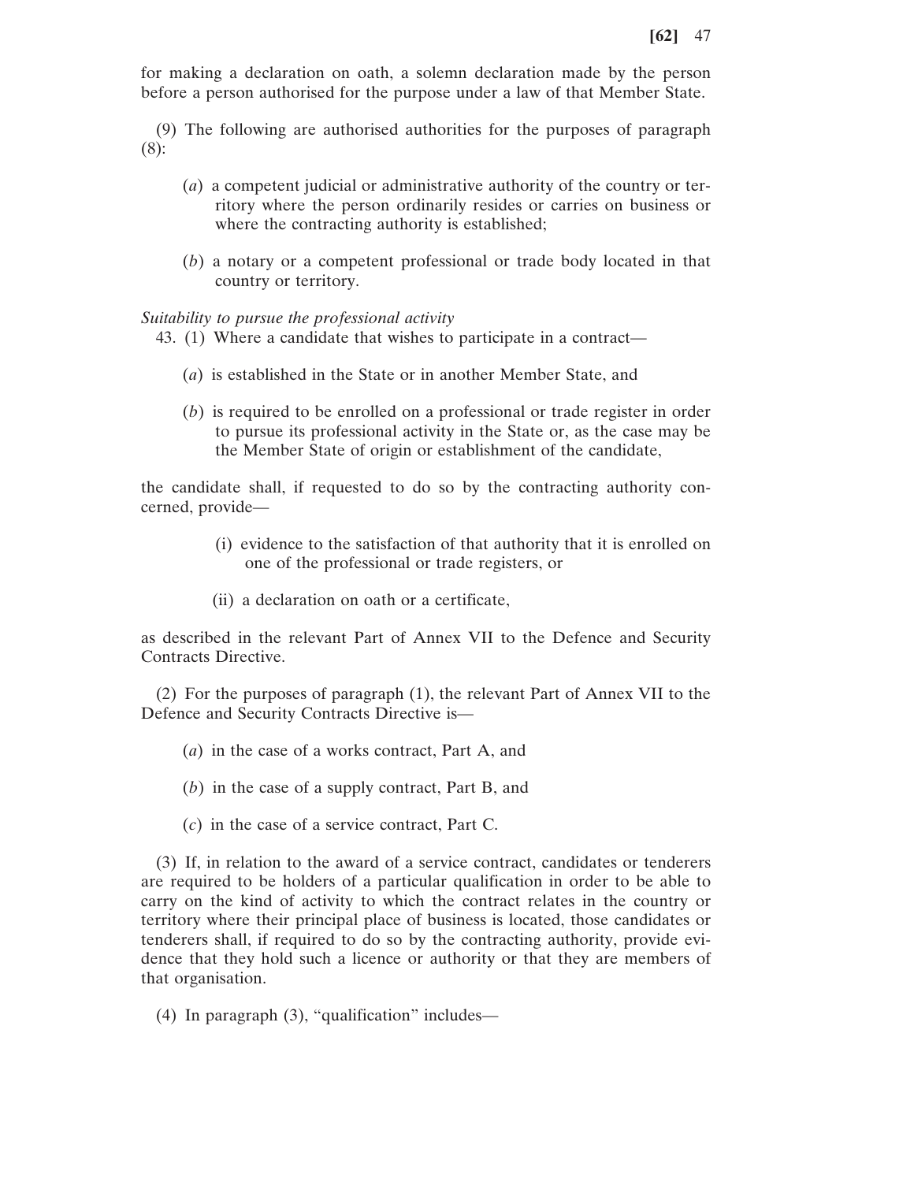for making a declaration on oath, a solemn declaration made by the person before a person authorised for the purpose under a law of that Member State.

(9) The following are authorised authorities for the purposes of paragraph (8):

(*a*) a competent judicial or administrative authority of the country or territory where the person ordinarily resides or carries on business or where the contracting authority is established;

(*b*) a notary or a competent professional or trade body located in that country or territory.

*Suitability to pursue the professional activity*

43. (1) Where a candidate that wishes to participate in a contract—

(*a*) is established in the State or in another Member State, and

(*b*) is required to be enrolled on a professional or trade register in order to pursue its professional activity in the State or, as the case may be the Member State of origin or establishment of the candidate,

the candidate shall, if requested to do so by the contracting authority concerned, provide—

(i) evidence to the satisfaction of that authority that it is enrolled on one of the professional or trade registers, or

(ii) a declaration on oath or a certificate,

as described in the relevant Part of Annex VII to the Defence and Security Contracts Directive.

(2) For the purposes of paragraph (1), the relevant Part of Annex VII to the Defence and Security Contracts Directive is—

(*a*) in the case of a works contract, Part A, and

(*b*) in the case of a supply contract, Part B, and

(*c*) in the case of a service contract, Part C.

(3) If, in relation to the award of a service contract, candidates or tenderers are required to be holders of a particular qualification in order to be able to carry on the kind of activity to which the contract relates in the country or territory where their principal place of business is located, those candidates or tenderers shall, if required to do so by the contracting authority, provide evidence that they hold such a licence or authority or that they are members of that organisation.

(4) In paragraph (3), "qualification" includes—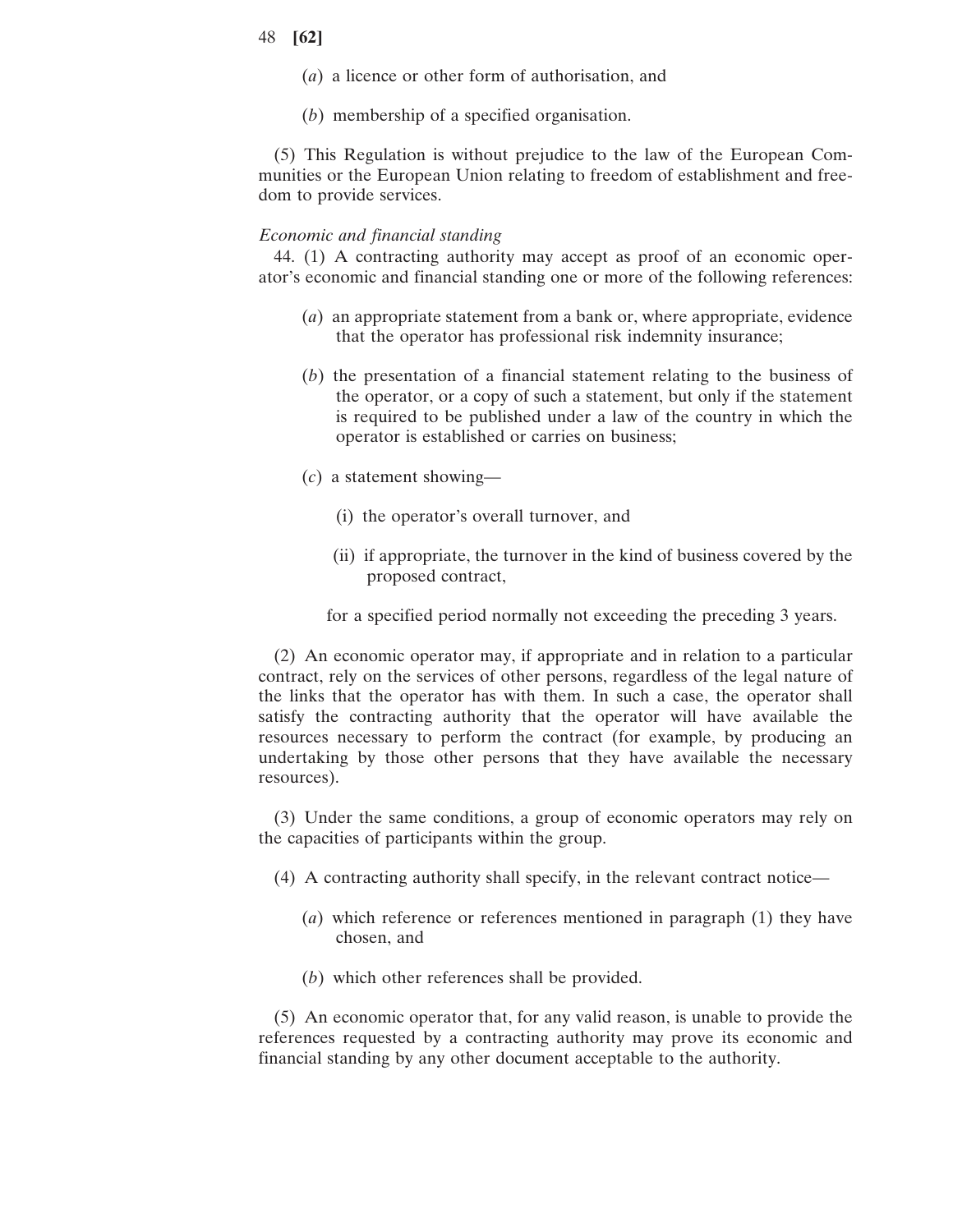(*a*) a licence or other form of authorisation, and

(*b*) membership of a specified organisation.

(5) This Regulation is without prejudice to the law of the European Communities or the European Union relating to freedom of establishment and freedom to provide services.

*Economic and financial standing*

44. (1) A contracting authority may accept as proof of an economic operator's economic and financial standing one or more of the following references:

(*a*) an appropriate statement from a bank or, where appropriate, evidence that the operator has professional risk indemnity insurance;

(*b*) the presentation of a financial statement relating to the business of the operator, or a copy of such a statement, but only if the statement is required to be published under a law of the country in which the operator is established or carries on business;

(*c*) a statement showing—

(i) the operator's overall turnover, and

(ii) if appropriate, the turnover in the kind of business covered by the proposed contract,

for a specified period normally not exceeding the preceding 3 years.

(2) An economic operator may, if appropriate and in relation to a particular contract, rely on the services of other persons, regardless of the legal nature of the links that the operator has with them. In such a case, the operator shall satisfy the contracting authority that the operator will have available the resources necessary to perform the contract (for example, by producing an undertaking by those other persons that they have available the necessary resources).

(3) Under the same conditions, a group of economic operators may rely on the capacities of participants within the group.

(4) A contracting authority shall specify, in the relevant contract notice—

(*a*) which reference or references mentioned in paragraph (1) they have chosen, and

(*b*) which other references shall be provided.

(5) An economic operator that, for any valid reason, is unable to provide the references requested by a contracting authority may prove its economic and financial standing by any other document acceptable to the authority.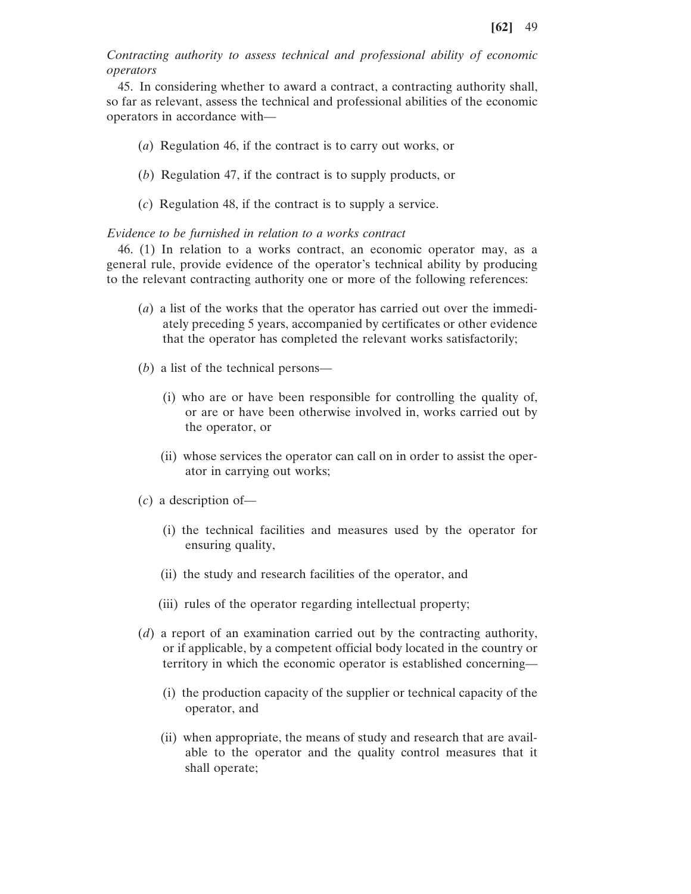*Contracting authority to assess technical and professional ability of economic operators*

45. In considering whether to award a contract, a contracting authority shall, so far as relevant, assess the technical and professional abilities of the economic operators in accordance with—

(*a*) Regulation 46, if the contract is to carry out works, or

(*b*) Regulation 47, if the contract is to supply products, or

(*c*) Regulation 48, if the contract is to supply a service.

*Evidence to be furnished in relation to a works contract*

46. (1) In relation to a works contract, an economic operator may, as a general rule, provide evidence of the operator's technical ability by producing to the relevant contracting authority one or more of the following references:

(*a*) a list of the works that the operator has carried out over the immediately preceding 5 years, accompanied by certificates or other evidence that the operator has completed the relevant works satisfactorily;

(*b*) a list of the technical persons—

(i) who are or have been responsible for controlling the quality of, or are or have been otherwise involved in, works carried out by the operator, or

(ii) whose services the operator can call on in order to assist the operator in carrying out works;

(*c*) a description of—

(i) the technical facilities and measures used by the operator for ensuring quality,

(ii) the study and research facilities of the operator, and

(iii) rules of the operator regarding intellectual property;

(*d*) a report of an examination carried out by the contracting authority, or if applicable, by a competent official body located in the country or territory in which the economic operator is established concerning—

(i) the production capacity of the supplier or technical capacity of the operator, and

(ii) when appropriate, the means of study and research that are available to the operator and the quality control measures that it shall operate;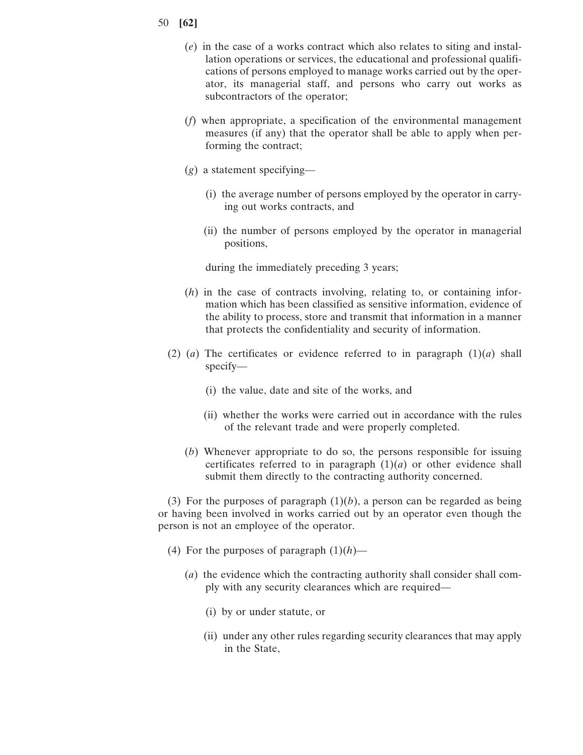(*e*) in the case of a works contract which also relates to siting and installation operations or services, the educational and professional qualifications of persons employed to manage works carried out by the operator, its managerial staff, and persons who carry out works as subcontractors of the operator;

(*f*) when appropriate, a specification of the environmental management measures (if any) that the operator shall be able to apply when performing the contract;

(*g*) a statement specifying—

(i) the average number of persons employed by the operator in carrying out works contracts, and

(ii) the number of persons employed by the operator in managerial positions,

during the immediately preceding 3 years;

(*h*) in the case of contracts involving, relating to, or containing information which has been classified as sensitive information, evidence of the ability to process, store and transmit that information in a manner that protects the confidentiality and security of information.

(2) (*a*) The certificates or evidence referred to in paragraph (1)(*a*) shall specify—

(i) the value, date and site of the works, and

(ii) whether the works were carried out in accordance with the rules of the relevant trade and were properly completed.

(*b*) Whenever appropriate to do so, the persons responsible for issuing certificates referred to in paragraph (1)(*a*) or other evidence shall submit them directly to the contracting authority concerned.

(3) For the purposes of paragraph (1)(*b*), a person can be regarded as being or having been involved in works carried out by an operator even though the person is not an employee of the operator.

(4) For the purposes of paragraph (1)(*h*)—

(*a*) the evidence which the contracting authority shall consider shall comply with any security clearances which are required—

(i) by or under statute, or

(ii) under any other rules regarding security clearances that may apply in the State,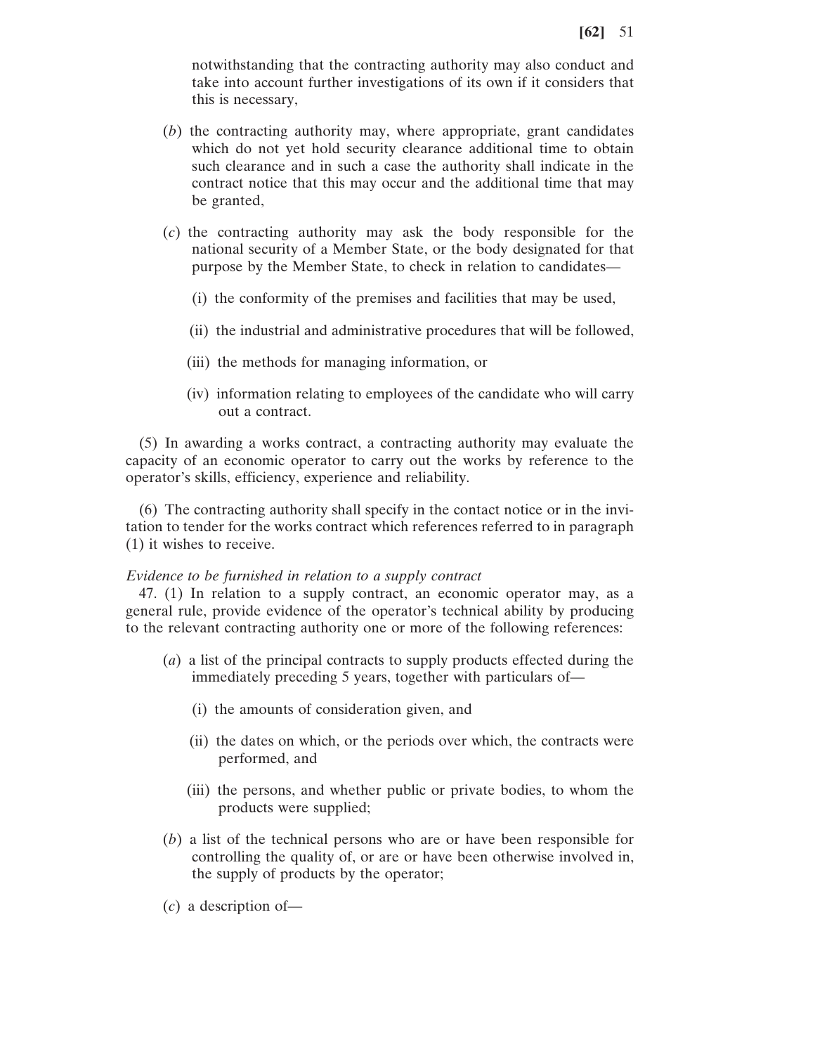notwithstanding that the contracting authority may also conduct and take into account further investigations of its own if it considers that this is necessary,

(*b*) the contracting authority may, where appropriate, grant candidates which do not yet hold security clearance additional time to obtain such clearance and in such a case the authority shall indicate in the contract notice that this may occur and the additional time that may be granted,

(*c*) the contracting authority may ask the body responsible for the national security of a Member State, or the body designated for that purpose by the Member State, to check in relation to candidates—

(i) the conformity of the premises and facilities that may be used,

(ii) the industrial and administrative procedures that will be followed,

(iii) the methods for managing information, or

(iv) information relating to employees of the candidate who will carry out a contract.

(5) In awarding a works contract, a contracting authority may evaluate the capacity of an economic operator to carry out the works by reference to the operator's skills, efficiency, experience and reliability.

(6) The contracting authority shall specify in the contact notice or in the invitation to tender for the works contract which references referred to in paragraph (1) it wishes to receive.

*Evidence to be furnished in relation to a supply contract*

47. (1) In relation to a supply contract, an economic operator may, as a general rule, provide evidence of the operator's technical ability by producing to the relevant contracting authority one or more of the following references:

(*a*) a list of the principal contracts to supply products effected during the immediately preceding 5 years, together with particulars of—

(i) the amounts of consideration given, and

(ii) the dates on which, or the periods over which, the contracts were performed, and

(iii) the persons, and whether public or private bodies, to whom the products were supplied;

(*b*) a list of the technical persons who are or have been responsible for controlling the quality of, or are or have been otherwise involved in, the supply of products by the operator;

(*c*) a description of—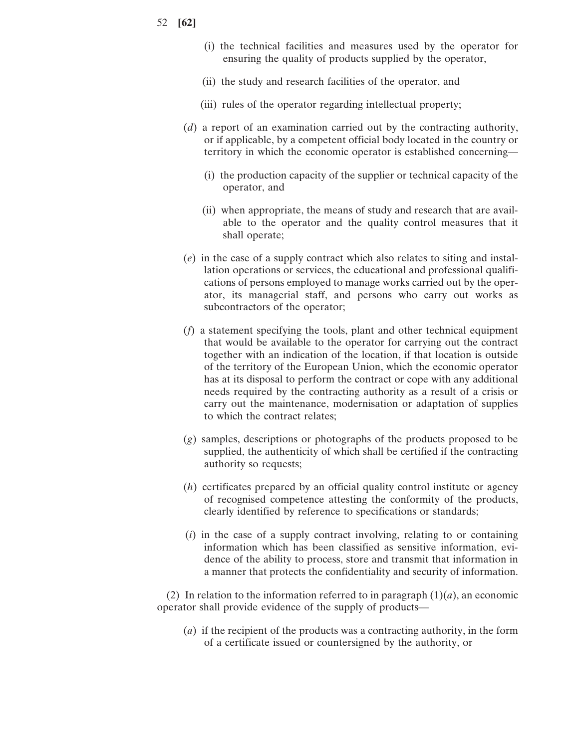(i) the technical facilities and measures used by the operator for ensuring the quality of products supplied by the operator,

(ii) the study and research facilities of the operator, and

(iii) rules of the operator regarding intellectual property;

(*d*) a report of an examination carried out by the contracting authority, or if applicable, by a competent official body located in the country or territory in which the economic operator is established concerning—

(i) the production capacity of the supplier or technical capacity of the operator, and

(ii) when appropriate, the means of study and research that are available to the operator and the quality control measures that it shall operate;

(*e*) in the case of a supply contract which also relates to siting and installation operations or services, the educational and professional qualifications of persons employed to manage works carried out by the operator, its managerial staff, and persons who carry out works as subcontractors of the operator;

(*f*) a statement specifying the tools, plant and other technical equipment that would be available to the operator for carrying out the contract together with an indication of the location, if that location is outside of the territory of the European Union, which the economic operator has at its disposal to perform the contract or cope with any additional needs required by the contracting authority as a result of a crisis or carry out the maintenance, modernisation or adaptation of supplies to which the contract relates;

(*g*) samples, descriptions or photographs of the products proposed to be supplied, the authenticity of which shall be certified if the contracting authority so requests;

(*h*) certificates prepared by an official quality control institute or agency of recognised competence attesting the conformity of the products, clearly identified by reference to specifications or standards;

(*i*) in the case of a supply contract involving, relating to or containing information which has been classified as sensitive information, evidence of the ability to process, store and transmit that information in a manner that protects the confidentiality and security of information.

(2) In relation to the information referred to in paragraph (1)(*a*), an economic operator shall provide evidence of the supply of products—

(*a*) if the recipient of the products was a contracting authority, in the form of a certificate issued or countersigned by the authority, or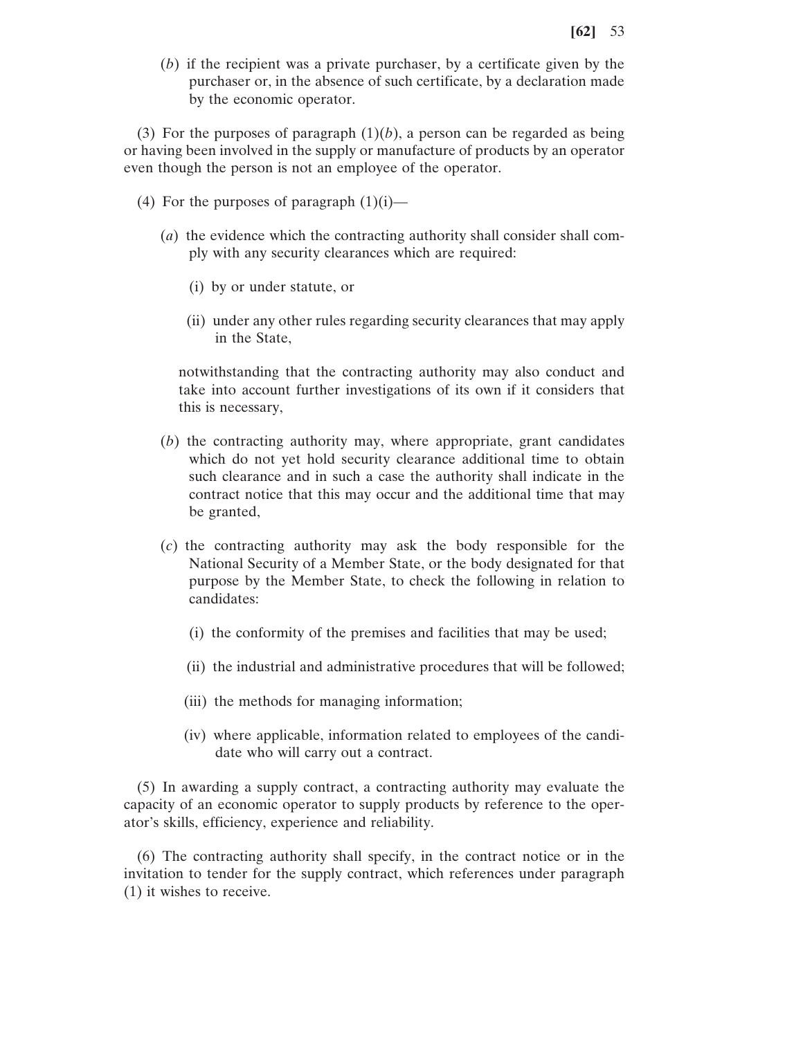(*b*) if the recipient was a private purchaser, by a certificate given by the purchaser or, in the absence of such certificate, by a declaration made by the economic operator.

(3) For the purposes of paragraph (1)(*b*), a person can be regarded as being or having been involved in the supply or manufacture of products by an operator even though the person is not an employee of the operator.

(4) For the purposes of paragraph (1)(i)—

(*a*) the evidence which the contracting authority shall consider shall comply with any security clearances which are required:

(i) by or under statute, or

(ii) under any other rules regarding security clearances that may apply in the State,

notwithstanding that the contracting authority may also conduct and take into account further investigations of its own if it considers that this is necessary,

(*b*) the contracting authority may, where appropriate, grant candidates which do not yet hold security clearance additional time to obtain such clearance and in such a case the authority shall indicate in the contract notice that this may occur and the additional time that may be granted,

(*c*) the contracting authority may ask the body responsible for the National Security of a Member State, or the body designated for that purpose by the Member State, to check the following in relation to candidates:

(i) the conformity of the premises and facilities that may be used;

(ii) the industrial and administrative procedures that will be followed;

(iii) the methods for managing information;

(iv) where applicable, information related to employees of the candidate who will carry out a contract.

(5) In awarding a supply contract, a contracting authority may evaluate the capacity of an economic operator to supply products by reference to the operator's skills, efficiency, experience and reliability.

(6) The contracting authority shall specify, in the contract notice or in the invitation to tender for the supply contract, which references under paragraph (1) it wishes to receive.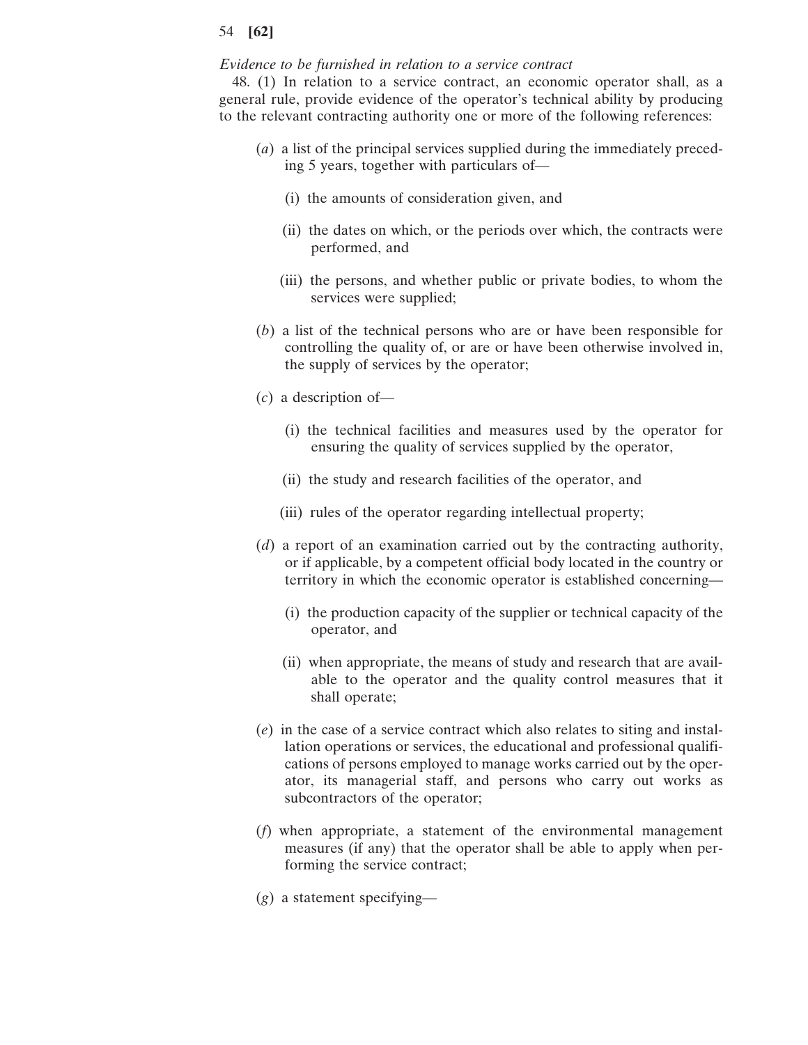*Evidence to be furnished in relation to a service contract*

48. (1) In relation to a service contract, an economic operator shall, as a general rule, provide evidence of the operator's technical ability by producing to the relevant contracting authority one or more of the following references:

(*a*) a list of the principal services supplied during the immediately preceding 5 years, together with particulars of—

(i) the amounts of consideration given, and

(ii) the dates on which, or the periods over which, the contracts were performed, and

(iii) the persons, and whether public or private bodies, to whom the services were supplied;

(*b*) a list of the technical persons who are or have been responsible for controlling the quality of, or are or have been otherwise involved in, the supply of services by the operator;

(*c*) a description of—

(i) the technical facilities and measures used by the operator for ensuring the quality of services supplied by the operator,

(ii) the study and research facilities of the operator, and

(iii) rules of the operator regarding intellectual property;

(*d*) a report of an examination carried out by the contracting authority, or if applicable, by a competent official body located in the country or territory in which the economic operator is established concerning—

(i) the production capacity of the supplier or technical capacity of the operator, and

(ii) when appropriate, the means of study and research that are available to the operator and the quality control measures that it shall operate;

(*e*) in the case of a service contract which also relates to siting and installation operations or services, the educational and professional qualifications of persons employed to manage works carried out by the operator, its managerial staff, and persons who carry out works as subcontractors of the operator;

(*f*) when appropriate, a statement of the environmental management measures (if any) that the operator shall be able to apply when performing the service contract;

(*g*) a statement specifying—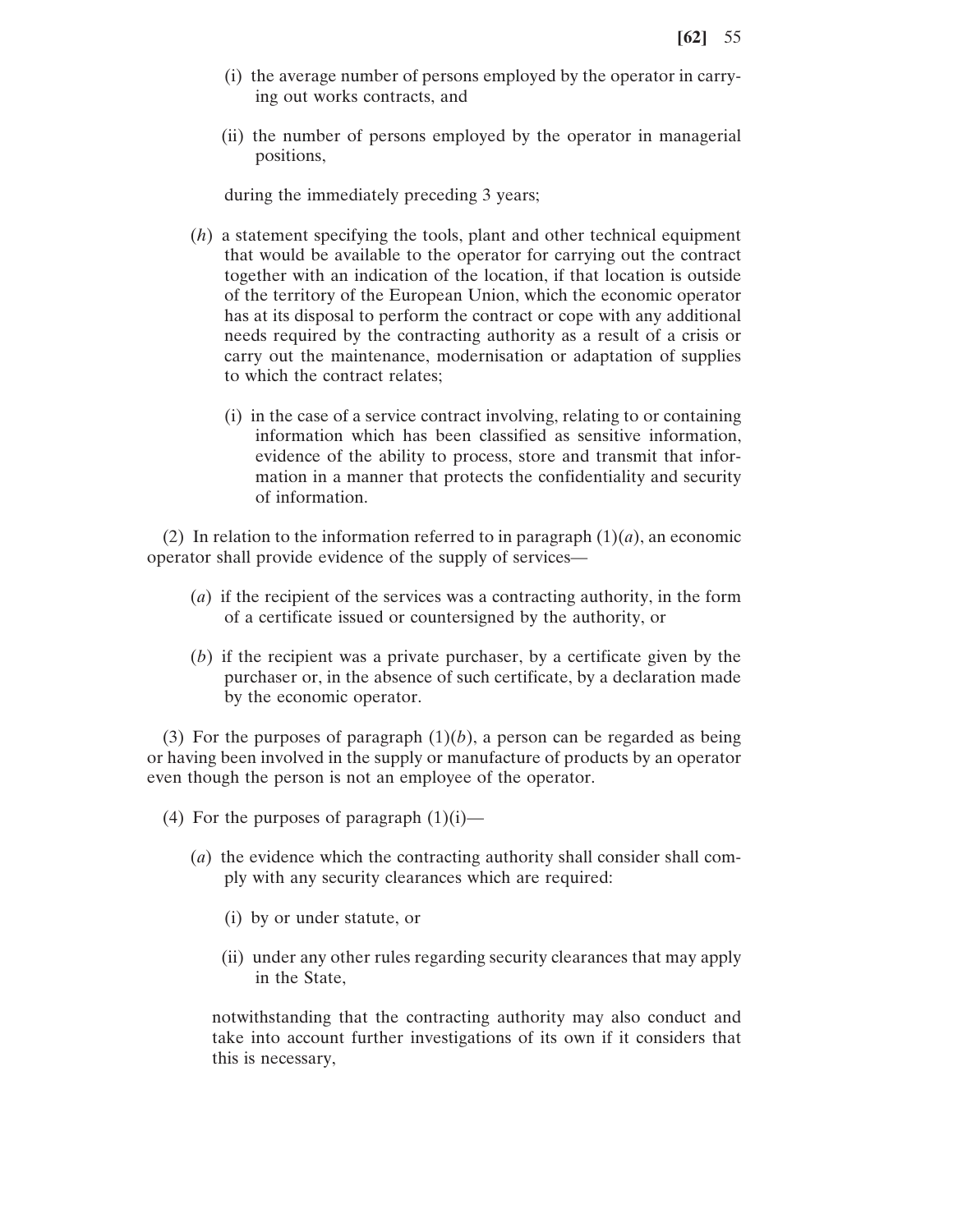(i) the average number of persons employed by the operator in carrying out works contracts, and

(ii) the number of persons employed by the operator in managerial positions,

during the immediately preceding 3 years;

(*h*) a statement specifying the tools, plant and other technical equipment that would be available to the operator for carrying out the contract together with an indication of the location, if that location is outside of the territory of the European Union, which the economic operator has at its disposal to perform the contract or cope with any additional needs required by the contracting authority as a result of a crisis or carry out the maintenance, modernisation or adaptation of supplies to which the contract relates;

(i) in the case of a service contract involving, relating to or containing information which has been classified as sensitive information, evidence of the ability to process, store and transmit that information in a manner that protects the confidentiality and security of information.

(2) In relation to the information referred to in paragraph (1)(*a*), an economic operator shall provide evidence of the supply of services—

(*a*) if the recipient of the services was a contracting authority, in the form of a certificate issued or countersigned by the authority, or

(*b*) if the recipient was a private purchaser, by a certificate given by the purchaser or, in the absence of such certificate, by a declaration made by the economic operator.

(3) For the purposes of paragraph (1)(*b*), a person can be regarded as being or having been involved in the supply or manufacture of products by an operator even though the person is not an employee of the operator.

(4) For the purposes of paragraph (1)(i)—

(*a*) the evidence which the contracting authority shall consider shall comply with any security clearances which are required:

(i) by or under statute, or

(ii) under any other rules regarding security clearances that may apply in the State,

notwithstanding that the contracting authority may also conduct and take into account further investigations of its own if it considers that this is necessary,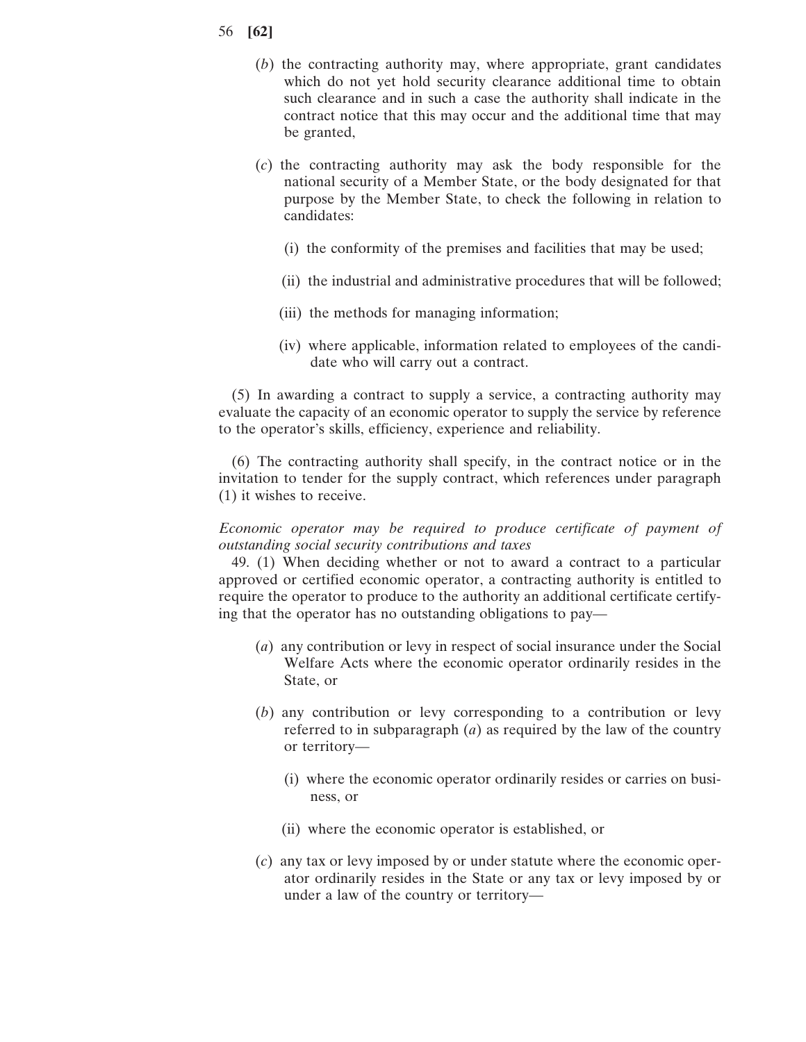(*b*) the contracting authority may, where appropriate, grant candidates which do not yet hold security clearance additional time to obtain such clearance and in such a case the authority shall indicate in the contract notice that this may occur and the additional time that may be granted,

(*c*) the contracting authority may ask the body responsible for the national security of a Member State, or the body designated for that purpose by the Member State, to check the following in relation to candidates:

(i) the conformity of the premises and facilities that may be used;

(ii) the industrial and administrative procedures that will be followed;

(iii) the methods for managing information;

(iv) where applicable, information related to employees of the candidate who will carry out a contract.

(5) In awarding a contract to supply a service, a contracting authority may evaluate the capacity of an economic operator to supply the service by reference to the operator's skills, efficiency, experience and reliability.

(6) The contracting authority shall specify, in the contract notice or in the invitation to tender for the supply contract, which references under paragraph (1) it wishes to receive.

*Economic operator may be required to produce certificate of payment of outstanding social security contributions and taxes*

49. (1) When deciding whether or not to award a contract to a particular approved or certified economic operator, a contracting authority is entitled to require the operator to produce to the authority an additional certificate certifying that the operator has no outstanding obligations to pay—

(*a*) any contribution or levy in respect of social insurance under the Social Welfare Acts where the economic operator ordinarily resides in the State, or

(*b*) any contribution or levy corresponding to a contribution or levy referred to in subparagraph (*a*) as required by the law of the country or territory—

(i) where the economic operator ordinarily resides or carries on business, or

(ii) where the economic operator is established, or

(*c*) any tax or levy imposed by or under statute where the economic operator ordinarily resides in the State or any tax or levy imposed by or under a law of the country or territory—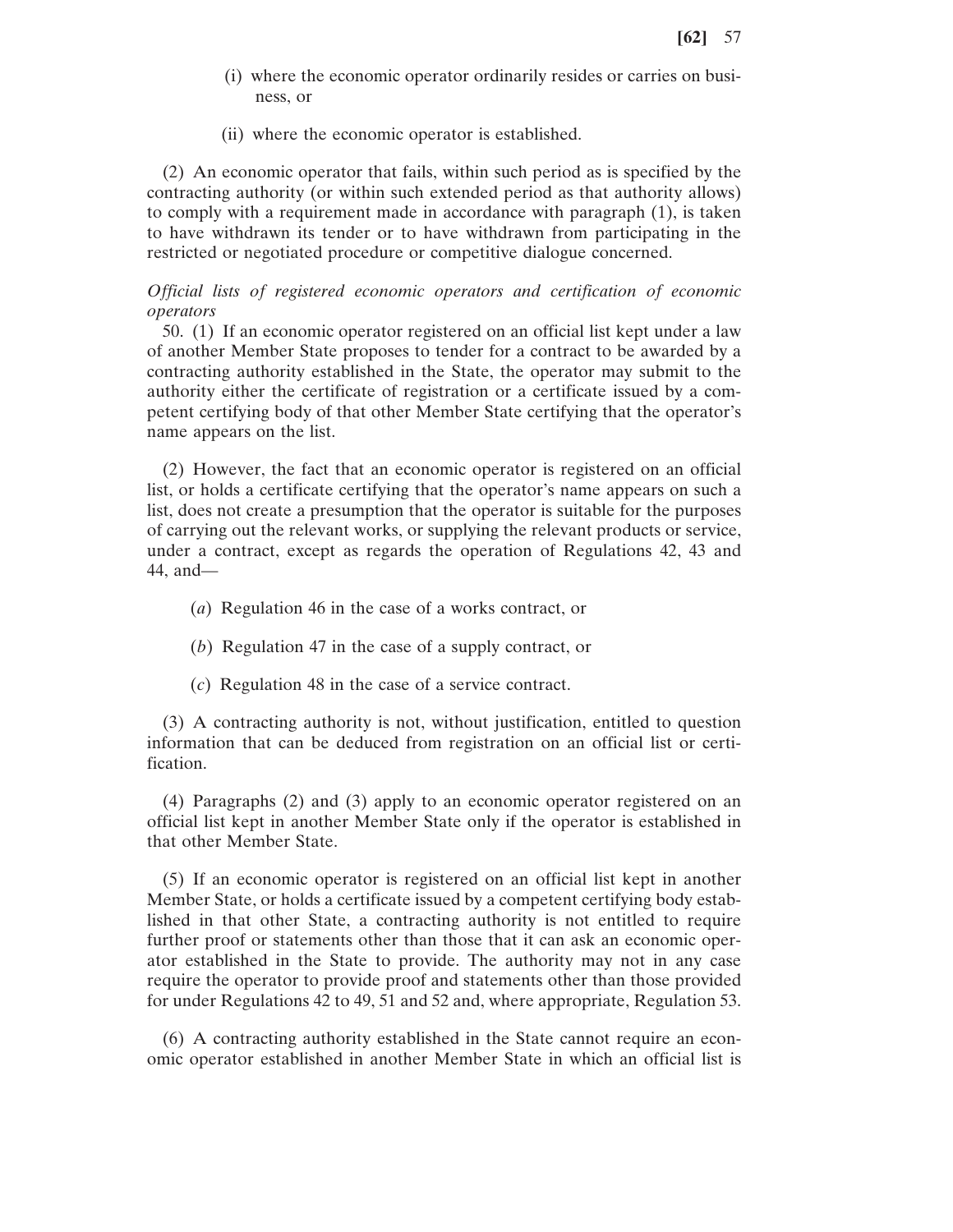(i) where the economic operator ordinarily resides or carries on business, or

(ii) where the economic operator is established.

(2) An economic operator that fails, within such period as is specified by the contracting authority (or within such extended period as that authority allows) to comply with a requirement made in accordance with paragraph (1), is taken to have withdrawn its tender or to have withdrawn from participating in the restricted or negotiated procedure or competitive dialogue concerned.

*Official lists of registered economic operators and certification of economic operators*

50. (1) If an economic operator registered on an official list kept under a law of another Member State proposes to tender for a contract to be awarded by a contracting authority established in the State, the operator may submit to the authority either the certificate of registration or a certificate issued by a competent certifying body of that other Member State certifying that the operator's name appears on the list.

(2) However, the fact that an economic operator is registered on an official list, or holds a certificate certifying that the operator's name appears on such a list, does not create a presumption that the operator is suitable for the purposes of carrying out the relevant works, or supplying the relevant products or service, under a contract, except as regards the operation of Regulations 42, 43 and 44, and—

(*a*) Regulation 46 in the case of a works contract, or

(*b*) Regulation 47 in the case of a supply contract, or

(*c*) Regulation 48 in the case of a service contract.

(3) A contracting authority is not, without justification, entitled to question information that can be deduced from registration on an official list or certification.

(4) Paragraphs (2) and (3) apply to an economic operator registered on an official list kept in another Member State only if the operator is established in that other Member State.

(5) If an economic operator is registered on an official list kept in another Member State, or holds a certificate issued by a competent certifying body established in that other State, a contracting authority is not entitled to require further proof or statements other than those that it can ask an economic operator established in the State to provide. The authority may not in any case require the operator to provide proof and statements other than those provided for under Regulations 42 to 49, 51 and 52 and, where appropriate, Regulation 53.

(6) A contracting authority established in the State cannot require an economic operator established in another Member State in which an official list is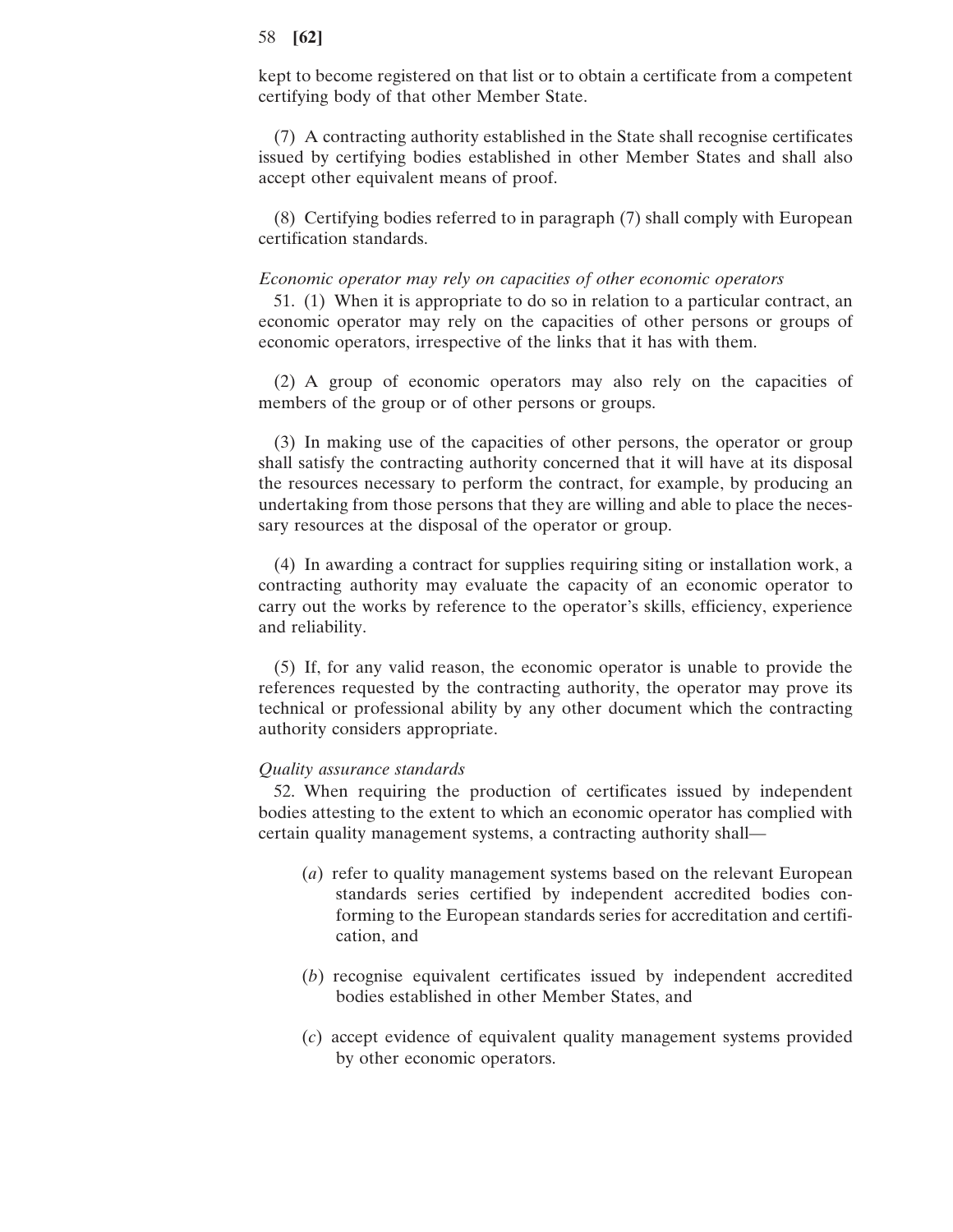kept to become registered on that list or to obtain a certificate from a competent certifying body of that other Member State.

(7) A contracting authority established in the State shall recognise certificates issued by certifying bodies established in other Member States and shall also accept other equivalent means of proof.

(8) Certifying bodies referred to in paragraph (7) shall comply with European certification standards.

*Economic operator may rely on capacities of other economic operators*

51. (1) When it is appropriate to do so in relation to a particular contract, an economic operator may rely on the capacities of other persons or groups of economic operators, irrespective of the links that it has with them.

(2) A group of economic operators may also rely on the capacities of members of the group or of other persons or groups.

(3) In making use of the capacities of other persons, the operator or group shall satisfy the contracting authority concerned that it will have at its disposal the resources necessary to perform the contract, for example, by producing an undertaking from those persons that they are willing and able to place the necessary resources at the disposal of the operator or group.

(4) In awarding a contract for supplies requiring siting or installation work, a contracting authority may evaluate the capacity of an economic operator to carry out the works by reference to the operator's skills, efficiency, experience and reliability.

(5) If, for any valid reason, the economic operator is unable to provide the references requested by the contracting authority, the operator may prove its technical or professional ability by any other document which the contracting authority considers appropriate.

*Quality assurance standards*

52. When requiring the production of certificates issued by independent bodies attesting to the extent to which an economic operator has complied with certain quality management systems, a contracting authority shall—

(*a*) refer to quality management systems based on the relevant European standards series certified by independent accredited bodies conforming to the European standards series for accreditation and certification, and

(*b*) recognise equivalent certificates issued by independent accredited bodies established in other Member States, and

(*c*) accept evidence of equivalent quality management systems provided by other economic operators.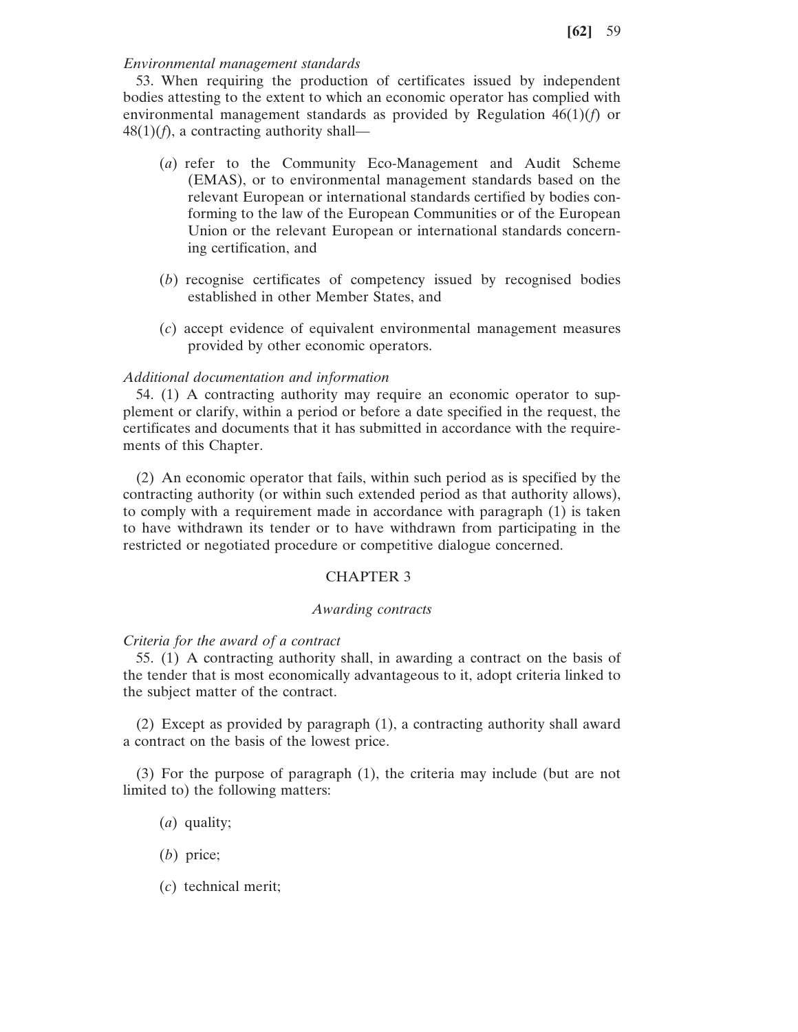*Environmental management standards*

53. When requiring the production of certificates issued by independent bodies attesting to the extent to which an economic operator has complied with environmental management standards as provided by Regulation 46(1)(*f*) or 48(1)(*f*), a contracting authority shall—

(*a*) refer to the Community Eco-Management and Audit Scheme (EMAS), or to environmental management standards based on the relevant European or international standards certified by bodies conforming to the law of the European Communities or of the European Union or the relevant European or international standards concerning certification, and

(*b*) recognise certificates of competency issued by recognised bodies established in other Member States, and

(*c*) accept evidence of equivalent environmental management measures provided by other economic operators.

*Additional documentation and information*

54. (1) A contracting authority may require an economic operator to supplement or clarify, within a period or before a date specified in the request, the certificates and documents that it has submitted in accordance with the requirements of this Chapter.

(2) An economic operator that fails, within such period as is specified by the contracting authority (or within such extended period as that authority allows), to comply with a requirement made in accordance with paragraph (1) is taken to have withdrawn its tender or to have withdrawn from participating in the restricted or negotiated procedure or competitive dialogue concerned.

## CHAPTER 3

### *Awarding contracts*

*Criteria for the award of a contract*

55. (1) A contracting authority shall, in awarding a contract on the basis of the tender that is most economically advantageous to it, adopt criteria linked to the subject matter of the contract.

(2) Except as provided by paragraph (1), a contracting authority shall award a contract on the basis of the lowest price.

(3) For the purpose of paragraph (1), the criteria may include (but are not limited to) the following matters:

(*a*) quality;

(*b*) price;

(*c*) technical merit;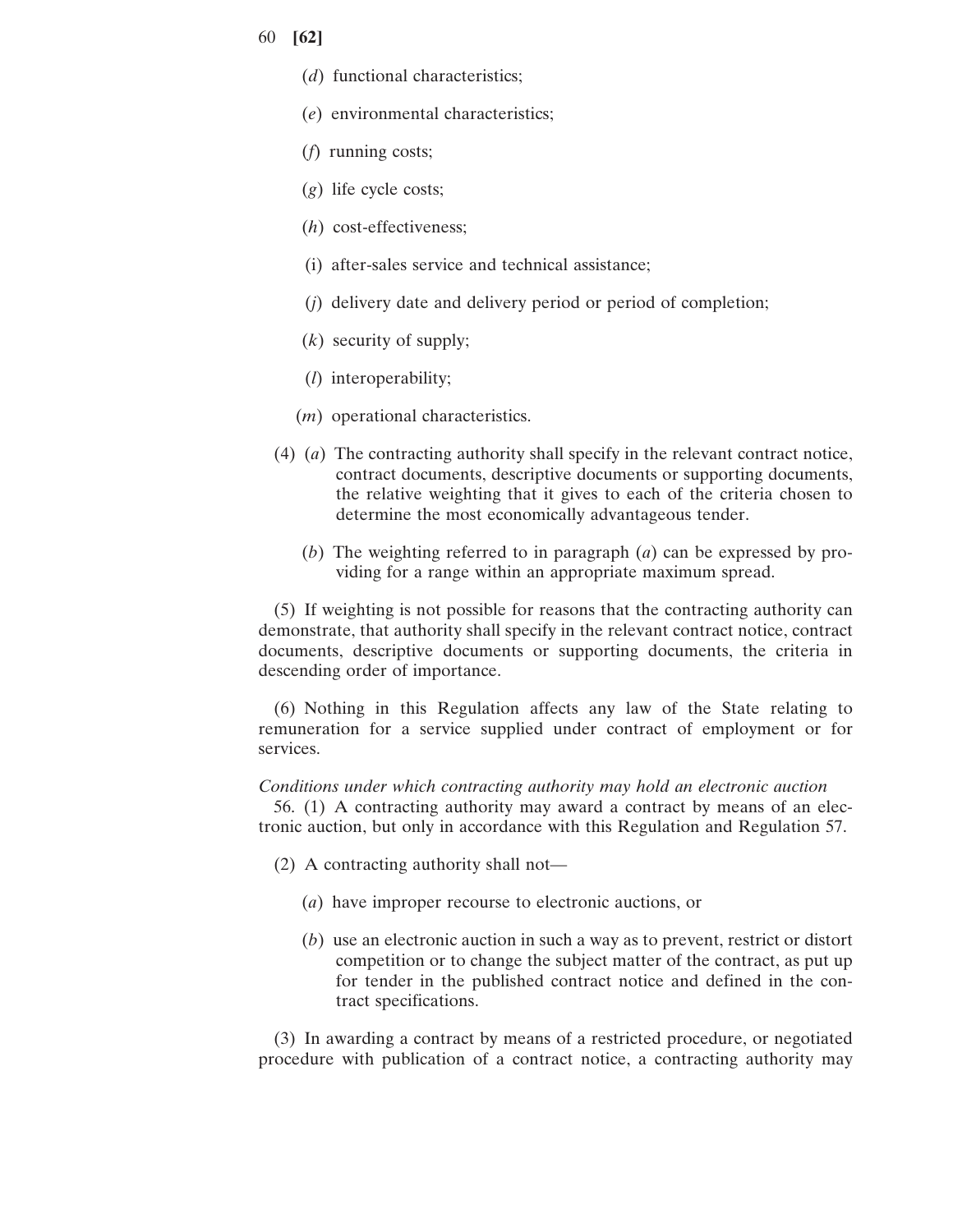(*d*) functional characteristics;

(*e*) environmental characteristics;

(*f*) running costs;

(*g*) life cycle costs;

(*h*) cost-effectiveness;

(i) after-sales service and technical assistance;

(*j*) delivery date and delivery period or period of completion;

(*k*) security of supply;

(*l*) interoperability;

(*m*) operational characteristics.

(4) (*a*) The contracting authority shall specify in the relevant contract notice, contract documents, descriptive documents or supporting documents, the relative weighting that it gives to each of the criteria chosen to determine the most economically advantageous tender.

(*b*) The weighting referred to in paragraph (*a*) can be expressed by providing for a range within an appropriate maximum spread.

(5) If weighting is not possible for reasons that the contracting authority can demonstrate, that authority shall specify in the relevant contract notice, contract documents, descriptive documents or supporting documents, the criteria in descending order of importance.

(6) Nothing in this Regulation affects any law of the State relating to remuneration for a service supplied under contract of employment or for services.

*Conditions under which contracting authority may hold an electronic auction*

56. (1) A contracting authority may award a contract by means of an electronic auction, but only in accordance with this Regulation and Regulation 57.

(2) A contracting authority shall not—

(*a*) have improper recourse to electronic auctions, or

(*b*) use an electronic auction in such a way as to prevent, restrict or distort competition or to change the subject matter of the contract, as put up for tender in the published contract notice and defined in the contract specifications.

(3) In awarding a contract by means of a restricted procedure, or negotiated procedure with publication of a contract notice, a contracting authority may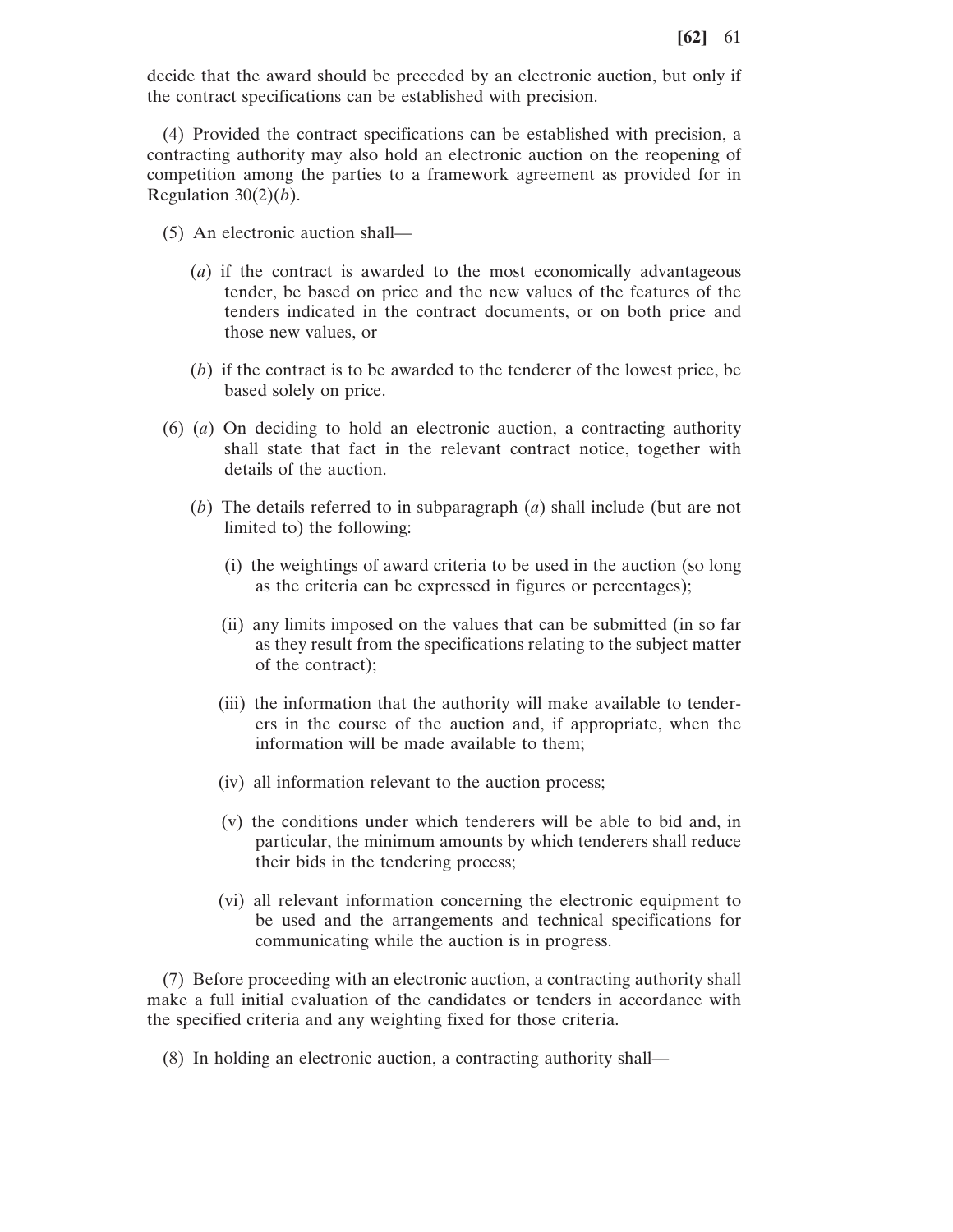decide that the award should be preceded by an electronic auction, but only if the contract specifications can be established with precision.

(4) Provided the contract specifications can be established with precision, a contracting authority may also hold an electronic auction on the reopening of competition among the parties to a framework agreement as provided for in Regulation 30(2)(*b*).

(5) An electronic auction shall—

(*a*) if the contract is awarded to the most economically advantageous tender, be based on price and the new values of the features of the tenders indicated in the contract documents, or on both price and those new values, or

(*b*) if the contract is to be awarded to the tenderer of the lowest price, be based solely on price.

(6) (*a*) On deciding to hold an electronic auction, a contracting authority shall state that fact in the relevant contract notice, together with details of the auction.

(*b*) The details referred to in subparagraph (*a*) shall include (but are not limited to) the following:

(i) the weightings of award criteria to be used in the auction (so long as the criteria can be expressed in figures or percentages);

(ii) any limits imposed on the values that can be submitted (in so far as they result from the specifications relating to the subject matter of the contract);

(iii) the information that the authority will make available to tenderers in the course of the auction and, if appropriate, when the information will be made available to them;

(iv) all information relevant to the auction process;

(v) the conditions under which tenderers will be able to bid and, in particular, the minimum amounts by which tenderers shall reduce their bids in the tendering process;

(vi) all relevant information concerning the electronic equipment to be used and the arrangements and technical specifications for communicating while the auction is in progress.

(7) Before proceeding with an electronic auction, a contracting authority shall make a full initial evaluation of the candidates or tenders in accordance with the specified criteria and any weighting fixed for those criteria.

(8) In holding an electronic auction, a contracting authority shall—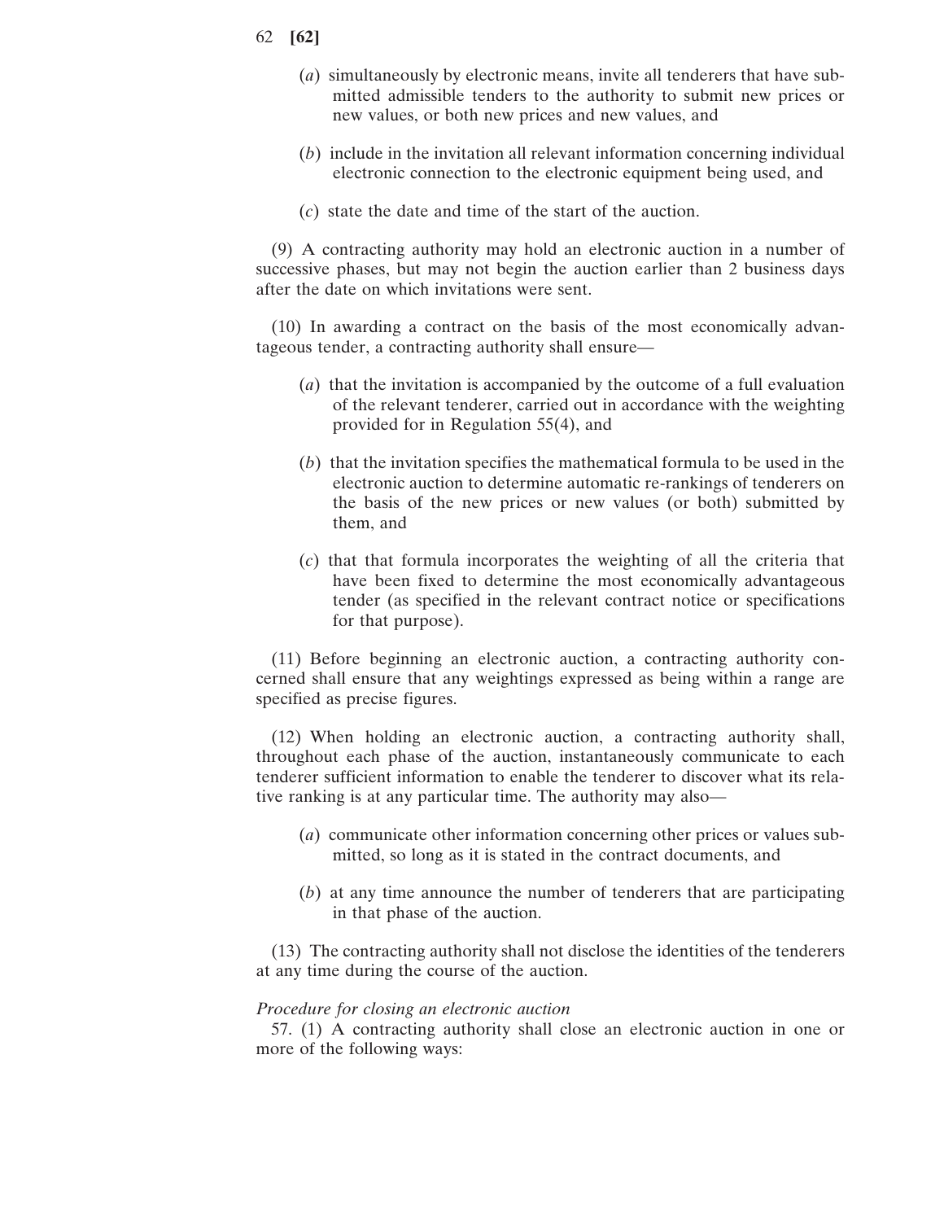(*a*) simultaneously by electronic means, invite all tenderers that have submitted admissible tenders to the authority to submit new prices or new values, or both new prices and new values, and

(*b*) include in the invitation all relevant information concerning individual electronic connection to the electronic equipment being used, and

(*c*) state the date and time of the start of the auction.

(9) A contracting authority may hold an electronic auction in a number of successive phases, but may not begin the auction earlier than 2 business days after the date on which invitations were sent.

(10) In awarding a contract on the basis of the most economically advantageous tender, a contracting authority shall ensure—

(*a*) that the invitation is accompanied by the outcome of a full evaluation of the relevant tenderer, carried out in accordance with the weighting provided for in Regulation 55(4), and

(*b*) that the invitation specifies the mathematical formula to be used in the electronic auction to determine automatic re-rankings of tenderers on the basis of the new prices or new values (or both) submitted by them, and

(*c*) that that formula incorporates the weighting of all the criteria that have been fixed to determine the most economically advantageous tender (as specified in the relevant contract notice or specifications for that purpose).

(11) Before beginning an electronic auction, a contracting authority concerned shall ensure that any weightings expressed as being within a range are specified as precise figures.

(12) When holding an electronic auction, a contracting authority shall, throughout each phase of the auction, instantaneously communicate to each tenderer sufficient information to enable the tenderer to discover what its relative ranking is at any particular time. The authority may also—

(*a*) communicate other information concerning other prices or values submitted, so long as it is stated in the contract documents, and

(*b*) at any time announce the number of tenderers that are participating in that phase of the auction.

(13) The contracting authority shall not disclose the identities of the tenderers at any time during the course of the auction.

*Procedure for closing an electronic auction*

57. (1) A contracting authority shall close an electronic auction in one or more of the following ways: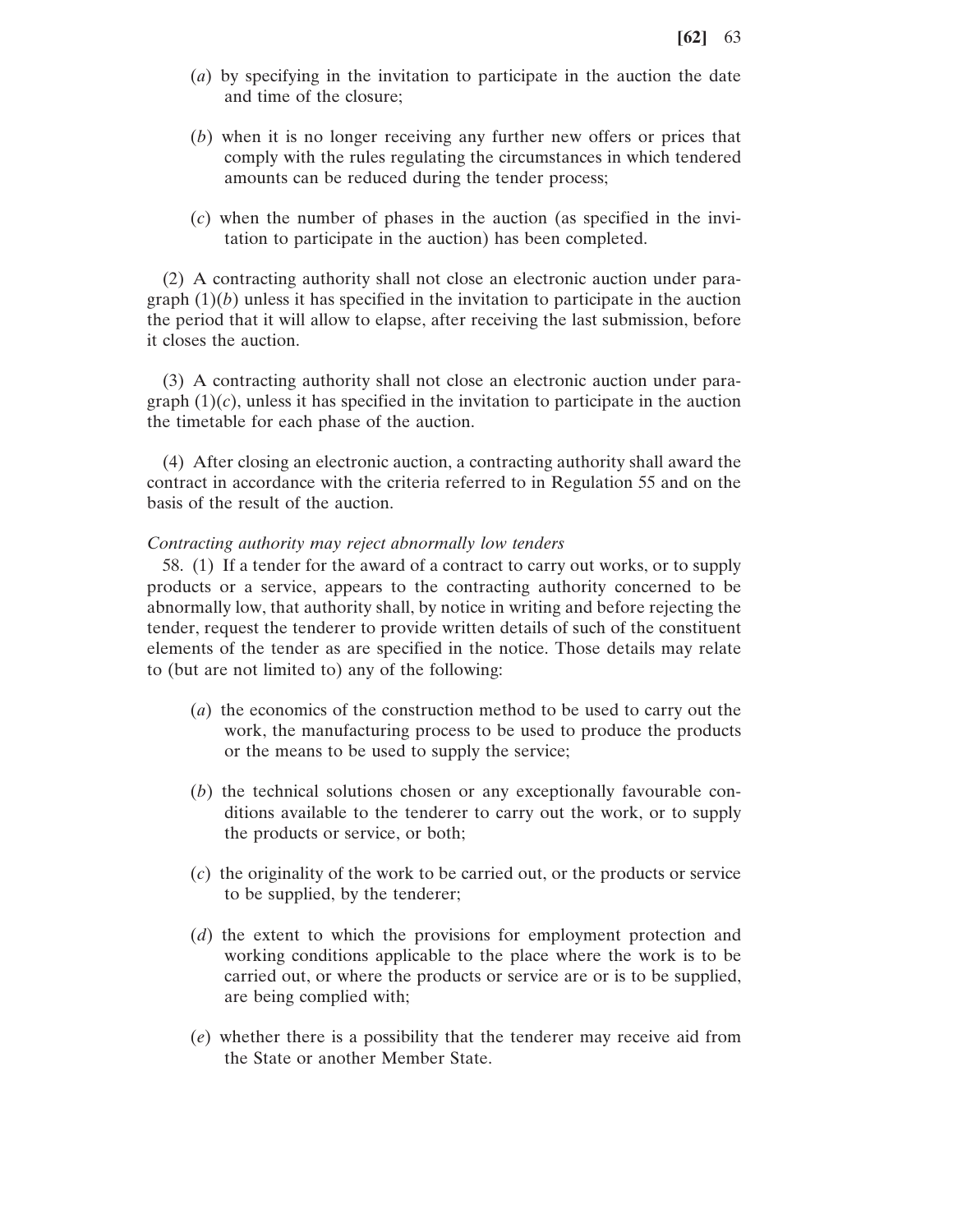(*a*) by specifying in the invitation to participate in the auction the date and time of the closure;

(*b*) when it is no longer receiving any further new offers or prices that comply with the rules regulating the circumstances in which tendered amounts can be reduced during the tender process;

(*c*) when the number of phases in the auction (as specified in the invitation to participate in the auction) has been completed.

(2) A contracting authority shall not close an electronic auction under paragraph (1)(*b*) unless it has specified in the invitation to participate in the auction the period that it will allow to elapse, after receiving the last submission, before it closes the auction.

(3) A contracting authority shall not close an electronic auction under paragraph (1)(*c*), unless it has specified in the invitation to participate in the auction the timetable for each phase of the auction.

(4) After closing an electronic auction, a contracting authority shall award the contract in accordance with the criteria referred to in Regulation 55 and on the basis of the result of the auction.

*Contracting authority may reject abnormally low tenders*

58. (1) If a tender for the award of a contract to carry out works, or to supply products or a service, appears to the contracting authority concerned to be abnormally low, that authority shall, by notice in writing and before rejecting the tender, request the tenderer to provide written details of such of the constituent elements of the tender as are specified in the notice. Those details may relate to (but are not limited to) any of the following:

(*a*) the economics of the construction method to be used to carry out the work, the manufacturing process to be used to produce the products or the means to be used to supply the service;

(*b*) the technical solutions chosen or any exceptionally favourable conditions available to the tenderer to carry out the work, or to supply the products or service, or both;

(*c*) the originality of the work to be carried out, or the products or service to be supplied, by the tenderer;

(*d*) the extent to which the provisions for employment protection and working conditions applicable to the place where the work is to be carried out, or where the products or service are or is to be supplied, are being complied with;

(*e*) whether there is a possibility that the tenderer may receive aid from the State or another Member State.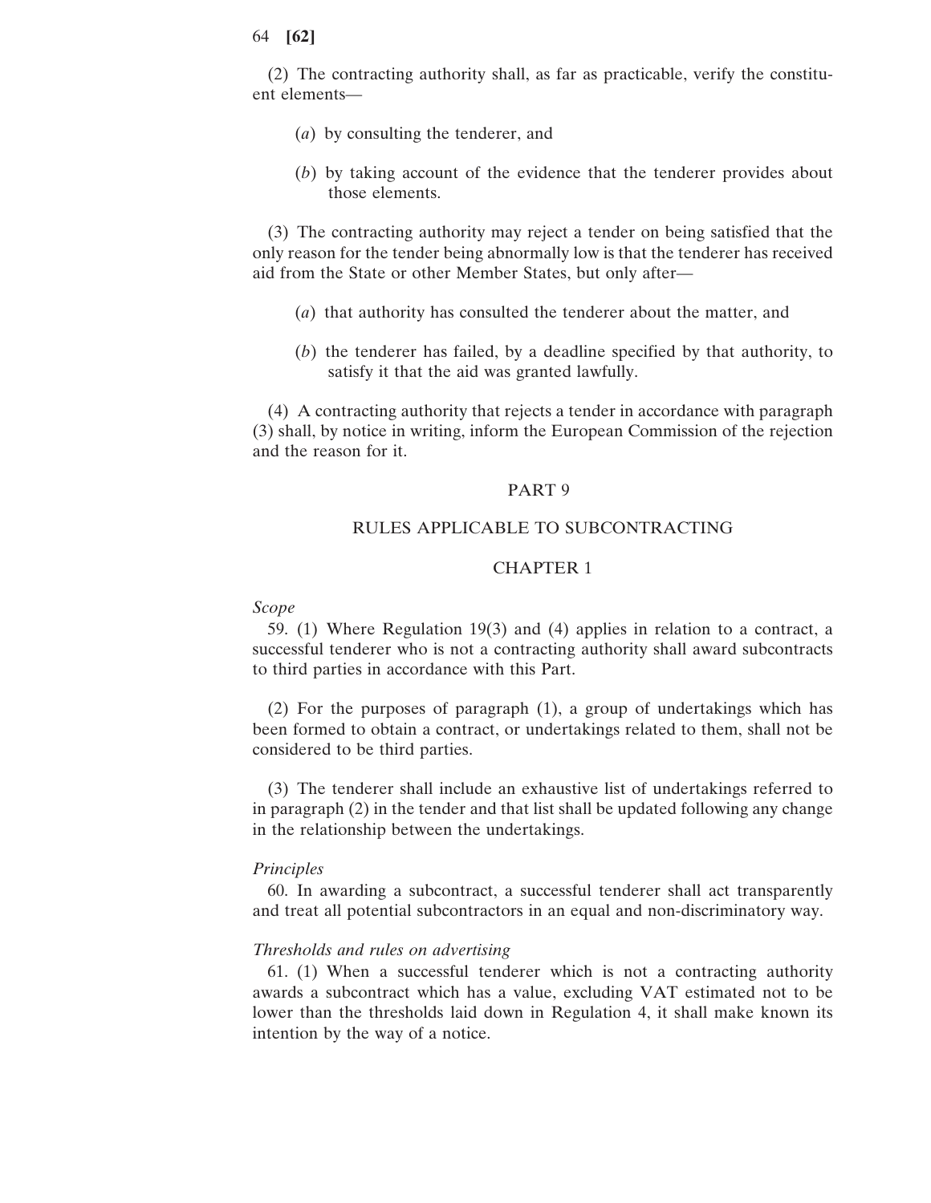(2) The contracting authority shall, as far as practicable, verify the constituent elements—

(*a*) by consulting the tenderer, and

(*b*) by taking account of the evidence that the tenderer provides about those elements.

(3) The contracting authority may reject a tender on being satisfied that the only reason for the tender being abnormally low is that the tenderer has received aid from the State or other Member States, but only after—

(*a*) that authority has consulted the tenderer about the matter, and

(*b*) the tenderer has failed, by a deadline specified by that authority, to satisfy it that the aid was granted lawfully.

(4) A contracting authority that rejects a tender in accordance with paragraph (3) shall, by notice in writing, inform the European Commission of the rejection and the reason for it.

## PART 9

## RULES APPLICABLE TO SUBCONTRACTING

### CHAPTER 1

*Scope*

59. (1) Where Regulation 19(3) and (4) applies in relation to a contract, a successful tenderer who is not a contracting authority shall award subcontracts to third parties in accordance with this Part.

(2) For the purposes of paragraph (1), a group of undertakings which has been formed to obtain a contract, or undertakings related to them, shall not be considered to be third parties.

(3) The tenderer shall include an exhaustive list of undertakings referred to in paragraph (2) in the tender and that list shall be updated following any change in the relationship between the undertakings.

*Principles*

60. In awarding a subcontract, a successful tenderer shall act transparently and treat all potential subcontractors in an equal and non-discriminatory way.

*Thresholds and rules on advertising*

61. (1) When a successful tenderer which is not a contracting authority awards a subcontract which has a value, excluding VAT estimated not to be lower than the thresholds laid down in Regulation 4, it shall make known its intention by the way of a notice.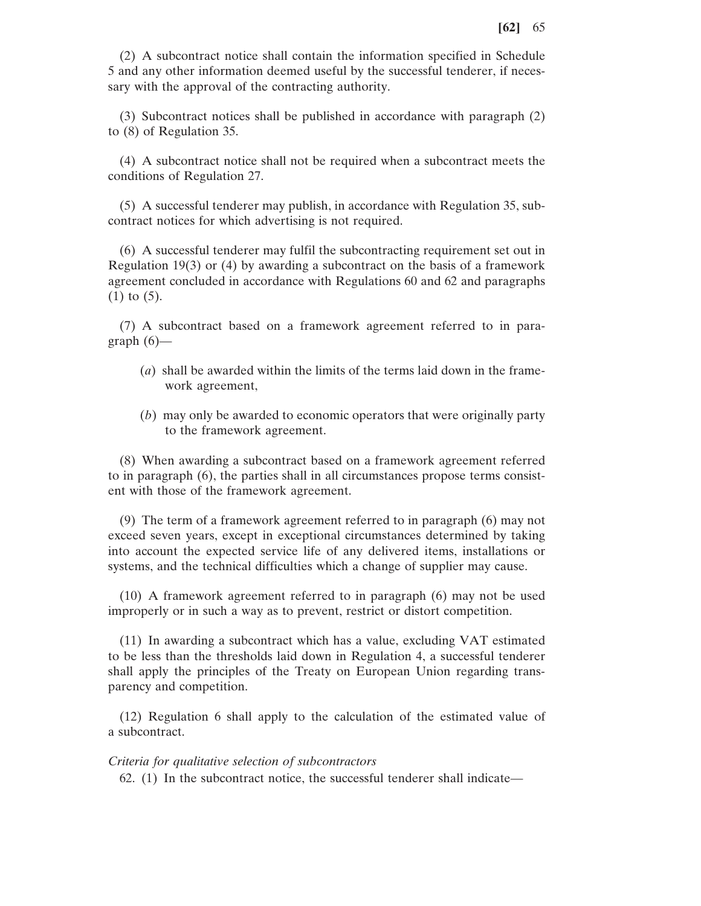(2) A subcontract notice shall contain the information specified in Schedule 5 and any other information deemed useful by the successful tenderer, if necessary with the approval of the contracting authority.

(3) Subcontract notices shall be published in accordance with paragraph (2) to (8) of Regulation 35.

(4) A subcontract notice shall not be required when a subcontract meets the conditions of Regulation 27.

(5) A successful tenderer may publish, in accordance with Regulation 35, subcontract notices for which advertising is not required.

(6) A successful tenderer may fulfil the subcontracting requirement set out in Regulation 19(3) or (4) by awarding a subcontract on the basis of a framework agreement concluded in accordance with Regulations 60 and 62 and paragraphs (1) to (5).

(7) A subcontract based on a framework agreement referred to in paragraph (6)—

(*a*) shall be awarded within the limits of the terms laid down in the framework agreement,

(*b*) may only be awarded to economic operators that were originally party to the framework agreement.

(8) When awarding a subcontract based on a framework agreement referred to in paragraph (6), the parties shall in all circumstances propose terms consistent with those of the framework agreement.

(9) The term of a framework agreement referred to in paragraph (6) may not exceed seven years, except in exceptional circumstances determined by taking into account the expected service life of any delivered items, installations or systems, and the technical difficulties which a change of supplier may cause.

(10) A framework agreement referred to in paragraph (6) may not be used improperly or in such a way as to prevent, restrict or distort competition.

(11) In awarding a subcontract which has a value, excluding VAT estimated to be less than the thresholds laid down in Regulation 4, a successful tenderer shall apply the principles of the Treaty on European Union regarding transparency and competition.

(12) Regulation 6 shall apply to the calculation of the estimated value of a subcontract.

*Criteria for qualitative selection of subcontractors*

62. (1) In the subcontract notice, the successful tenderer shall indicate—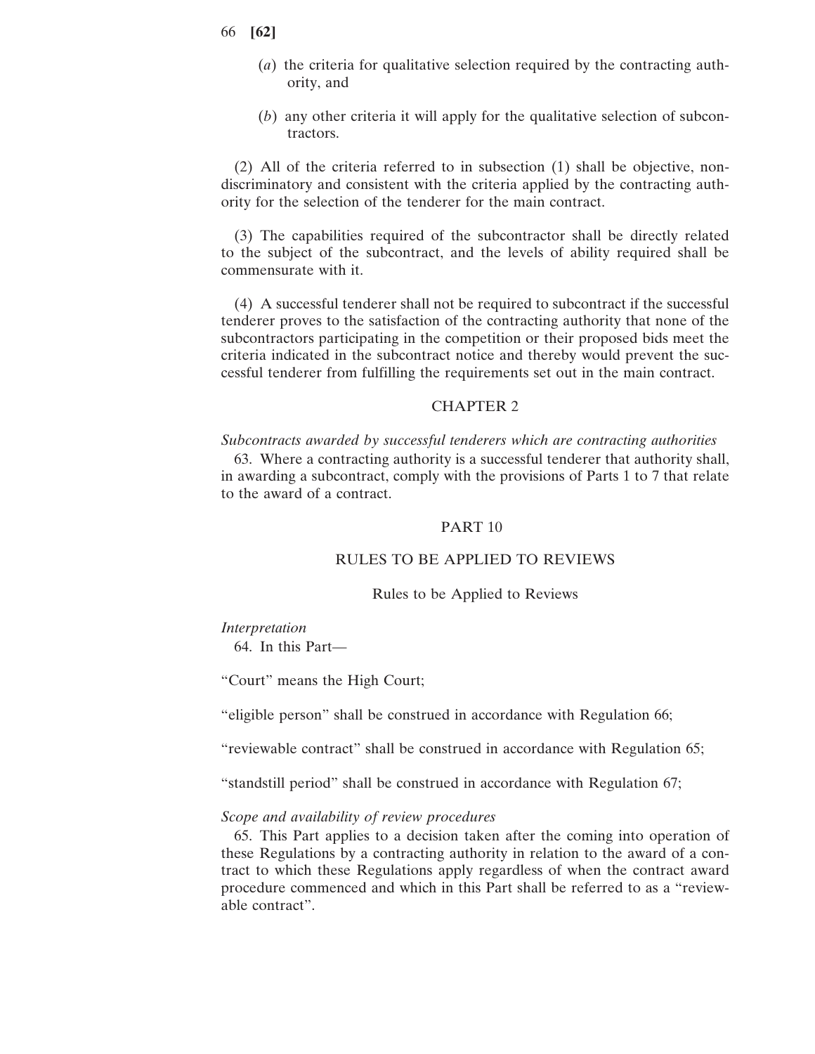(*a*) the criteria for qualitative selection required by the contracting authority, and

(*b*) any other criteria it will apply for the qualitative selection of subcontractors.

(2) All of the criteria referred to in subsection (1) shall be objective, non-discriminatory and consistent with the criteria applied by the contracting authority for the selection of the tenderer for the main contract.

(3) The capabilities required of the subcontractor shall be directly related to the subject of the subcontract, and the levels of ability required shall be commensurate with it.

(4) A successful tenderer shall not be required to subcontract if the successful tenderer proves to the satisfaction of the contracting authority that none of the subcontractors participating in the competition or their proposed bids meet the criteria indicated in the subcontract notice and thereby would prevent the successful tenderer from fulfilling the requirements set out in the main contract.

## CHAPTER 2

*Subcontracts awarded by successful tenderers which are contracting authorities*

63. Where a contracting authority is a successful tenderer that authority shall, in awarding a subcontract, comply with the provisions of Parts 1 to 7 that relate to the award of a contract.

# PART 10

## RULES TO BE APPLIED TO REVIEWS

### Rules to be Applied to Reviews

*Interpretation*

64. In this Part—

"Court" means the High Court;

"eligible person" shall be construed in accordance with Regulation 66;

"reviewable contract" shall be construed in accordance with Regulation 65;

"standstill period" shall be construed in accordance with Regulation 67;

*Scope and availability of review procedures*

65. This Part applies to a decision taken after the coming into operation of these Regulations by a contracting authority in relation to the award of a contract to which these Regulations apply regardless of when the contract award procedure commenced and which in this Part shall be referred to as a "reviewable contract".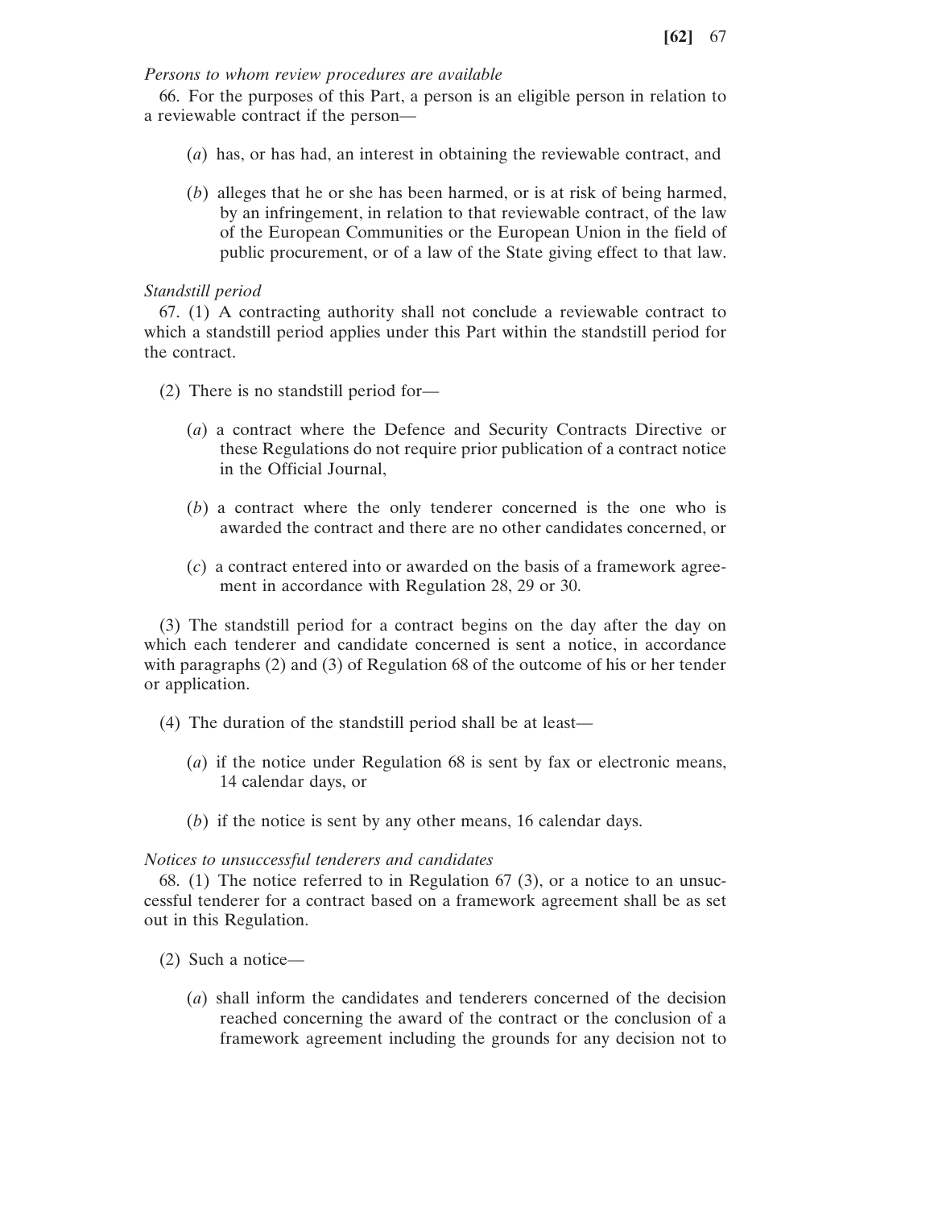*Persons to whom review procedures are available*

66. For the purposes of this Part, a person is an eligible person in relation to a reviewable contract if the person—

(*a*) has, or has had, an interest in obtaining the reviewable contract, and

(*b*) alleges that he or she has been harmed, or is at risk of being harmed, by an infringement, in relation to that reviewable contract, of the law of the European Communities or the European Union in the field of public procurement, or of a law of the State giving effect to that law.

*Standstill period*

67. (1) A contracting authority shall not conclude a reviewable contract to which a standstill period applies under this Part within the standstill period for the contract.

(2) There is no standstill period for—

(*a*) a contract where the Defence and Security Contracts Directive or these Regulations do not require prior publication of a contract notice in the Official Journal,

(*b*) a contract where the only tenderer concerned is the one who is awarded the contract and there are no other candidates concerned, or

(*c*) a contract entered into or awarded on the basis of a framework agreement in accordance with Regulation 28, 29 or 30.

(3) The standstill period for a contract begins on the day after the day on which each tenderer and candidate concerned is sent a notice, in accordance with paragraphs (2) and (3) of Regulation 68 of the outcome of his or her tender or application.

(4) The duration of the standstill period shall be at least—

(*a*) if the notice under Regulation 68 is sent by fax or electronic means, 14 calendar days, or

(*b*) if the notice is sent by any other means, 16 calendar days.

*Notices to unsuccessful tenderers and candidates*

68. (1) The notice referred to in Regulation 67 (3), or a notice to an unsuccessful tenderer for a contract based on a framework agreement shall be as set out in this Regulation.

(2) Such a notice—

(*a*) shall inform the candidates and tenderers concerned of the decision reached concerning the award of the contract or the conclusion of a framework agreement including the grounds for any decision not to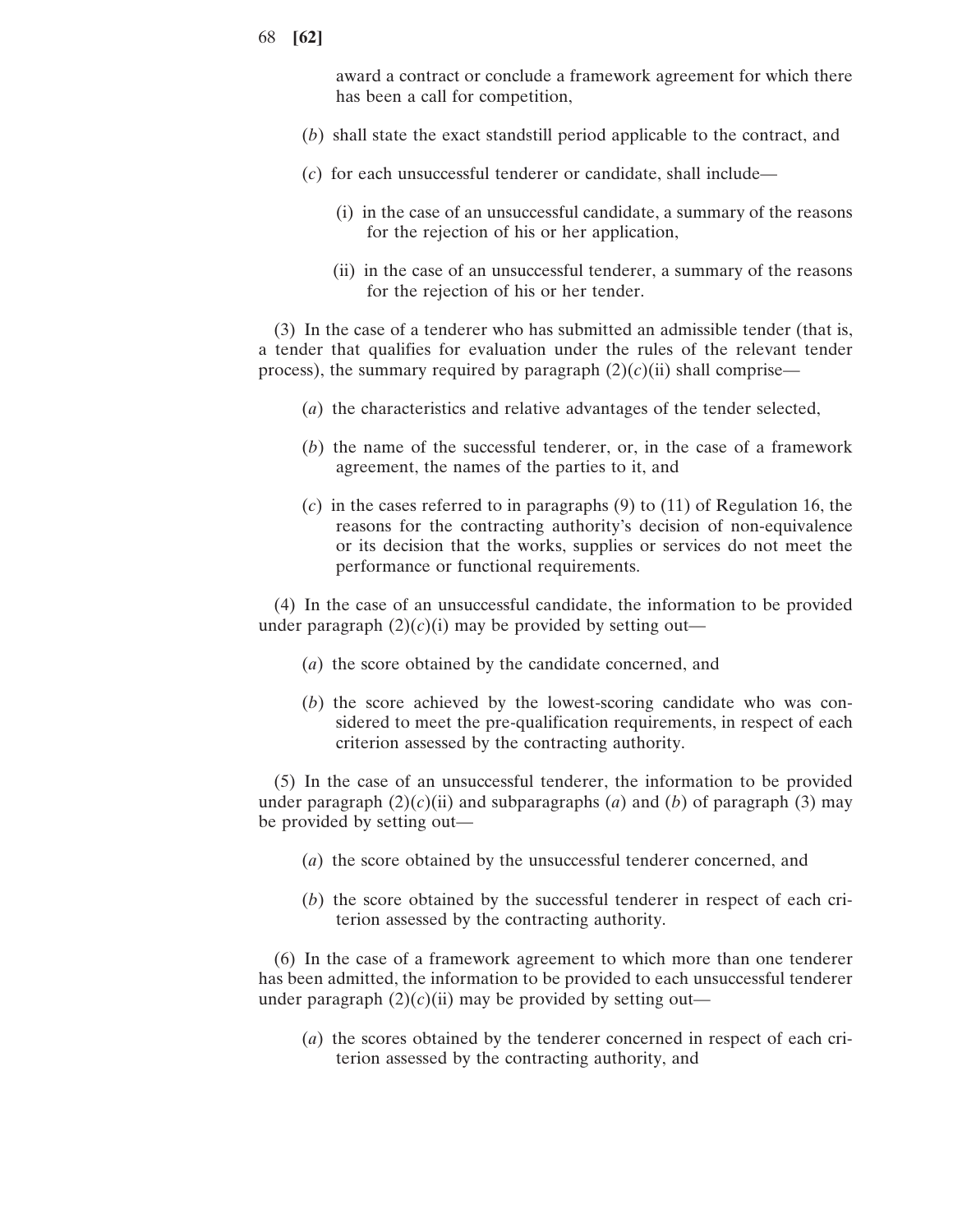award a contract or conclude a framework agreement for which there has been a call for competition,

(*b*) shall state the exact standstill period applicable to the contract, and

(*c*) for each unsuccessful tenderer or candidate, shall include—

(i) in the case of an unsuccessful candidate, a summary of the reasons for the rejection of his or her application,

(ii) in the case of an unsuccessful tenderer, a summary of the reasons for the rejection of his or her tender.

(3) In the case of a tenderer who has submitted an admissible tender (that is, a tender that qualifies for evaluation under the rules of the relevant tender process), the summary required by paragraph (2)(*c*)(ii) shall comprise—

(*a*) the characteristics and relative advantages of the tender selected,

(*b*) the name of the successful tenderer, or, in the case of a framework agreement, the names of the parties to it, and

(*c*) in the cases referred to in paragraphs (9) to (11) of Regulation 16, the reasons for the contracting authority's decision of non-equivalence or its decision that the works, supplies or services do not meet the performance or functional requirements.

(4) In the case of an unsuccessful candidate, the information to be provided under paragraph (2)(*c*)(i) may be provided by setting out—

(*a*) the score obtained by the candidate concerned, and

(*b*) the score achieved by the lowest-scoring candidate who was considered to meet the pre-qualification requirements, in respect of each criterion assessed by the contracting authority.

(5) In the case of an unsuccessful tenderer, the information to be provided under paragraph (2)(*c*)(ii) and subparagraphs (*a*) and (*b*) of paragraph (3) may be provided by setting out—

(*a*) the score obtained by the unsuccessful tenderer concerned, and

(*b*) the score obtained by the successful tenderer in respect of each criterion assessed by the contracting authority.

(6) In the case of a framework agreement to which more than one tenderer has been admitted, the information to be provided to each unsuccessful tenderer under paragraph (2)(*c*)(ii) may be provided by setting out—

(*a*) the scores obtained by the tenderer concerned in respect of each criterion assessed by the contracting authority, and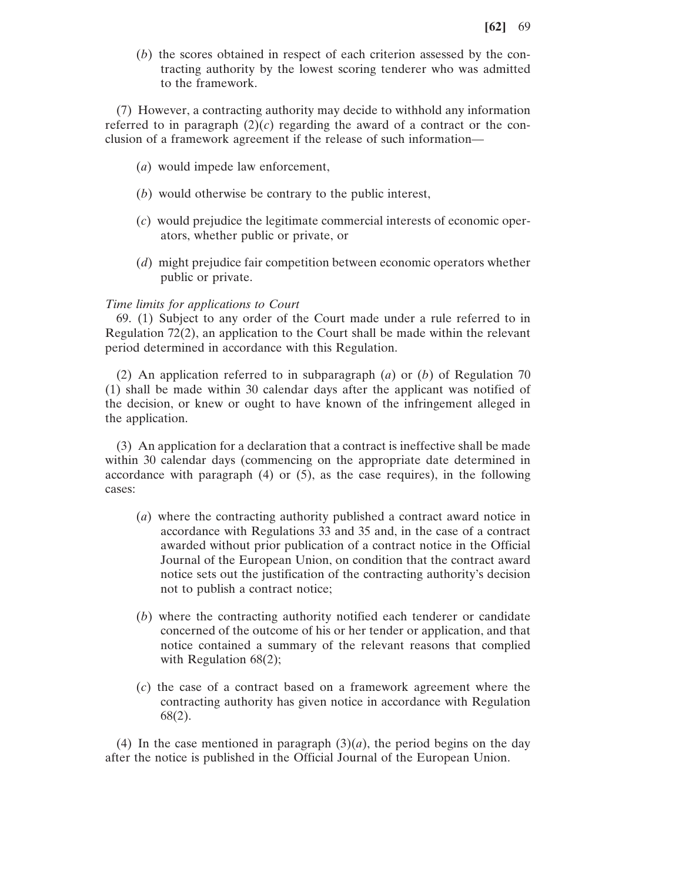(*b*) the scores obtained in respect of each criterion assessed by the contracting authority by the lowest scoring tenderer who was admitted to the framework.

(7) However, a contracting authority may decide to withhold any information referred to in paragraph (2)(*c*) regarding the award of a contract or the conclusion of a framework agreement if the release of such information—

(*a*) would impede law enforcement,

(*b*) would otherwise be contrary to the public interest,

(*c*) would prejudice the legitimate commercial interests of economic operators, whether public or private, or

(*d*) might prejudice fair competition between economic operators whether public or private.

*Time limits for applications to Court*

69. (1) Subject to any order of the Court made under a rule referred to in Regulation 72(2), an application to the Court shall be made within the relevant period determined in accordance with this Regulation.

(2) An application referred to in subparagraph (*a*) or (*b*) of Regulation 70 (1) shall be made within 30 calendar days after the applicant was notified of the decision, or knew or ought to have known of the infringement alleged in the application.

(3) An application for a declaration that a contract is ineffective shall be made within 30 calendar days (commencing on the appropriate date determined in accordance with paragraph (4) or (5), as the case requires), in the following cases:

(*a*) where the contracting authority published a contract award notice in accordance with Regulations 33 and 35 and, in the case of a contract awarded without prior publication of a contract notice in the Official Journal of the European Union, on condition that the contract award notice sets out the justification of the contracting authority's decision not to publish a contract notice;

(*b*) where the contracting authority notified each tenderer or candidate concerned of the outcome of his or her tender or application, and that notice contained a summary of the relevant reasons that complied with Regulation 68(2);

(*c*) the case of a contract based on a framework agreement where the contracting authority has given notice in accordance with Regulation 68(2).

(4) In the case mentioned in paragraph (3)(*a*), the period begins on the day after the notice is published in the Official Journal of the European Union.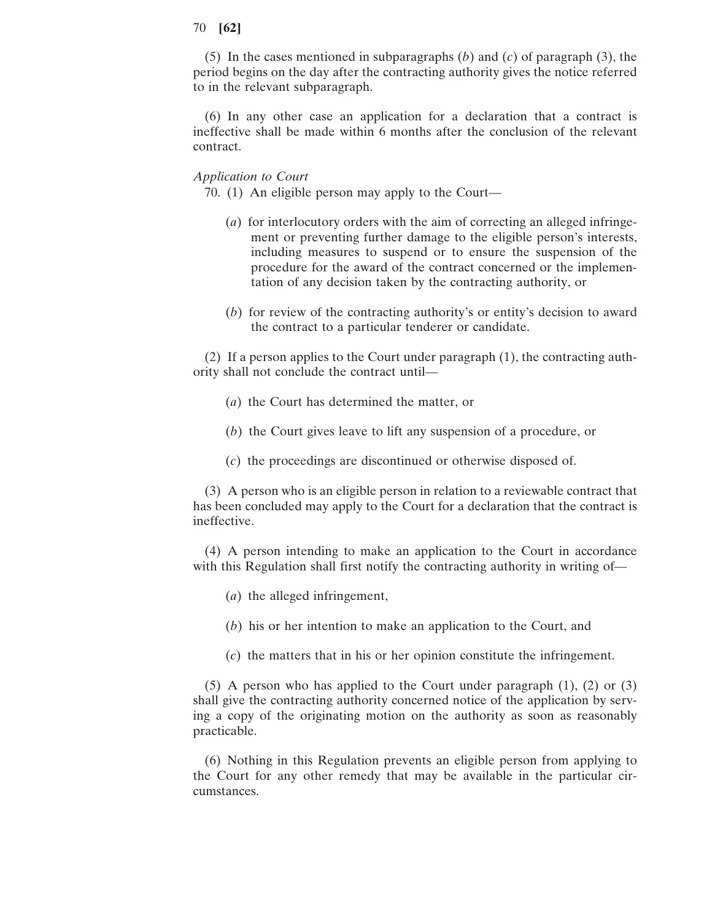(5) In the cases mentioned in subparagraphs (*b*) and (*c*) of paragraph (3), the period begins on the day after the contracting authority gives the notice referred to in the relevant subparagraph.

(6) In any other case an application for a declaration that a contract is ineffective shall be made within 6 months after the conclusion of the relevant contract.

*Application to Court*

70. (1) An eligible person may apply to the Court—

(*a*) for interlocutory orders with the aim of correcting an alleged infringement or preventing further damage to the eligible person's interests, including measures to suspend or to ensure the suspension of the procedure for the award of the contract concerned or the implementation of any decision taken by the contracting authority, or

(*b*) for review of the contracting authority's or entity's decision to award the contract to a particular tenderer or candidate.

(2) If a person applies to the Court under paragraph (1), the contracting authority shall not conclude the contract until—

(*a*) the Court has determined the matter, or

(*b*) the Court gives leave to lift any suspension of a procedure, or

(*c*) the proceedings are discontinued or otherwise disposed of.

(3) A person who is an eligible person in relation to a reviewable contract that has been concluded may apply to the Court for a declaration that the contract is ineffective.

(4) A person intending to make an application to the Court in accordance with this Regulation shall first notify the contracting authority in writing of—

(*a*) the alleged infringement,

(*b*) his or her intention to make an application to the Court, and

(*c*) the matters that in his or her opinion constitute the infringement.

(5) A person who has applied to the Court under paragraph (1), (2) or (3) shall give the contracting authority concerned notice of the application by serving a copy of the originating motion on the authority as soon as reasonably practicable.

(6) Nothing in this Regulation prevents an eligible person from applying to the Court for any other remedy that may be available in the particular circumstances.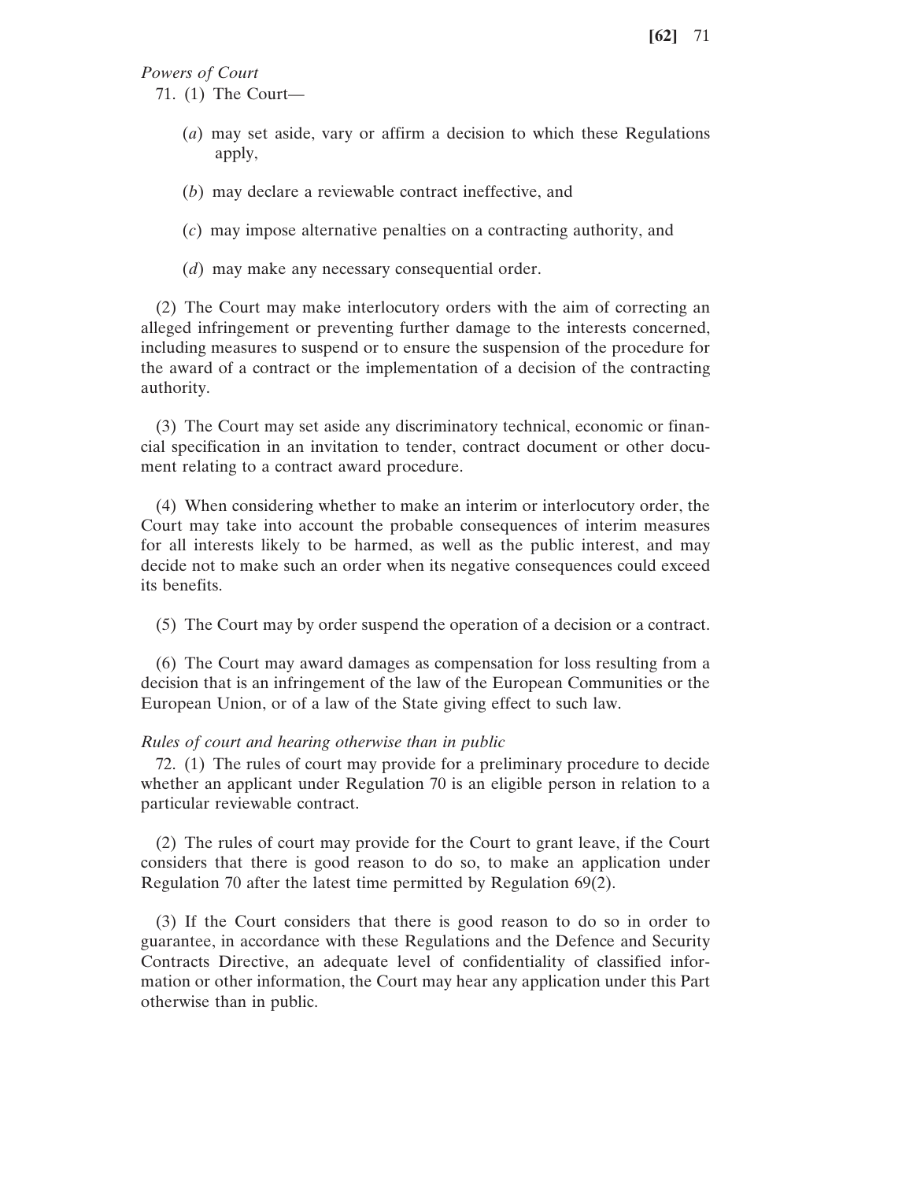*Powers of Court*

71. (1) The Court—

(*a*) may set aside, vary or affirm a decision to which these Regulations apply,

(*b*) may declare a reviewable contract ineffective, and

(*c*) may impose alternative penalties on a contracting authority, and

(*d*) may make any necessary consequential order.

(2) The Court may make interlocutory orders with the aim of correcting an alleged infringement or preventing further damage to the interests concerned, including measures to suspend or to ensure the suspension of the procedure for the award of a contract or the implementation of a decision of the contracting authority.

(3) The Court may set aside any discriminatory technical, economic or financial specification in an invitation to tender, contract document or other document relating to a contract award procedure.

(4) When considering whether to make an interim or interlocutory order, the Court may take into account the probable consequences of interim measures for all interests likely to be harmed, as well as the public interest, and may decide not to make such an order when its negative consequences could exceed its benefits.

(5) The Court may by order suspend the operation of a decision or a contract.

(6) The Court may award damages as compensation for loss resulting from a decision that is an infringement of the law of the European Communities or the European Union, or of a law of the State giving effect to such law.

*Rules of court and hearing otherwise than in public*

72. (1) The rules of court may provide for a preliminary procedure to decide whether an applicant under Regulation 70 is an eligible person in relation to a particular reviewable contract.

(2) The rules of court may provide for the Court to grant leave, if the Court considers that there is good reason to do so, to make an application under Regulation 70 after the latest time permitted by Regulation 69(2).

(3) If the Court considers that there is good reason to do so in order to guarantee, in accordance with these Regulations and the Defence and Security Contracts Directive, an adequate level of confidentiality of classified information or other information, the Court may hear any application under this Part otherwise than in public.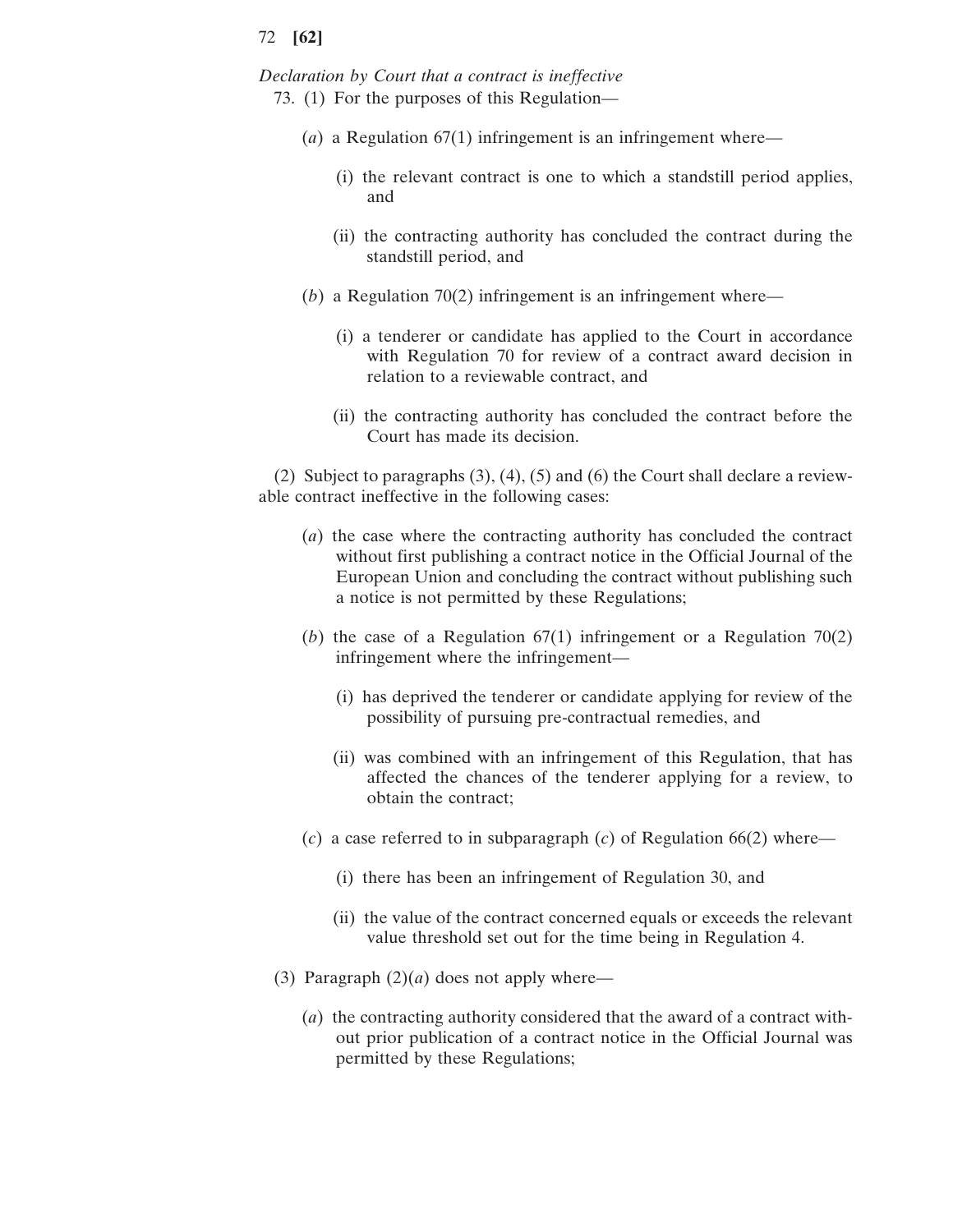*Declaration by Court that a contract is ineffective*

73. (1) For the purposes of this Regulation—

(*a*) a Regulation 67(1) infringement is an infringement where—

(i) the relevant contract is one to which a standstill period applies, and

(ii) the contracting authority has concluded the contract during the standstill period, and

(*b*) a Regulation 70(2) infringement is an infringement where—

(i) a tenderer or candidate has applied to the Court in accordance with Regulation 70 for review of a contract award decision in relation to a reviewable contract, and

(ii) the contracting authority has concluded the contract before the Court has made its decision.

(2) Subject to paragraphs (3), (4), (5) and (6) the Court shall declare a reviewable contract ineffective in the following cases:

(*a*) the case where the contracting authority has concluded the contract without first publishing a contract notice in the Official Journal of the European Union and concluding the contract without publishing such a notice is not permitted by these Regulations;

(*b*) the case of a Regulation 67(1) infringement or a Regulation 70(2) infringement where the infringement—

(i) has deprived the tenderer or candidate applying for review of the possibility of pursuing pre-contractual remedies, and

(ii) was combined with an infringement of this Regulation, that has affected the chances of the tenderer applying for a review, to obtain the contract;

(*c*) a case referred to in subparagraph (*c*) of Regulation 66(2) where—

(i) there has been an infringement of Regulation 30, and

(ii) the value of the contract concerned equals or exceeds the relevant value threshold set out for the time being in Regulation 4.

(3) Paragraph (2)(*a*) does not apply where—

(*a*) the contracting authority considered that the award of a contract without prior publication of a contract notice in the Official Journal was permitted by these Regulations;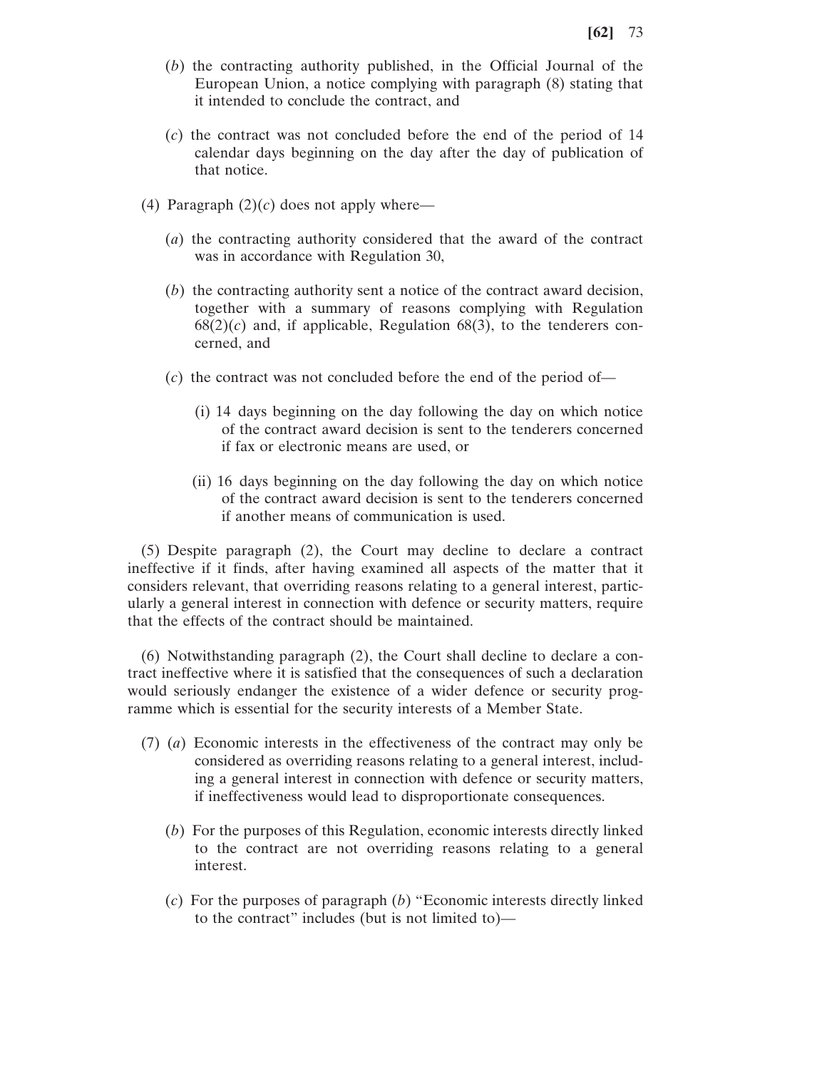(*b*) the contracting authority published, in the Official Journal of the European Union, a notice complying with paragraph (8) stating that it intended to conclude the contract, and

(*c*) the contract was not concluded before the end of the period of 14 calendar days beginning on the day after the day of publication of that notice.

(4) Paragraph (2)(*c*) does not apply where—

(*a*) the contracting authority considered that the award of the contract was in accordance with Regulation 30,

(*b*) the contracting authority sent a notice of the contract award decision, together with a summary of reasons complying with Regulation 68(2)(*c*) and, if applicable, Regulation 68(3), to the tenderers concerned, and

(*c*) the contract was not concluded before the end of the period of—

(i) 14 days beginning on the day following the day on which notice of the contract award decision is sent to the tenderers concerned if fax or electronic means are used, or

(ii) 16 days beginning on the day following the day on which notice of the contract award decision is sent to the tenderers concerned if another means of communication is used.

(5) Despite paragraph (2), the Court may decline to declare a contract ineffective if it finds, after having examined all aspects of the matter that it considers relevant, that overriding reasons relating to a general interest, particularly a general interest in connection with defence or security matters, require that the effects of the contract should be maintained.

(6) Notwithstanding paragraph (2), the Court shall decline to declare a contract ineffective where it is satisfied that the consequences of such a declaration would seriously endanger the existence of a wider defence or security programme which is essential for the security interests of a Member State.

(7) (*a*) Economic interests in the effectiveness of the contract may only be considered as overriding reasons relating to a general interest, including a general interest in connection with defence or security matters, if ineffectiveness would lead to disproportionate consequences.

(*b*) For the purposes of this Regulation, economic interests directly linked to the contract are not overriding reasons relating to a general interest.

(*c*) For the purposes of paragraph (*b*) "Economic interests directly linked to the contract" includes (but is not limited to)—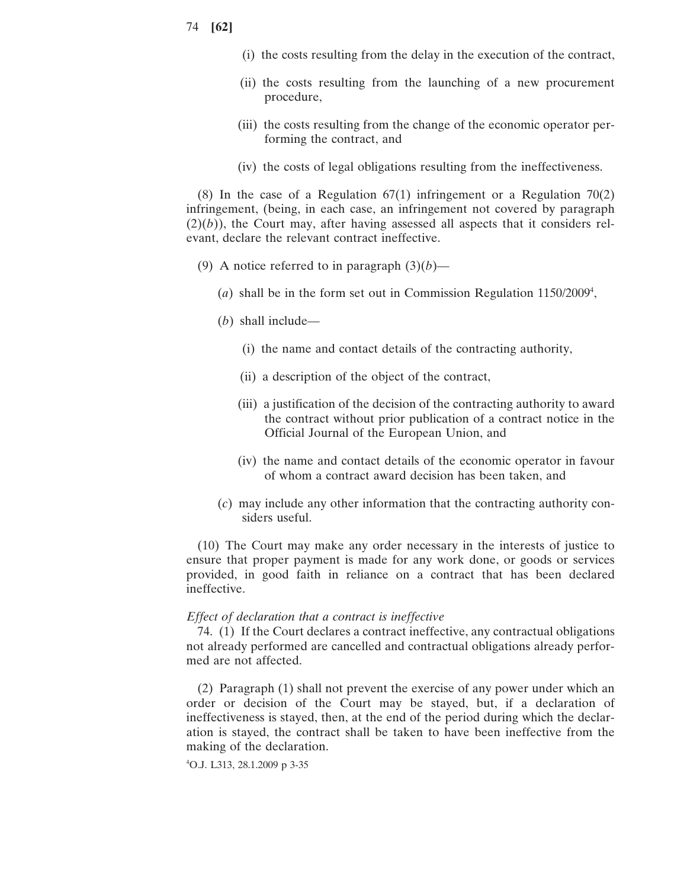(i) the costs resulting from the delay in the execution of the contract,

(ii) the costs resulting from the launching of a new procurement procedure,

(iii) the costs resulting from the change of the economic operator performing the contract, and

(iv) the costs of legal obligations resulting from the ineffectiveness.

(8) In the case of a Regulation 67(1) infringement or a Regulation 70(2) infringement, (being, in each case, an infringement not covered by paragraph (2)(*b*)), the Court may, after having assessed all aspects that it considers relevant, declare the relevant contract ineffective.

(9) A notice referred to in paragraph (3)(*b*)—

(*a*) shall be in the form set out in Commission Regulation 1150/2009[4],

(*b*) shall include—

(i) the name and contact details of the contracting authority,

(ii) a description of the object of the contract,

(iii) a justification of the decision of the contracting authority to award the contract without prior publication of a contract notice in the Official Journal of the European Union, and

(iv) the name and contact details of the economic operator in favour of whom a contract award decision has been taken, and

(*c*) may include any other information that the contracting authority considers useful.

(10) The Court may make any order necessary in the interests of justice to ensure that proper payment is made for any work done, or goods or services provided, in good faith in reliance on a contract that has been declared ineffective.

*Effect of declaration that a contract is ineffective*

74. (1) If the Court declares a contract ineffective, any contractual obligations not already performed are cancelled and contractual obligations already performed are not affected.

(2) Paragraph (1) shall not prevent the exercise of any power under which an order or decision of the Court may be stayed, but, if a declaration of ineffectiveness is stayed, then, at the end of the period during which the declaration is stayed, the contract shall be taken to have been ineffective from the making of the declaration.

[4]O.J. L313, 28.1.2009 p 3-35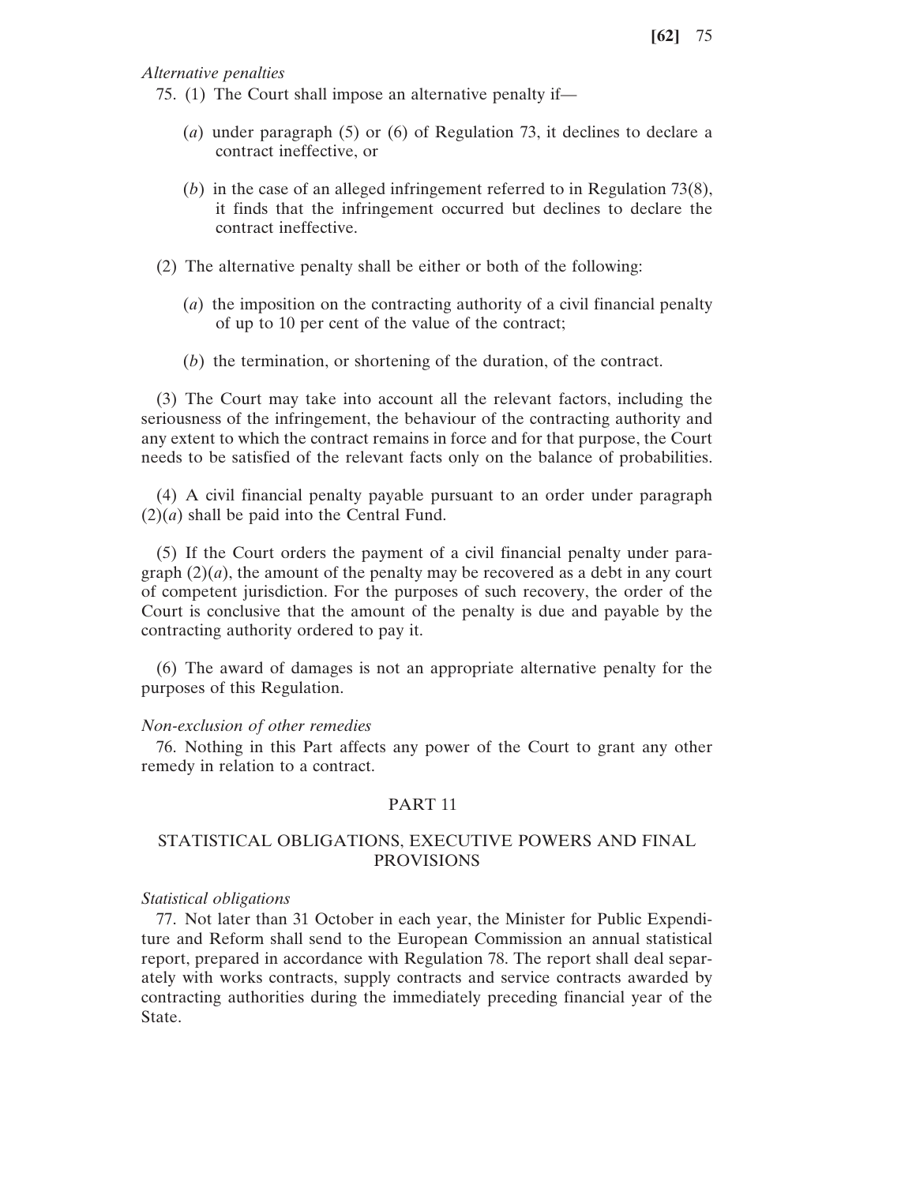*Alternative penalties*

75. (1) The Court shall impose an alternative penalty if—

(*a*) under paragraph (5) or (6) of Regulation 73, it declines to declare a contract ineffective, or

(*b*) in the case of an alleged infringement referred to in Regulation 73(8), it finds that the infringement occurred but declines to declare the contract ineffective.

(2) The alternative penalty shall be either or both of the following:

(*a*) the imposition on the contracting authority of a civil financial penalty of up to 10 per cent of the value of the contract;

(*b*) the termination, or shortening of the duration, of the contract.

(3) The Court may take into account all the relevant factors, including the seriousness of the infringement, the behaviour of the contracting authority and any extent to which the contract remains in force and for that purpose, the Court needs to be satisfied of the relevant facts only on the balance of probabilities.

(4) A civil financial penalty payable pursuant to an order under paragraph (2)(*a*) shall be paid into the Central Fund.

(5) If the Court orders the payment of a civil financial penalty under paragraph (2)(*a*), the amount of the penalty may be recovered as a debt in any court of competent jurisdiction. For the purposes of such recovery, the order of the Court is conclusive that the amount of the penalty is due and payable by the contracting authority ordered to pay it.

(6) The award of damages is not an appropriate alternative penalty for the purposes of this Regulation.

*Non-exclusion of other remedies*

76. Nothing in this Part affects any power of the Court to grant any other remedy in relation to a contract.

## PART 11

## STATISTICAL OBLIGATIONS, EXECUTIVE POWERS AND FINAL PROVISIONS

*Statistical obligations*

77. Not later than 31 October in each year, the Minister for Public Expenditure and Reform shall send to the European Commission an annual statistical report, prepared in accordance with Regulation 78. The report shall deal separately with works contracts, supply contracts and service contracts awarded by contracting authorities during the immediately preceding financial year of the State.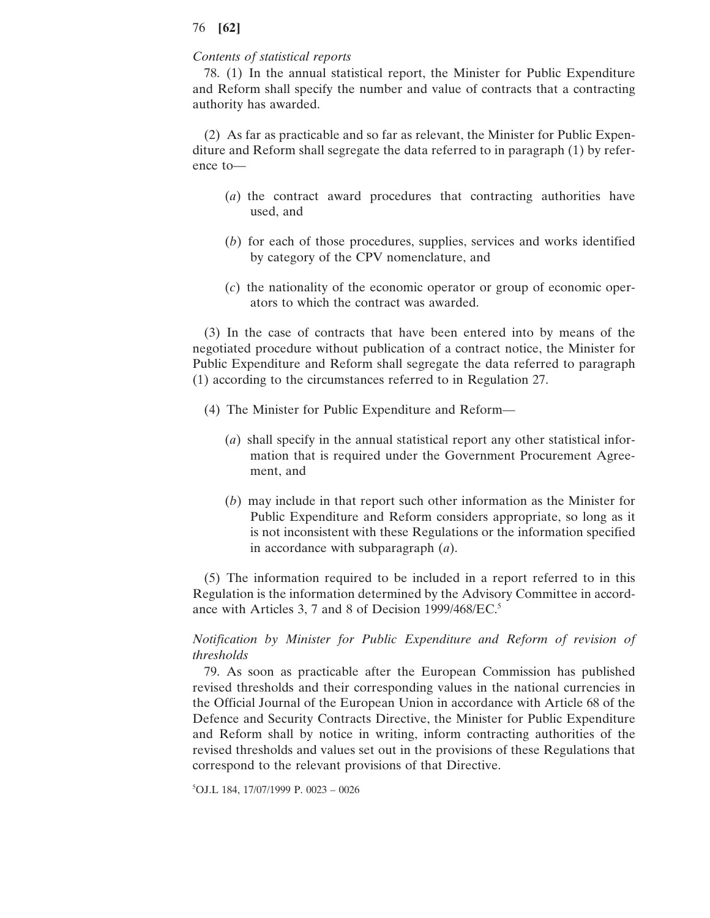*Contents of statistical reports*

78. (1) In the annual statistical report, the Minister for Public Expenditure and Reform shall specify the number and value of contracts that a contracting authority has awarded.

(2) As far as practicable and so far as relevant, the Minister for Public Expenditure and Reform shall segregate the data referred to in paragraph (1) by reference to—

(*a*) the contract award procedures that contracting authorities have used, and

(*b*) for each of those procedures, supplies, services and works identified by category of the CPV nomenclature, and

(*c*) the nationality of the economic operator or group of economic operators to which the contract was awarded.

(3) In the case of contracts that have been entered into by means of the negotiated procedure without publication of a contract notice, the Minister for Public Expenditure and Reform shall segregate the data referred to paragraph (1) according to the circumstances referred to in Regulation 27.

(4) The Minister for Public Expenditure and Reform—

(*a*) shall specify in the annual statistical report any other statistical information that is required under the Government Procurement Agreement, and

(*b*) may include in that report such other information as the Minister for Public Expenditure and Reform considers appropriate, so long as it is not inconsistent with these Regulations or the information specified in accordance with subparagraph (*a*).

(5) The information required to be included in a report referred to in this Regulation is the information determined by the Advisory Committee in accordance with Articles 3, 7 and 8 of Decision 1999/468/EC.[5]

*Notification by Minister for Public Expenditure and Reform of revision of thresholds*

79. As soon as practicable after the European Commission has published revised thresholds and their corresponding values in the national currencies in the Official Journal of the European Union in accordance with Article 68 of the Defence and Security Contracts Directive, the Minister for Public Expenditure and Reform shall by notice in writing, inform contracting authorities of the revised thresholds and values set out in the provisions of these Regulations that correspond to the relevant provisions of that Directive.

[5]OJ.L 184, 17/07/1999 P. 0023 – 0026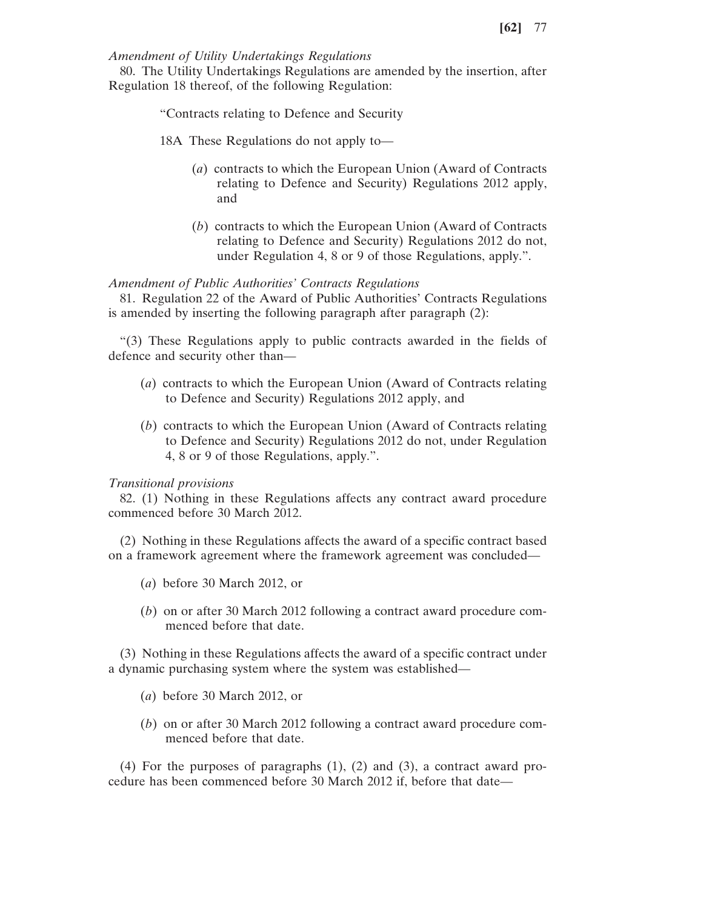*Amendment of Utility Undertakings Regulations*

80. The Utility Undertakings Regulations are amended by the insertion, after Regulation 18 thereof, of the following Regulation:

> "Contracts relating to Defence and Security
>
> 18A These Regulations do not apply to—
>
> (*a*) contracts to which the European Union (Award of Contracts relating to Defence and Security) Regulations 2012 apply, and
>
> (*b*) contracts to which the European Union (Award of Contracts relating to Defence and Security) Regulations 2012 do not, under Regulation 4, 8 or 9 of those Regulations, apply.".

*Amendment of Public Authorities' Contracts Regulations*

81. Regulation 22 of the Award of Public Authorities' Contracts Regulations is amended by inserting the following paragraph after paragraph (2):

"(3) These Regulations apply to public contracts awarded in the fields of defence and security other than—

(*a*) contracts to which the European Union (Award of Contracts relating to Defence and Security) Regulations 2012 apply, and

(*b*) contracts to which the European Union (Award of Contracts relating to Defence and Security) Regulations 2012 do not, under Regulation 4, 8 or 9 of those Regulations, apply.".

*Transitional provisions*

82. (1) Nothing in these Regulations affects any contract award procedure commenced before 30 March 2012.

(2) Nothing in these Regulations affects the award of a specific contract based on a framework agreement where the framework agreement was concluded—

(*a*) before 30 March 2012, or

(*b*) on or after 30 March 2012 following a contract award procedure commenced before that date.

(3) Nothing in these Regulations affects the award of a specific contract under a dynamic purchasing system where the system was established—

(*a*) before 30 March 2012, or

(*b*) on or after 30 March 2012 following a contract award procedure commenced before that date.

(4) For the purposes of paragraphs (1), (2) and (3), a contract award procedure has been commenced before 30 March 2012 if, before that date—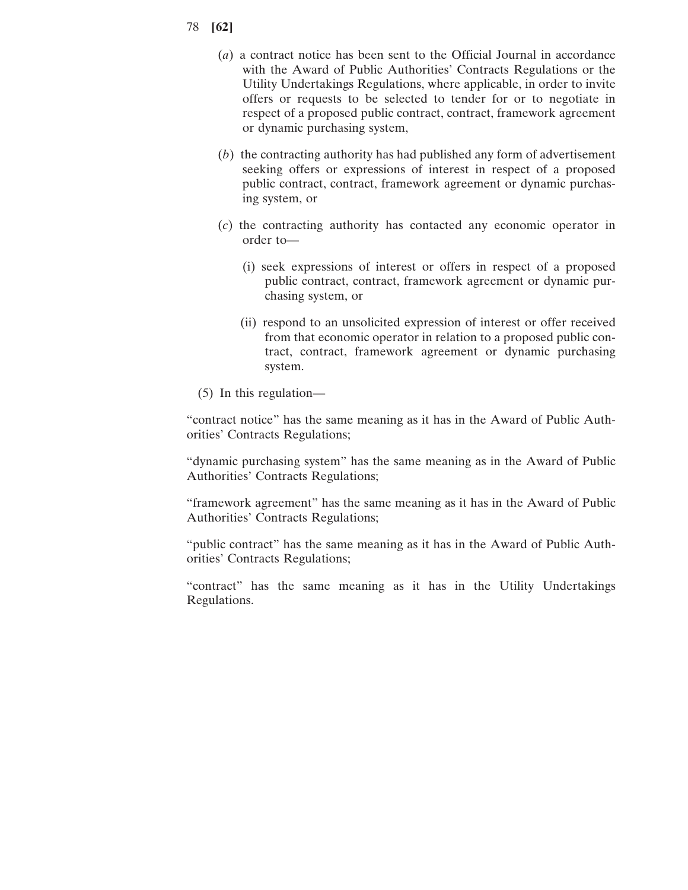(*a*) a contract notice has been sent to the Official Journal in accordance with the Award of Public Authorities' Contracts Regulations or the Utility Undertakings Regulations, where applicable, in order to invite offers or requests to be selected to tender for or to negotiate in respect of a proposed public contract, contract, framework agreement or dynamic purchasing system,

(*b*) the contracting authority has had published any form of advertisement seeking offers or expressions of interest in respect of a proposed public contract, contract, framework agreement or dynamic purchasing system, or

(*c*) the contracting authority has contacted any economic operator in order to—

(i) seek expressions of interest or offers in respect of a proposed public contract, contract, framework agreement or dynamic purchasing system, or

(ii) respond to an unsolicited expression of interest or offer received from that economic operator in relation to a proposed public contract, contract, framework agreement or dynamic purchasing system.

(5) In this regulation—

"contract notice" has the same meaning as it has in the Award of Public Authorities' Contracts Regulations;

"dynamic purchasing system" has the same meaning as in the Award of Public Authorities' Contracts Regulations;

"framework agreement" has the same meaning as it has in the Award of Public Authorities' Contracts Regulations;

"public contract" has the same meaning as it has in the Award of Public Authorities' Contracts Regulations;

"contract" has the same meaning as it has in the Utility Undertakings Regulations.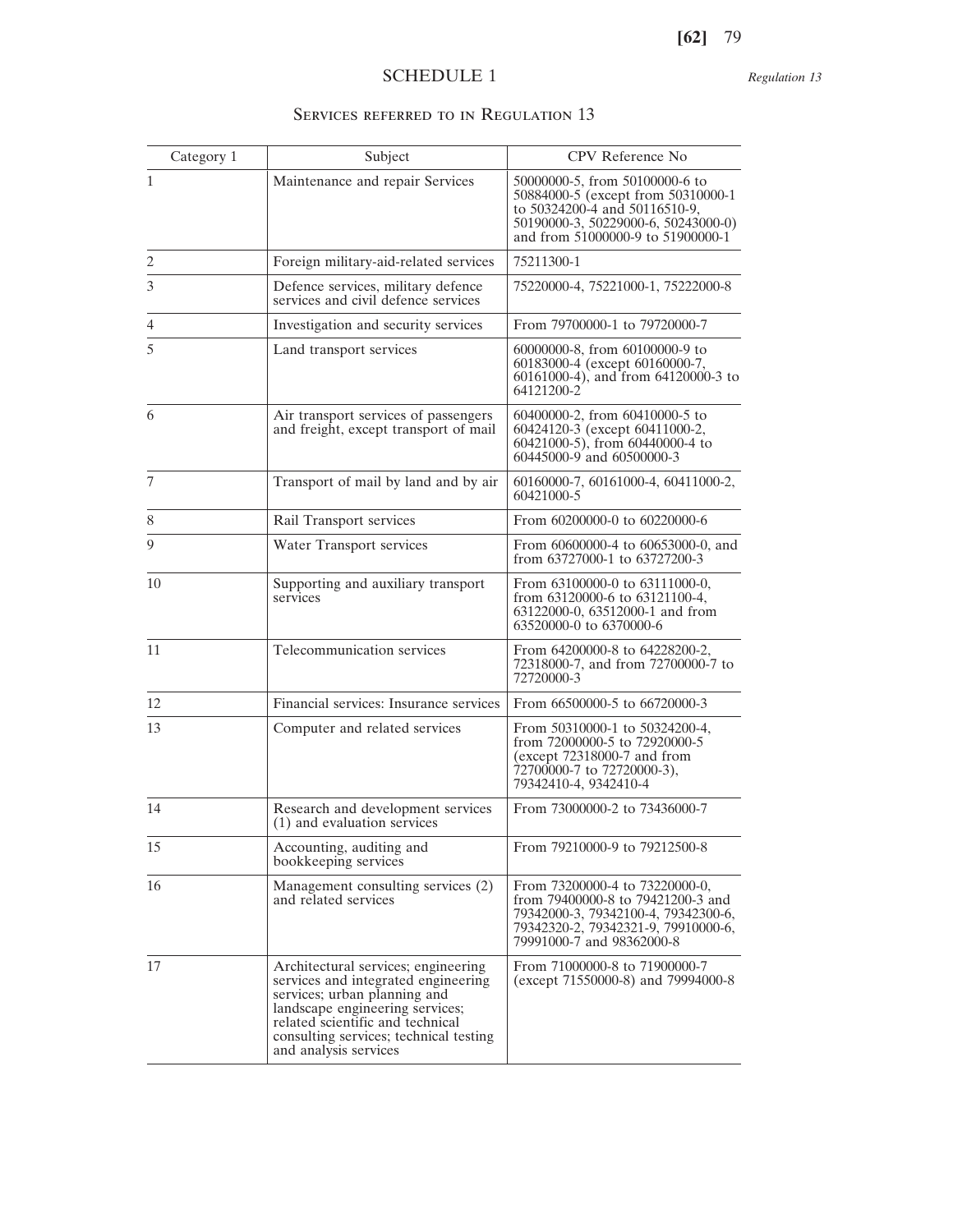# SCHEDULE 1

*Regulation 13*

## Services referred to in Regulation 13

| Category 1 | Subject | CPV Reference No |
|---|---|---|
| 1 | Maintenance and repair Services | 50000000-5, from 50100000-6 to 50884000-5 (except from 50310000-1 to 50324200-4 and 50116510-9, 50190000-3, 50229000-6, 50243000-0) and from 51000000-9 to 51900000-1 |
| 2 | Foreign military-aid-related services | 75211300-1 |
| 3 | Defence services, military defence services and civil defence services | 75220000-4, 75221000-1, 75222000-8 |
| 4 | Investigation and security services | From 79700000-1 to 79720000-7 |
| 5 | Land transport services | 60000000-8, from 60100000-9 to 60183000-4 (except 60160000-7, 60161000-4), and from 64120000-3 to 64121200-2 |
| 6 | Air transport services of passengers and freight, except transport of mail | 60400000-2, from 60410000-5 to 60424120-3 (except 60411000-2, 60421000-5), from 60440000-4 to 60445000-9 and 60500000-3 |
| 7 | Transport of mail by land and by air | 60160000-7, 60161000-4, 60411000-2, 60421000-5 |
| 8 | Rail Transport services | From 60200000-0 to 60220000-6 |
| 9 | Water Transport services | From 60600000-4 to 60653000-0, and from 63727000-1 to 63727200-3 |
| 10 | Supporting and auxiliary transport services | From 63100000-0 to 63111000-0, from 63120000-6 to 63121100-4, 63122000-0, 63512000-1 and from 63520000-0 to 6370000-6 |
| 11 | Telecommunication services | From 64200000-8 to 64228200-2, 72318000-7, and from 72700000-7 to 72720000-3 |
| 12 | Financial services: Insurance services | From 66500000-5 to 66720000-3 |
| 13 | Computer and related services | From 50310000-1 to 50324200-4, from 72000000-5 to 72920000-5 (except 72318000-7 and from 72700000-7 to 72720000-3), 79342410-4, 9342410-4 |
| 14 | Research and development services (1) and evaluation services | From 73000000-2 to 73436000-7 |
| 15 | Accounting, auditing and bookkeeping services | From 79210000-9 to 79212500-8 |
| 16 | Management consulting services (2) and related services | From 73200000-4 to 73220000-0, from 79400000-8 to 79421200-3 and 79342000-3, 79342100-4, 79342300-6, 79342320-2, 79342321-9, 79910000-6, 79991000-7 and 98362000-8 |
| 17 | Architectural services; engineering services and integrated engineering services; urban planning and landscape engineering services; related scientific and technical consulting services; technical testing and analysis services | From 71000000-8 to 71900000-7 (except 71550000-8) and 79994000-8 |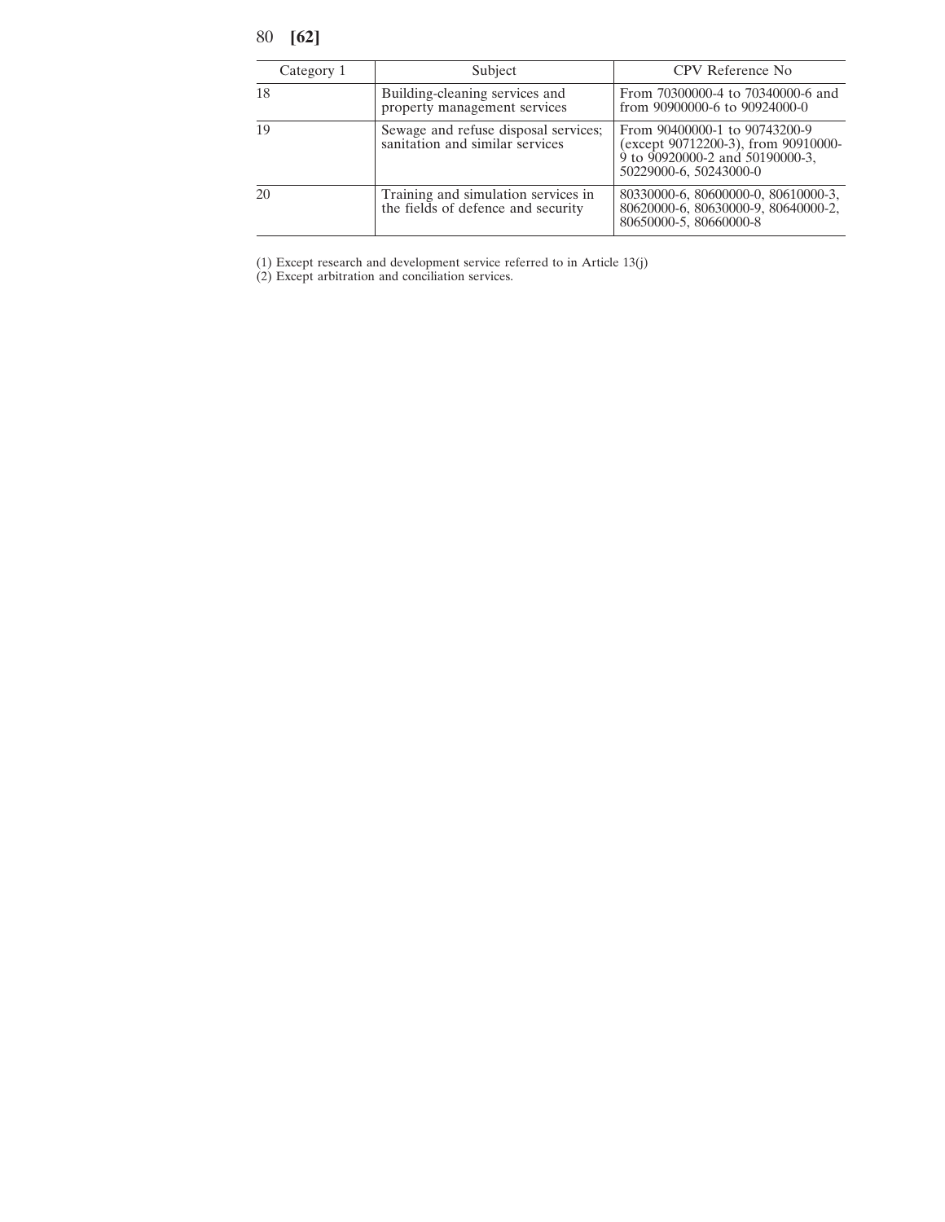| Category 1 | Subject | CPV Reference No |
|---|---|---|
| 18 | Building-cleaning services and property management services | From 70300000-4 to 70340000-6 and from 90900000-6 to 90924000-0 |
| 19 | Sewage and refuse disposal services; sanitation and similar services | From 90400000-1 to 90743200-9 (except 90712200-3), from 90910000-9 to 90920000-2 and 50190000-3, 50229000-6, 50243000-0 |
| 20 | Training and simulation services in the fields of defence and security | 80330000-6, 80600000-0, 80610000-3, 80620000-6, 80630000-9, 80640000-2, 80650000-5, 80660000-8 |

(1) Except research and development service referred to in Article 13(j)

(2) Except arbitration and conciliation services.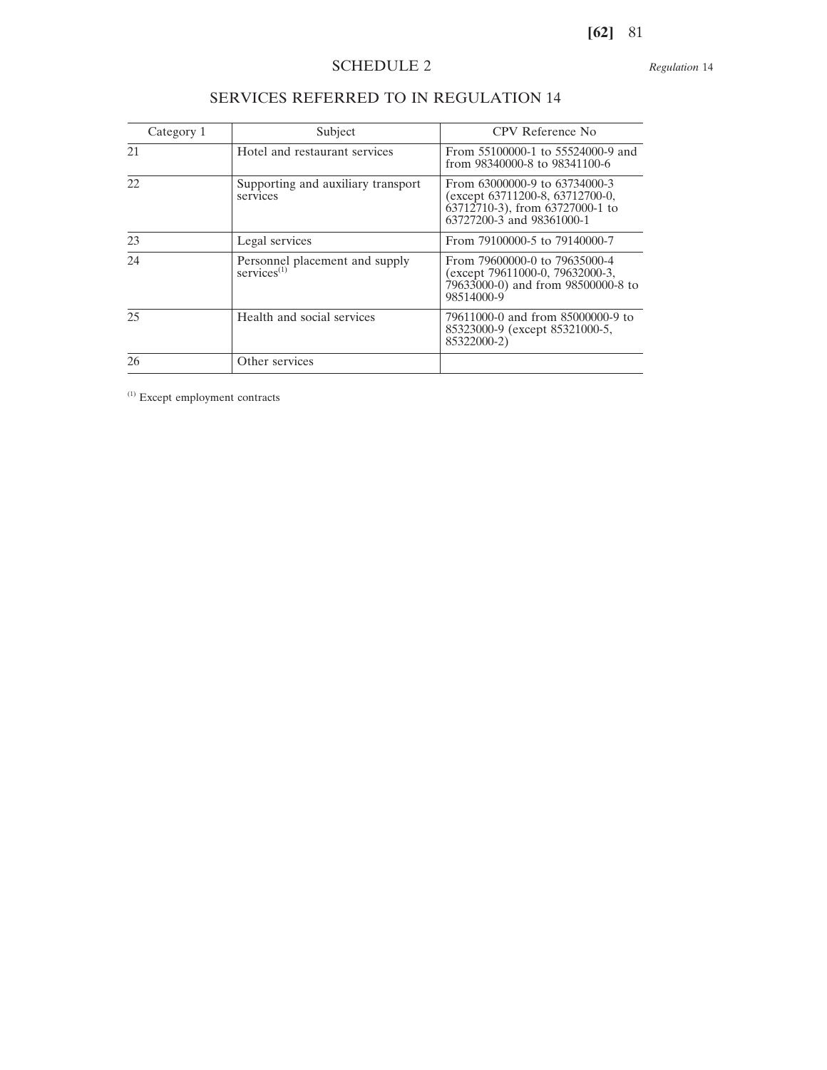# SCHEDULE 2

*Regulation* 14

## SERVICES REFERRED TO IN REGULATION 14

| Category 1 | Subject | CPV Reference No |
|---|---|---|
| 21 | Hotel and restaurant services | From 55100000-1 to 55524000-9 and from 98340000-8 to 98341100-6 |
| 22 | Supporting and auxiliary transport services | From 63000000-9 to 63734000-3 (except 63711200-8, 63712700-0, 63712710-3), from 63727000-1 to 63727200-3 and 98361000-1 |
| 23 | Legal services | From 79100000-5 to 79140000-7 |
| 24 | Personnel placement and supply services[(1)] | From 79600000-0 to 79635000-4 (except 79611000-0, 79632000-3, 79633000-0) and from 98500000-8 to 98514000-9 |
| 25 | Health and social services | 79611000-0 and from 85000000-9 to 85323000-9 (except 85321000-5, 85322000-2) |
| 26 | Other services | |

[(1)] Except employment contracts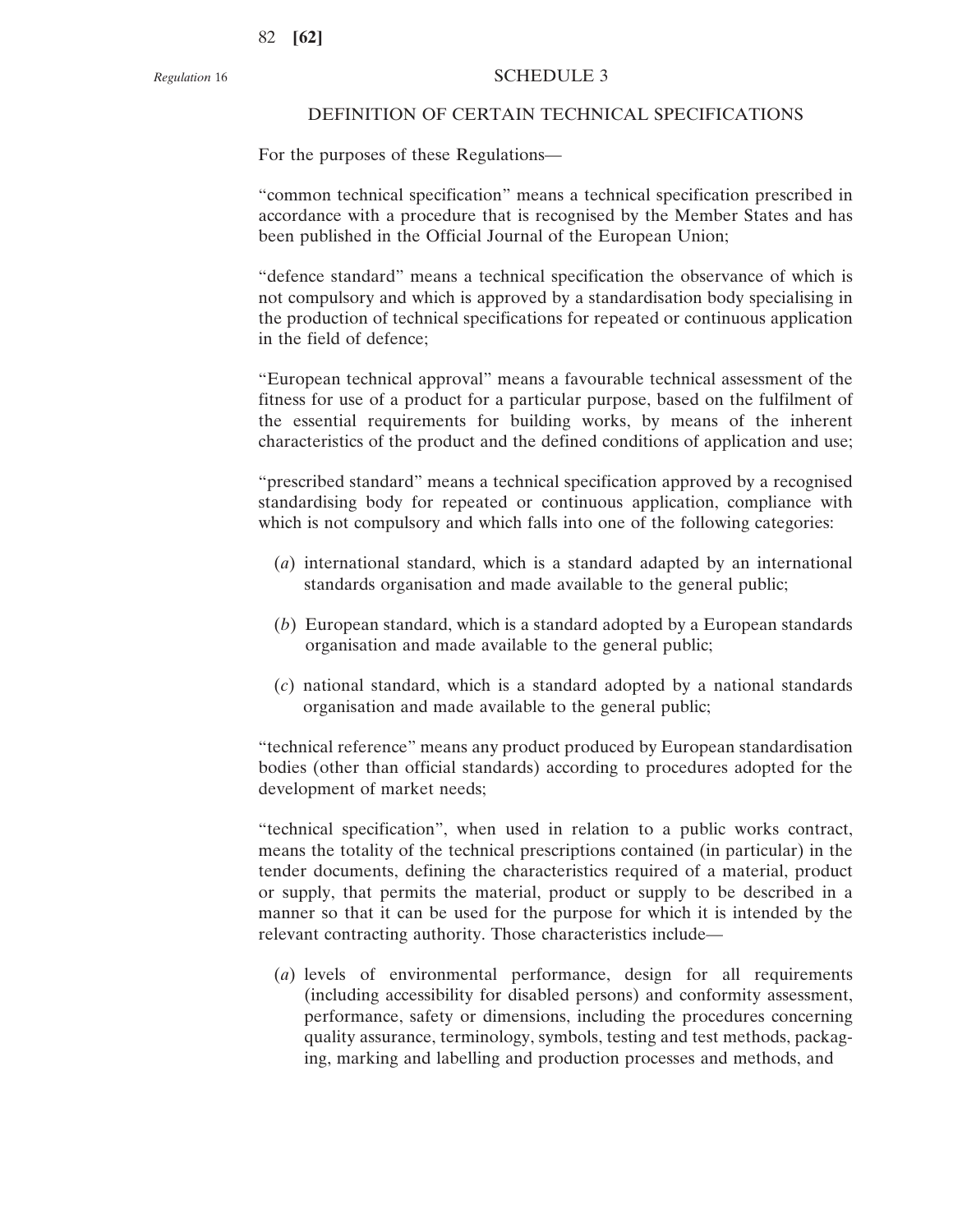*Regulation* 16

## SCHEDULE 3

### DEFINITION OF CERTAIN TECHNICAL SPECIFICATIONS

For the purposes of these Regulations—

"common technical specification" means a technical specification prescribed in accordance with a procedure that is recognised by the Member States and has been published in the Official Journal of the European Union;

"defence standard" means a technical specification the observance of which is not compulsory and which is approved by a standardisation body specialising in the production of technical specifications for repeated or continuous application in the field of defence;

"European technical approval" means a favourable technical assessment of the fitness for use of a product for a particular purpose, based on the fulfilment of the essential requirements for building works, by means of the inherent characteristics of the product and the defined conditions of application and use;

"prescribed standard" means a technical specification approved by a recognised standardising body for repeated or continuous application, compliance with which is not compulsory and which falls into one of the following categories:

(*a*) international standard, which is a standard adapted by an international standards organisation and made available to the general public;

(*b*) European standard, which is a standard adopted by a European standards organisation and made available to the general public;

(*c*) national standard, which is a standard adopted by a national standards organisation and made available to the general public;

"technical reference" means any product produced by European standardisation bodies (other than official standards) according to procedures adopted for the development of market needs;

"technical specification", when used in relation to a public works contract, means the totality of the technical prescriptions contained (in particular) in the tender documents, defining the characteristics required of a material, product or supply, that permits the material, product or supply to be described in a manner so that it can be used for the purpose for which it is intended by the relevant contracting authority. Those characteristics include—

(*a*) levels of environmental performance, design for all requirements (including accessibility for disabled persons) and conformity assessment, performance, safety or dimensions, including the procedures concerning quality assurance, terminology, symbols, testing and test methods, packaging, marking and labelling and production processes and methods, and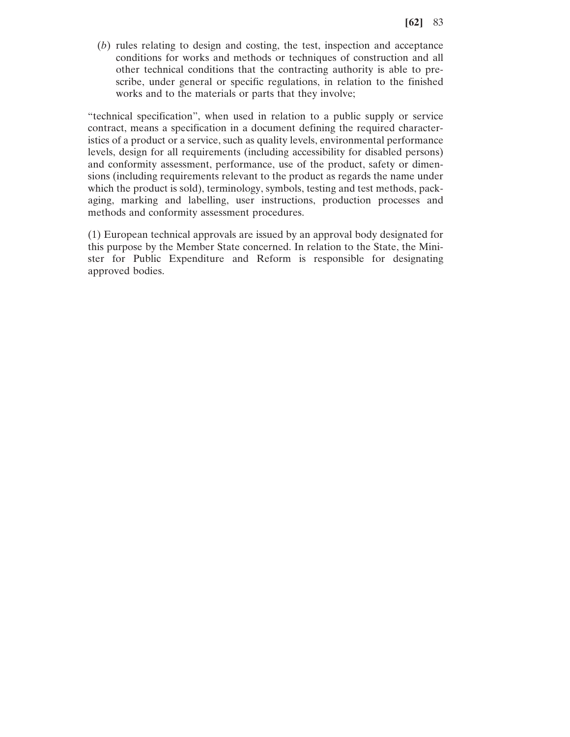(*b*) rules relating to design and costing, the test, inspection and acceptance conditions for works and methods or techniques of construction and all other technical conditions that the contracting authority is able to prescribe, under general or specific regulations, in relation to the finished works and to the materials or parts that they involve;

"technical specification", when used in relation to a public supply or service contract, means a specification in a document defining the required characteristics of a product or a service, such as quality levels, environmental performance levels, design for all requirements (including accessibility for disabled persons) and conformity assessment, performance, use of the product, safety or dimensions (including requirements relevant to the product as regards the name under which the product is sold), terminology, symbols, testing and test methods, packaging, marking and labelling, user instructions, production processes and methods and conformity assessment procedures.

(1) European technical approvals are issued by an approval body designated for this purpose by the Member State concerned. In relation to the State, the Minister for Public Expenditure and Reform is responsible for designating approved bodies.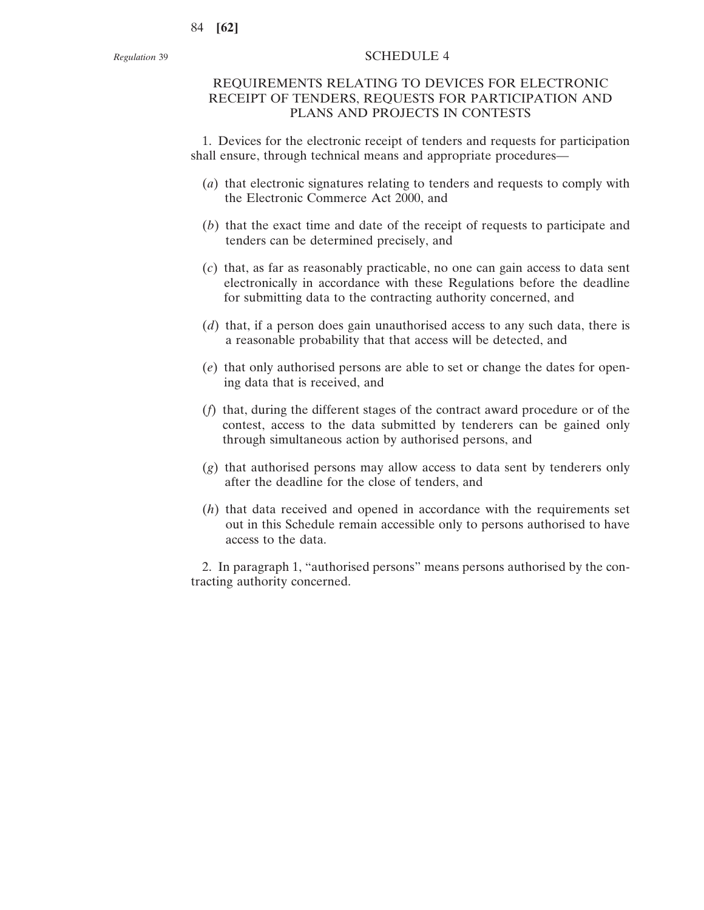*Regulation* 39

# SCHEDULE 4

## REQUIREMENTS RELATING TO DEVICES FOR ELECTRONIC RECEIPT OF TENDERS, REQUESTS FOR PARTICIPATION AND PLANS AND PROJECTS IN CONTESTS

1. Devices for the electronic receipt of tenders and requests for participation shall ensure, through technical means and appropriate procedures—

(*a*) that electronic signatures relating to tenders and requests to comply with the Electronic Commerce Act 2000, and

(*b*) that the exact time and date of the receipt of requests to participate and tenders can be determined precisely, and

(*c*) that, as far as reasonably practicable, no one can gain access to data sent electronically in accordance with these Regulations before the deadline for submitting data to the contracting authority concerned, and

(*d*) that, if a person does gain unauthorised access to any such data, there is a reasonable probability that that access will be detected, and

(*e*) that only authorised persons are able to set or change the dates for opening data that is received, and

(*f*) that, during the different stages of the contract award procedure or of the contest, access to the data submitted by tenderers can be gained only through simultaneous action by authorised persons, and

(*g*) that authorised persons may allow access to data sent by tenderers only after the deadline for the close of tenders, and

(*h*) that data received and opened in accordance with the requirements set out in this Schedule remain accessible only to persons authorised to have access to the data.

2. In paragraph 1, "authorised persons" means persons authorised by the contracting authority concerned.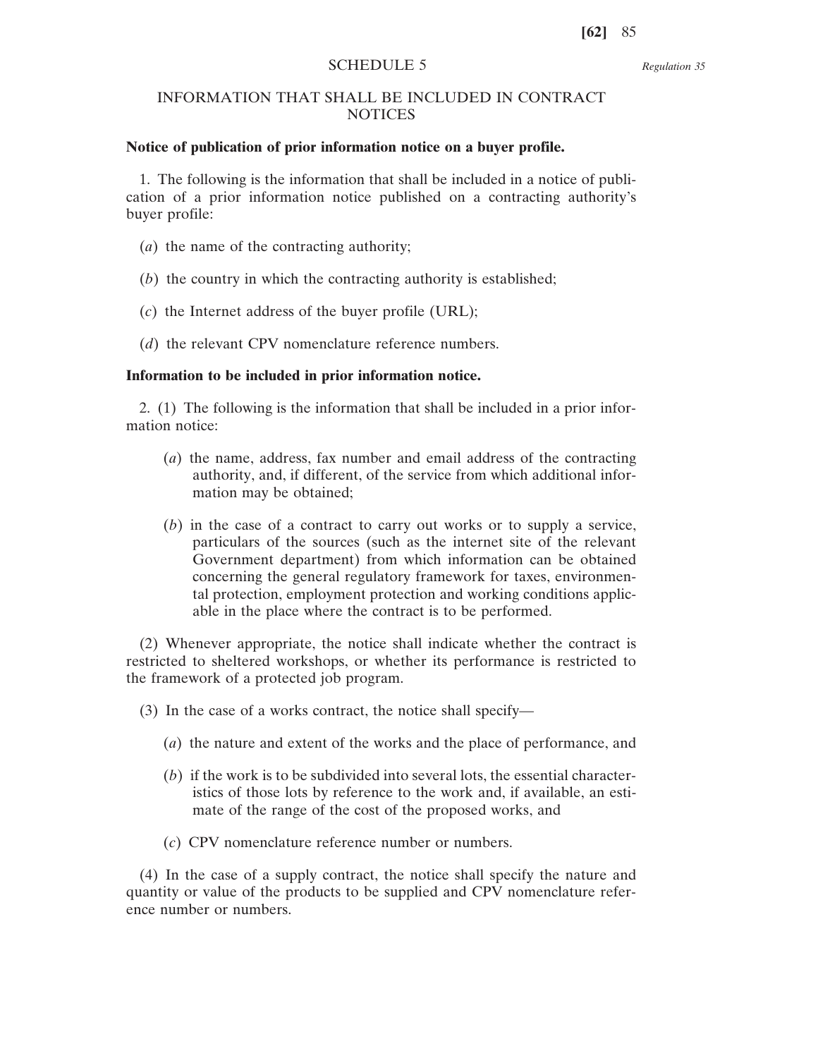## SCHEDULE 5

*Regulation 35*

## INFORMATION THAT SHALL BE INCLUDED IN CONTRACT NOTICES

**Notice of publication of prior information notice on a buyer profile.**

1. The following is the information that shall be included in a notice of publication of a prior information notice published on a contracting authority's buyer profile:

(*a*) the name of the contracting authority;

(*b*) the country in which the contracting authority is established;

(*c*) the Internet address of the buyer profile (URL);

(*d*) the relevant CPV nomenclature reference numbers.

**Information to be included in prior information notice.**

2. (1) The following is the information that shall be included in a prior information notice:

(*a*) the name, address, fax number and email address of the contracting authority, and, if different, of the service from which additional information may be obtained;

(*b*) in the case of a contract to carry out works or to supply a service, particulars of the sources (such as the internet site of the relevant Government department) from which information can be obtained concerning the general regulatory framework for taxes, environmental protection, employment protection and working conditions applicable in the place where the contract is to be performed.

(2) Whenever appropriate, the notice shall indicate whether the contract is restricted to sheltered workshops, or whether its performance is restricted to the framework of a protected job program.

(3) In the case of a works contract, the notice shall specify—

(*a*) the nature and extent of the works and the place of performance, and

(*b*) if the work is to be subdivided into several lots, the essential characteristics of those lots by reference to the work and, if available, an estimate of the range of the cost of the proposed works, and

(*c*) CPV nomenclature reference number or numbers.

(4) In the case of a supply contract, the notice shall specify the nature and quantity or value of the products to be supplied and CPV nomenclature reference number or numbers.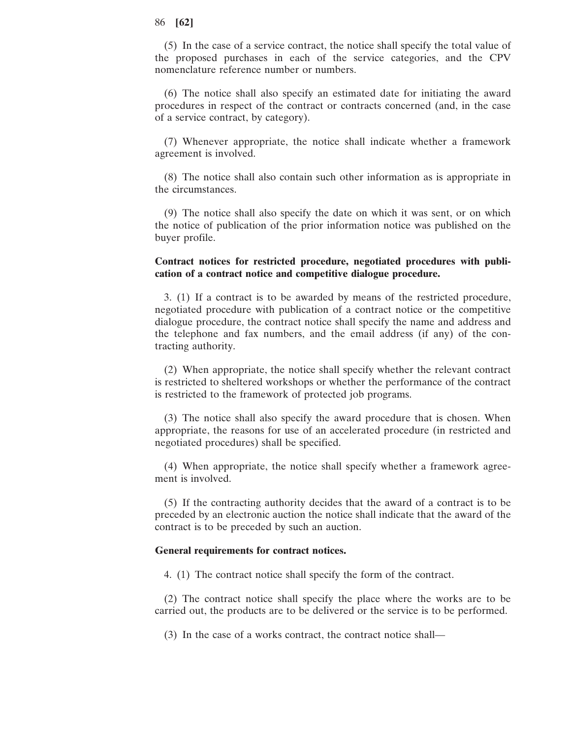(5) In the case of a service contract, the notice shall specify the total value of the proposed purchases in each of the service categories, and the CPV nomenclature reference number or numbers.

(6) The notice shall also specify an estimated date for initiating the award procedures in respect of the contract or contracts concerned (and, in the case of a service contract, by category).

(7) Whenever appropriate, the notice shall indicate whether a framework agreement is involved.

(8) The notice shall also contain such other information as is appropriate in the circumstances.

(9) The notice shall also specify the date on which it was sent, or on which the notice of publication of the prior information notice was published on the buyer profile.

**Contract notices for restricted procedure, negotiated procedures with publication of a contract notice and competitive dialogue procedure.**

3. (1) If a contract is to be awarded by means of the restricted procedure, negotiated procedure with publication of a contract notice or the competitive dialogue procedure, the contract notice shall specify the name and address and the telephone and fax numbers, and the email address (if any) of the contracting authority.

(2) When appropriate, the notice shall specify whether the relevant contract is restricted to sheltered workshops or whether the performance of the contract is restricted to the framework of protected job programs.

(3) The notice shall also specify the award procedure that is chosen. When appropriate, the reasons for use of an accelerated procedure (in restricted and negotiated procedures) shall be specified.

(4) When appropriate, the notice shall specify whether a framework agreement is involved.

(5) If the contracting authority decides that the award of a contract is to be preceded by an electronic auction the notice shall indicate that the award of the contract is to be preceded by such an auction.

**General requirements for contract notices.**

4. (1) The contract notice shall specify the form of the contract.

(2) The contract notice shall specify the place where the works are to be carried out, the products are to be delivered or the service is to be performed.

(3) In the case of a works contract, the contract notice shall—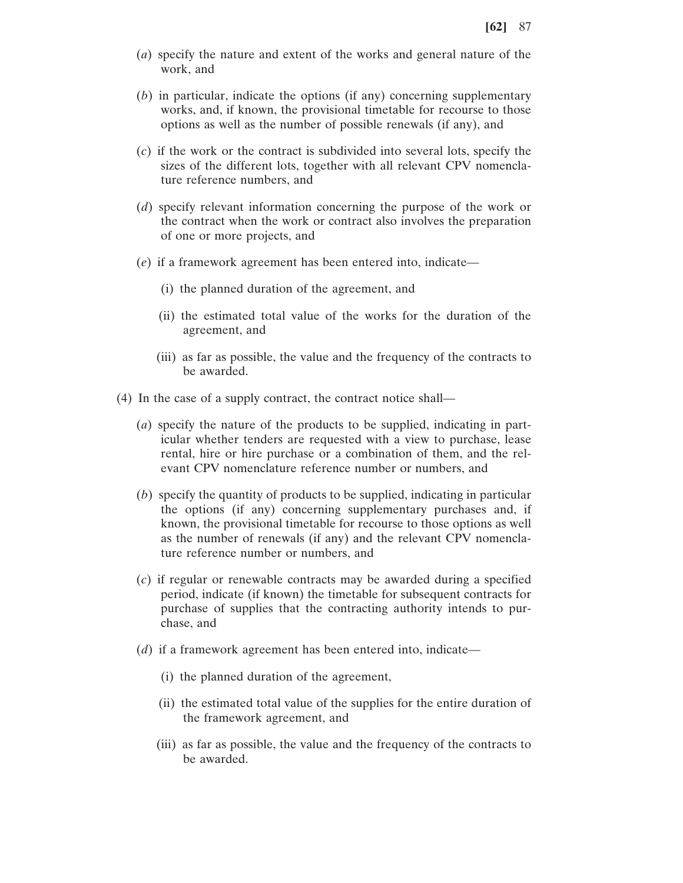(*a*) specify the nature and extent of the works and general nature of the work, and

(*b*) in particular, indicate the options (if any) concerning supplementary works, and, if known, the provisional timetable for recourse to those options as well as the number of possible renewals (if any), and

(*c*) if the work or the contract is subdivided into several lots, specify the sizes of the different lots, together with all relevant CPV nomenclature reference numbers, and

(*d*) specify relevant information concerning the purpose of the work or the contract when the work or contract also involves the preparation of one or more projects, and

(*e*) if a framework agreement has been entered into, indicate—

(i) the planned duration of the agreement, and

(ii) the estimated total value of the works for the duration of the agreement, and

(iii) as far as possible, the value and the frequency of the contracts to be awarded.

(4) In the case of a supply contract, the contract notice shall—

(*a*) specify the nature of the products to be supplied, indicating in particular whether tenders are requested with a view to purchase, lease rental, hire or hire purchase or a combination of them, and the relevant CPV nomenclature reference number or numbers, and

(*b*) specify the quantity of products to be supplied, indicating in particular the options (if any) concerning supplementary purchases and, if known, the provisional timetable for recourse to those options as well as the number of renewals (if any) and the relevant CPV nomenclature reference number or numbers, and

(*c*) if regular or renewable contracts may be awarded during a specified period, indicate (if known) the timetable for subsequent contracts for purchase of supplies that the contracting authority intends to purchase, and

(*d*) if a framework agreement has been entered into, indicate—

(i) the planned duration of the agreement,

(ii) the estimated total value of the supplies for the entire duration of the framework agreement, and

(iii) as far as possible, the value and the frequency of the contracts to be awarded.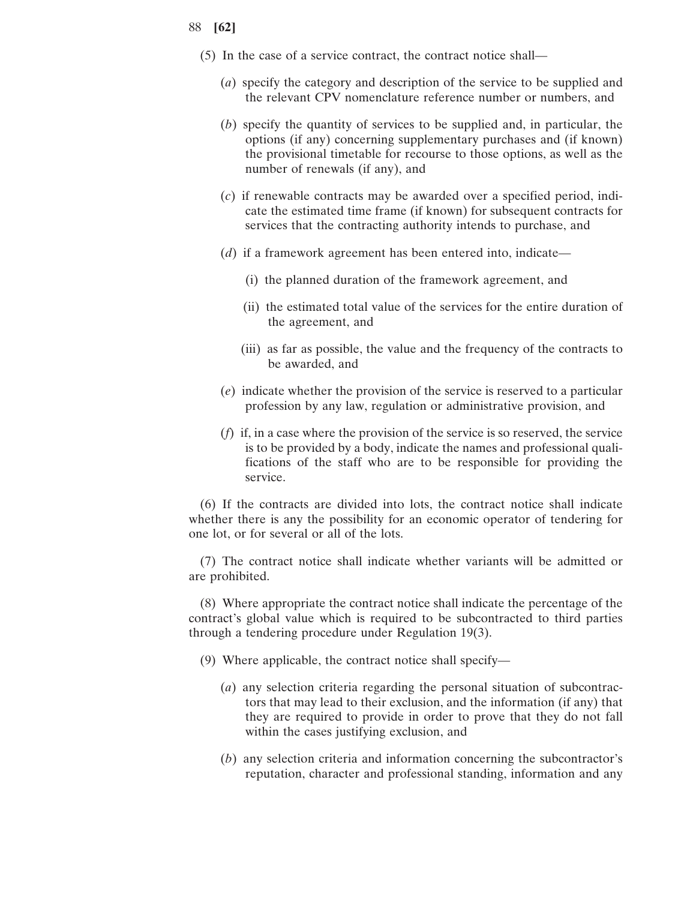(5) In the case of a service contract, the contract notice shall—

(*a*) specify the category and description of the service to be supplied and the relevant CPV nomenclature reference number or numbers, and

(*b*) specify the quantity of services to be supplied and, in particular, the options (if any) concerning supplementary purchases and (if known) the provisional timetable for recourse to those options, as well as the number of renewals (if any), and

(*c*) if renewable contracts may be awarded over a specified period, indicate the estimated time frame (if known) for subsequent contracts for services that the contracting authority intends to purchase, and

(*d*) if a framework agreement has been entered into, indicate—

(i) the planned duration of the framework agreement, and

(ii) the estimated total value of the services for the entire duration of the agreement, and

(iii) as far as possible, the value and the frequency of the contracts to be awarded, and

(*e*) indicate whether the provision of the service is reserved to a particular profession by any law, regulation or administrative provision, and

(*f*) if, in a case where the provision of the service is so reserved, the service is to be provided by a body, indicate the names and professional qualifications of the staff who are to be responsible for providing the service.

(6) If the contracts are divided into lots, the contract notice shall indicate whether there is any the possibility for an economic operator of tendering for one lot, or for several or all of the lots.

(7) The contract notice shall indicate whether variants will be admitted or are prohibited.

(8) Where appropriate the contract notice shall indicate the percentage of the contract's global value which is required to be subcontracted to third parties through a tendering procedure under Regulation 19(3).

(9) Where applicable, the contract notice shall specify—

(*a*) any selection criteria regarding the personal situation of subcontractors that may lead to their exclusion, and the information (if any) that they are required to provide in order to prove that they do not fall within the cases justifying exclusion, and

(*b*) any selection criteria and information concerning the subcontractor's reputation, character and professional standing, information and any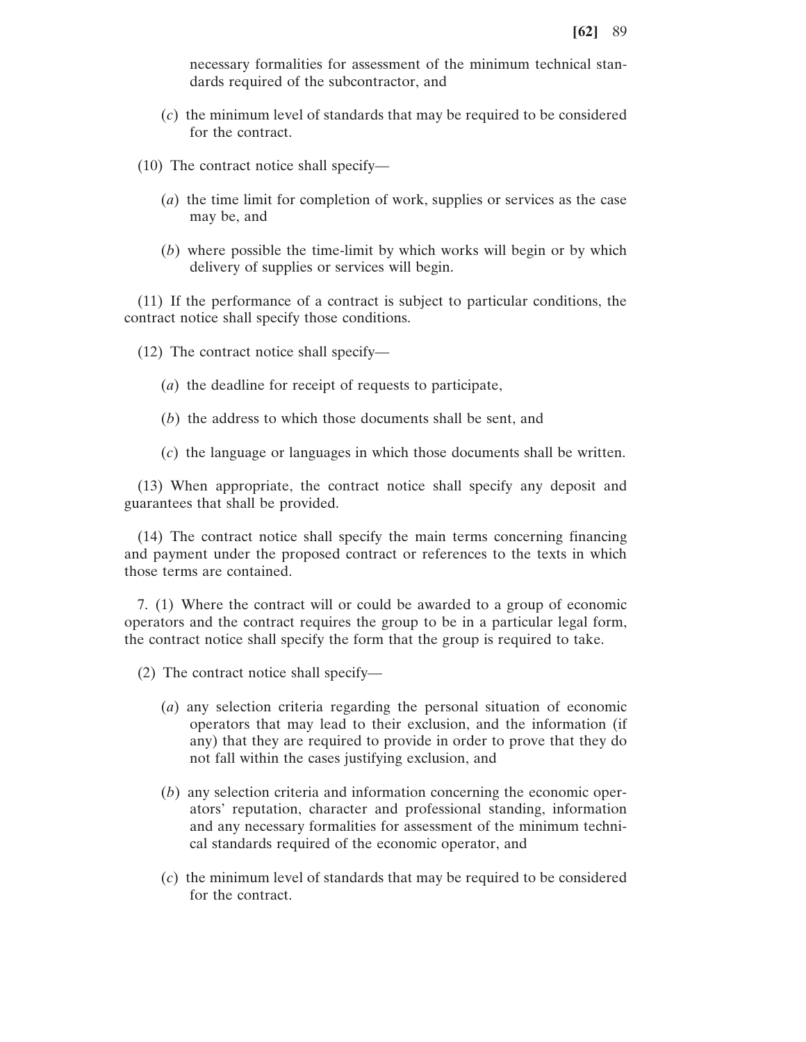necessary formalities for assessment of the minimum technical standards required of the subcontractor, and

(*c*) the minimum level of standards that may be required to be considered for the contract.

(10) The contract notice shall specify—

(*a*) the time limit for completion of work, supplies or services as the case may be, and

(*b*) where possible the time-limit by which works will begin or by which delivery of supplies or services will begin.

(11) If the performance of a contract is subject to particular conditions, the contract notice shall specify those conditions.

(12) The contract notice shall specify—

(*a*) the deadline for receipt of requests to participate,

(*b*) the address to which those documents shall be sent, and

(*c*) the language or languages in which those documents shall be written.

(13) When appropriate, the contract notice shall specify any deposit and guarantees that shall be provided.

(14) The contract notice shall specify the main terms concerning financing and payment under the proposed contract or references to the texts in which those terms are contained.

7. (1) Where the contract will or could be awarded to a group of economic operators and the contract requires the group to be in a particular legal form, the contract notice shall specify the form that the group is required to take.

(2) The contract notice shall specify—

(*a*) any selection criteria regarding the personal situation of economic operators that may lead to their exclusion, and the information (if any) that they are required to provide in order to prove that they do not fall within the cases justifying exclusion, and

(*b*) any selection criteria and information concerning the economic operators' reputation, character and professional standing, information and any necessary formalities for assessment of the minimum technical standards required of the economic operator, and

(*c*) the minimum level of standards that may be required to be considered for the contract.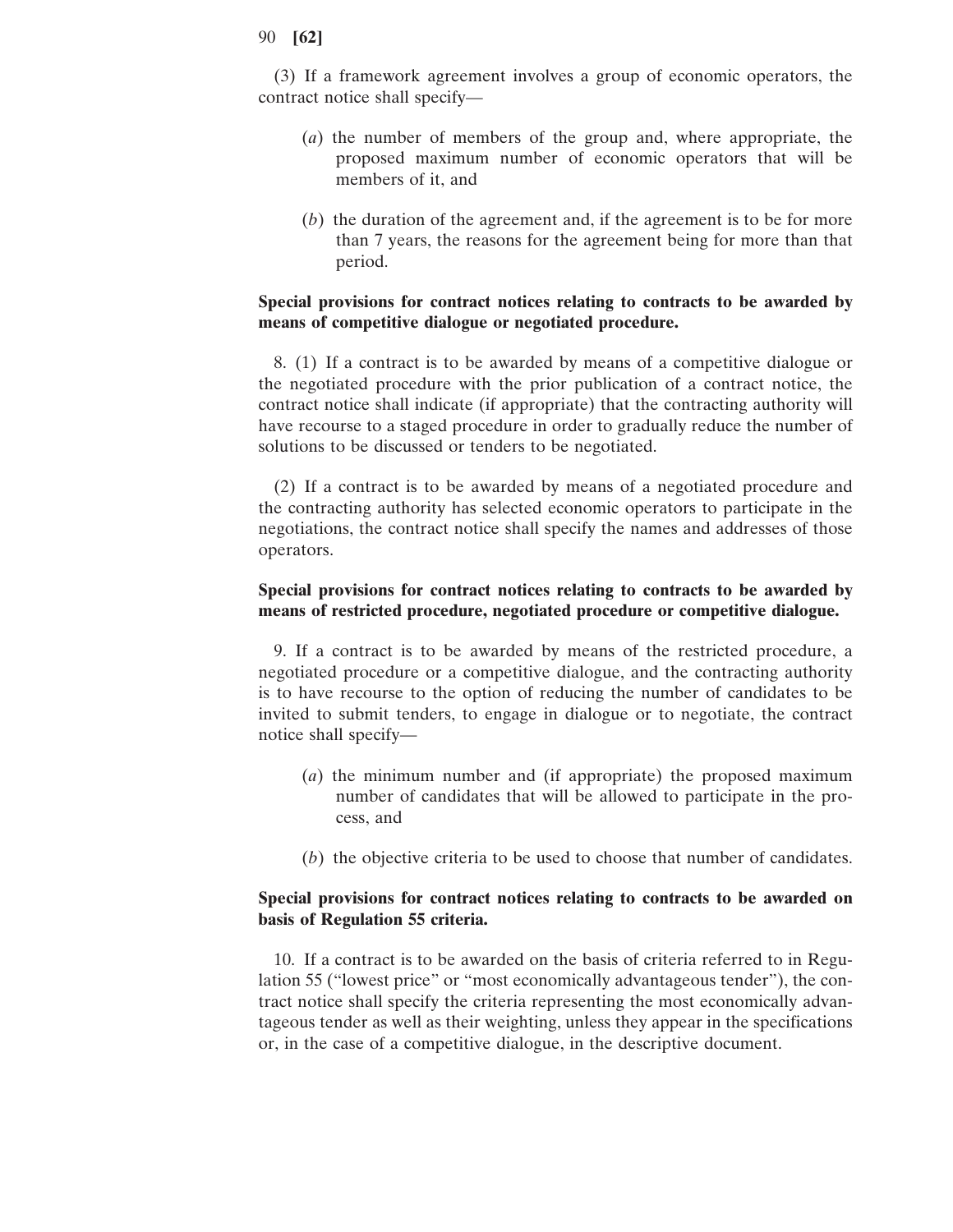(3) If a framework agreement involves a group of economic operators, the contract notice shall specify—

(*a*) the number of members of the group and, where appropriate, the proposed maximum number of economic operators that will be members of it, and

(*b*) the duration of the agreement and, if the agreement is to be for more than 7 years, the reasons for the agreement being for more than that period.

**Special provisions for contract notices relating to contracts to be awarded by means of competitive dialogue or negotiated procedure.**

8. (1) If a contract is to be awarded by means of a competitive dialogue or the negotiated procedure with the prior publication of a contract notice, the contract notice shall indicate (if appropriate) that the contracting authority will have recourse to a staged procedure in order to gradually reduce the number of solutions to be discussed or tenders to be negotiated.

(2) If a contract is to be awarded by means of a negotiated procedure and the contracting authority has selected economic operators to participate in the negotiations, the contract notice shall specify the names and addresses of those operators.

**Special provisions for contract notices relating to contracts to be awarded by means of restricted procedure, negotiated procedure or competitive dialogue.**

9. If a contract is to be awarded by means of the restricted procedure, a negotiated procedure or a competitive dialogue, and the contracting authority is to have recourse to the option of reducing the number of candidates to be invited to submit tenders, to engage in dialogue or to negotiate, the contract notice shall specify—

(*a*) the minimum number and (if appropriate) the proposed maximum number of candidates that will be allowed to participate in the process, and

(*b*) the objective criteria to be used to choose that number of candidates.

**Special provisions for contract notices relating to contracts to be awarded on basis of Regulation 55 criteria.**

10. If a contract is to be awarded on the basis of criteria referred to in Regulation 55 ("lowest price" or "most economically advantageous tender"), the contract notice shall specify the criteria representing the most economically advantageous tender as well as their weighting, unless they appear in the specifications or, in the case of a competitive dialogue, in the descriptive document.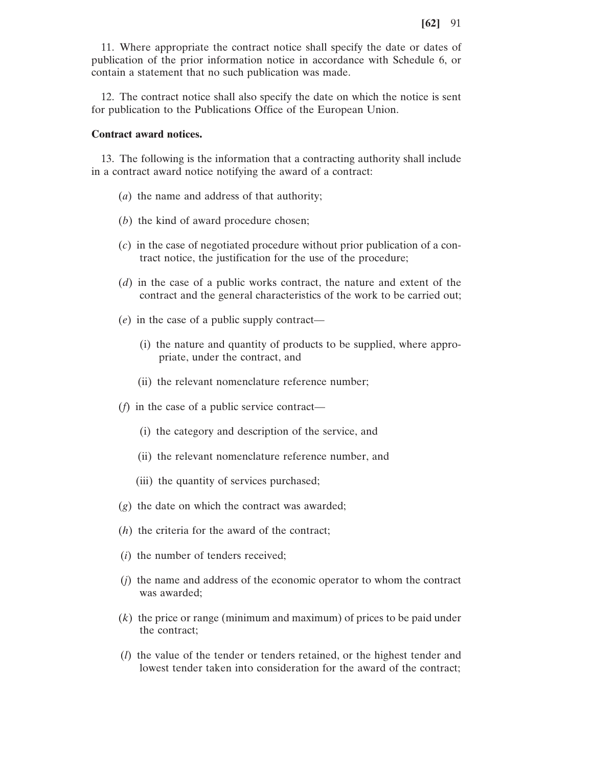11. Where appropriate the contract notice shall specify the date or dates of publication of the prior information notice in accordance with Schedule 6, or contain a statement that no such publication was made.

12. The contract notice shall also specify the date on which the notice is sent for publication to the Publications Office of the European Union.

**Contract award notices.**

13. The following is the information that a contracting authority shall include in a contract award notice notifying the award of a contract:

(*a*) the name and address of that authority;

(*b*) the kind of award procedure chosen;

(*c*) in the case of negotiated procedure without prior publication of a contract notice, the justification for the use of the procedure;

(*d*) in the case of a public works contract, the nature and extent of the contract and the general characteristics of the work to be carried out;

(*e*) in the case of a public supply contract—

(i) the nature and quantity of products to be supplied, where appropriate, under the contract, and

(ii) the relevant nomenclature reference number;

(*f*) in the case of a public service contract—

(i) the category and description of the service, and

(ii) the relevant nomenclature reference number, and

(iii) the quantity of services purchased;

(*g*) the date on which the contract was awarded;

(*h*) the criteria for the award of the contract;

(*i*) the number of tenders received;

(*j*) the name and address of the economic operator to whom the contract was awarded;

(*k*) the price or range (minimum and maximum) of prices to be paid under the contract;

(*l*) the value of the tender or tenders retained, or the highest tender and lowest tender taken into consideration for the award of the contract;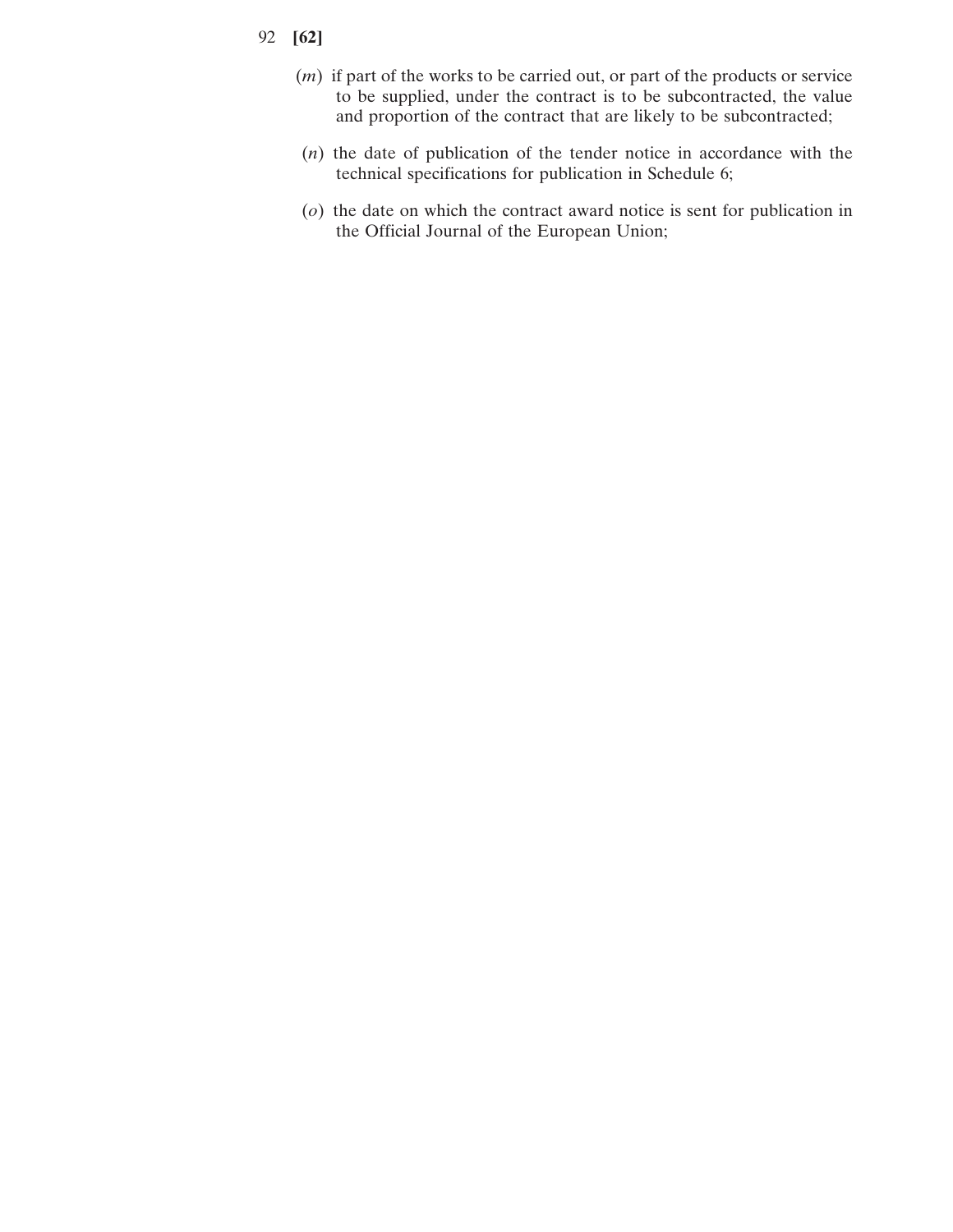(*m*) if part of the works to be carried out, or part of the products or service to be supplied, under the contract is to be subcontracted, the value and proportion of the contract that are likely to be subcontracted;

(*n*) the date of publication of the tender notice in accordance with the technical specifications for publication in Schedule 6;

(*o*) the date on which the contract award notice is sent for publication in the Official Journal of the European Union;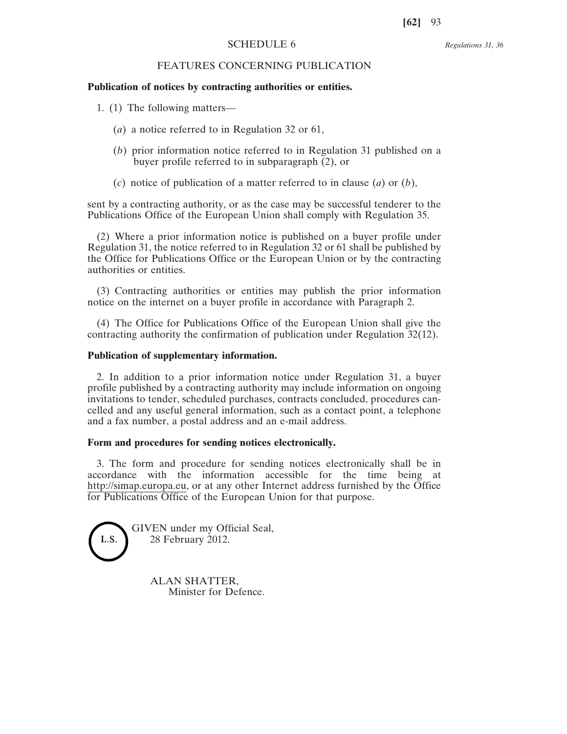## SCHEDULE 6

*Regulations 31, 36*

## FEATURES CONCERNING PUBLICATION

**Publication of notices by contracting authorities or entities.**

1. (1) The following matters—

(*a*) a notice referred to in Regulation 32 or 61,

(*b*) prior information notice referred to in Regulation 31 published on a buyer profile referred to in subparagraph (2), or

(*c*) notice of publication of a matter referred to in clause (*a*) or (*b*),

sent by a contracting authority, or as the case may be successful tenderer to the Publications Office of the European Union shall comply with Regulation 35.

(2) Where a prior information notice is published on a buyer profile under Regulation 31, the notice referred to in Regulation 32 or 61 shall be published by the Office for Publications Office or the European Union or by the contracting authorities or entities.

(3) Contracting authorities or entities may publish the prior information notice on the internet on a buyer profile in accordance with Paragraph 2.

(4) The Office for Publications Office of the European Union shall give the contracting authority the confirmation of publication under Regulation 32(12).

**Publication of supplementary information.**

2. In addition to a prior information notice under Regulation 31, a buyer profile published by a contracting authority may include information on ongoing invitations to tender, scheduled purchases, contracts concluded, procedures cancelled and any useful general information, such as a contact point, a telephone and a fax number, a postal address and an e-mail address.

**Form and procedures for sending notices electronically.**

3. The form and procedure for sending notices electronically shall be in accordance with the information accessible for the time being at http://simap.europa.eu, or at any other Internet address furnished by the Office for Publications Office of the European Union for that purpose.

L.S.

GIVEN under my Official Seal,
28 February 2012.

ALAN SHATTER,
Minister for Defence.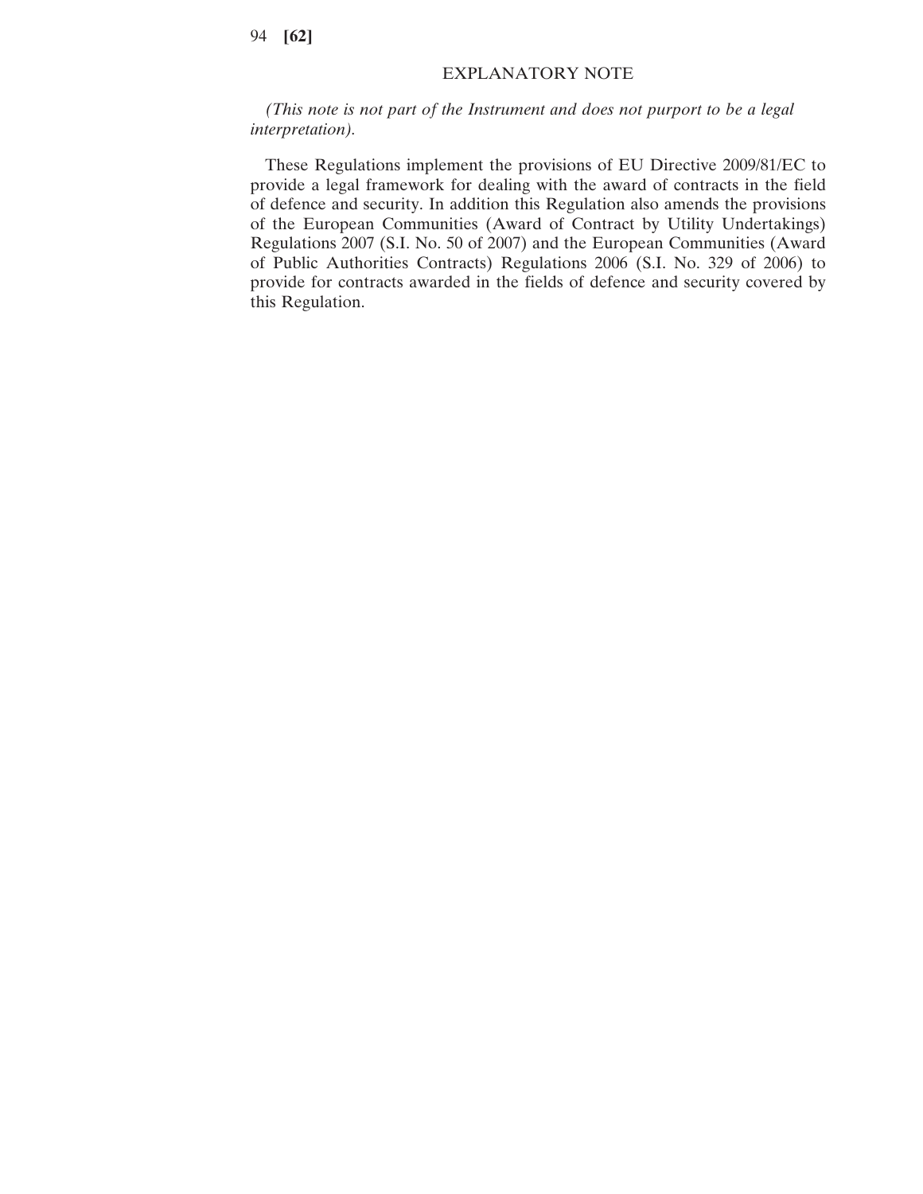## EXPLANATORY NOTE

*(This note is not part of the Instrument and does not purport to be a legal interpretation).*

These Regulations implement the provisions of EU Directive 2009/81/EC to provide a legal framework for dealing with the award of contracts in the field of defence and security. In addition this Regulation also amends the provisions of the European Communities (Award of Contract by Utility Undertakings) Regulations 2007 (S.I. No. 50 of 2007) and the European Communities (Award of Public Authorities Contracts) Regulations 2006 (S.I. No. 329 of 2006) to provide for contracts awarded in the fields of defence and security covered by this Regulation.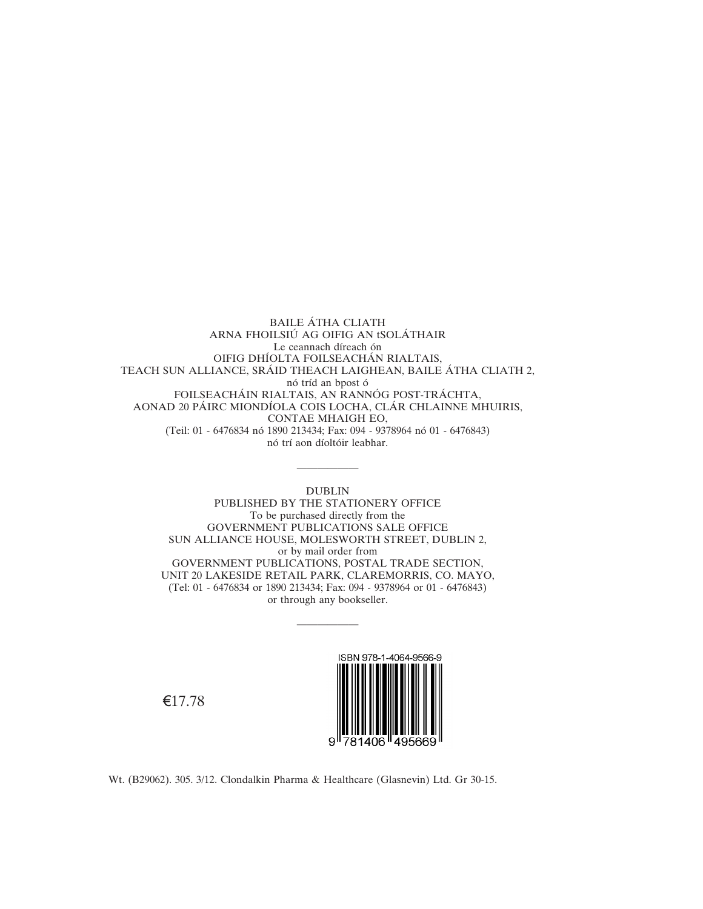BAILE ÁTHA CLIATH
ARNA FHOILSIÚ AG OIFIG AN tSOLÁTHAIR
Le ceannach díreach ón
OIFIG DHÍOLTA FOILSEACHÁN RIALTAIS,
TEACH SUN ALLIANCE, SRÁID THEACH LAIGHEAN, BAILE ÁTHA CLIATH 2,
nó tríd an bpost ó
FOILSEACHÁIN RIALTAIS, AN RANNÓG POST-TRÁCHTA,
AONAD 20 PÁIRC MIONDÍOLA COIS LOCHA, CLÁR CHLAINNE MHUIRIS,
CONTAE MHAIGH EO,
(Teil: 01 - 6476834 nó 1890 213434; Fax: 094 - 9378964 nó 01 - 6476843)
nó trí aon díoltóir leabhar.

---

DUBLIN
PUBLISHED BY THE STATIONERY OFFICE
To be purchased directly from the
GOVERNMENT PUBLICATIONS SALE OFFICE
SUN ALLIANCE HOUSE, MOLESWORTH STREET, DUBLIN 2,
or by mail order from
GOVERNMENT PUBLICATIONS, POSTAL TRADE SECTION,
UNIT 20 LAKESIDE RETAIL PARK, CLAREMORRIS, CO. MAYO,
(Tel: 01 - 6476834 or 1890 213434; Fax: 094 - 9378964 or 01 - 6476843)
or through any bookseller.

---

ISBN 978-1-4064-9566-9

9 781406 495669

€17.78

Wt. (B29062). 305. 3/12. Clondalkin Pharma & Healthcare (Glasnevin) Ltd. Gr 30-15.